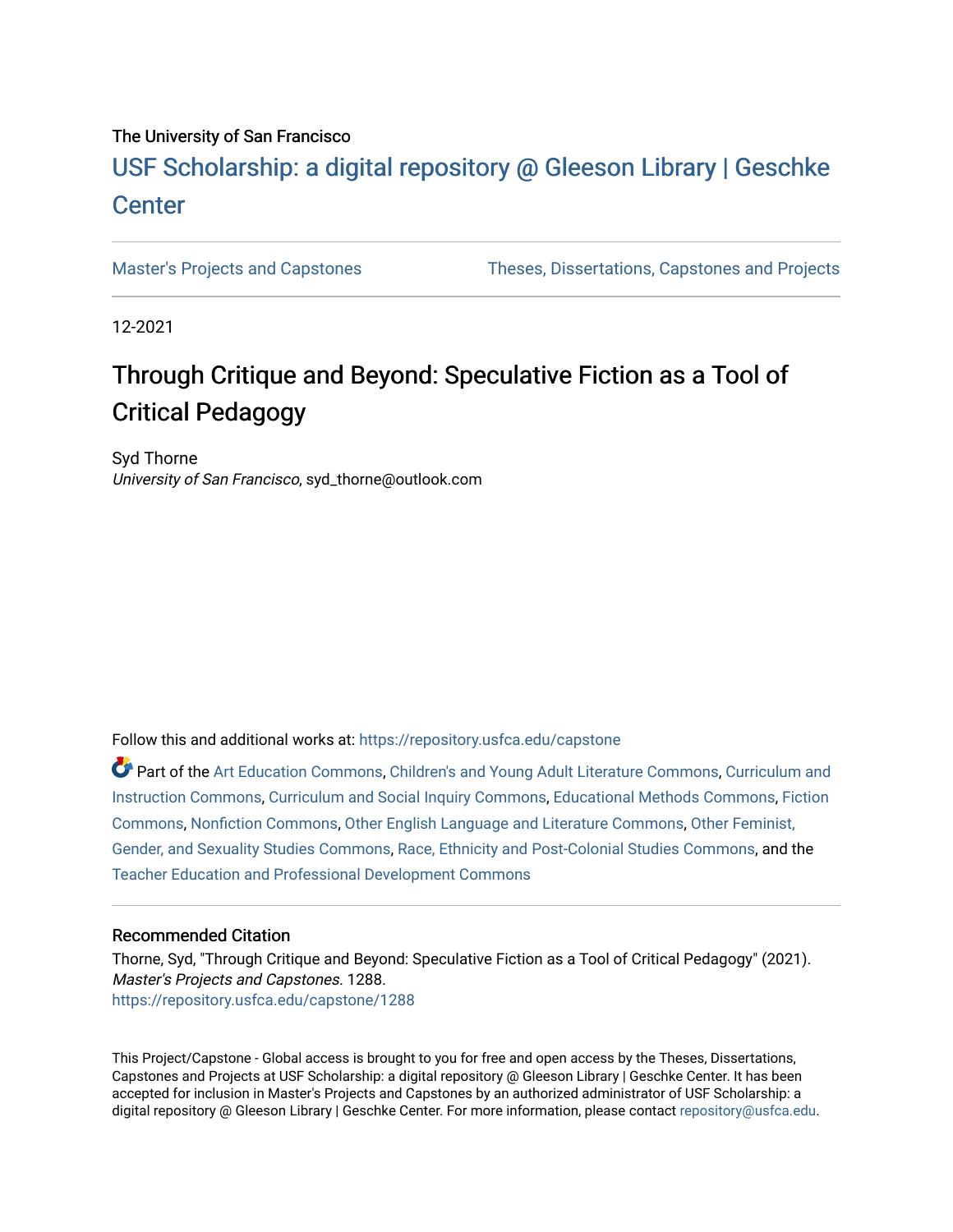The University of San Francisco

USF Scholarship: a digital repository @ Gleeson Library | Geschke Center

Master's Projects and Capstones | Theses, Dissertations, Capstones and Projects

12-2021

# Through Critique and Beyond: Speculative Fiction as a Tool of Critical Pedagogy

Syd Thorne
*University of San Francisco*, syd_thorne@outlook.com

Follow this and additional works at: https://repository.usfca.edu/capstone

Part of the Art Education Commons, Children's and Young Adult Literature Commons, Curriculum and Instruction Commons, Curriculum and Social Inquiry Commons, Educational Methods Commons, Fiction Commons, Nonfiction Commons, Other English Language and Literature Commons, Other Feminist, Gender, and Sexuality Studies Commons, Race, Ethnicity and Post-Colonial Studies Commons, and the Teacher Education and Professional Development Commons

### Recommended Citation

Thorne, Syd, "Through Critique and Beyond: Speculative Fiction as a Tool of Critical Pedagogy" (2021). *Master's Projects and Capstones*. 1288.
https://repository.usfca.edu/capstone/1288

This Project/Capstone - Global access is brought to you for free and open access by the Theses, Dissertations, Capstones and Projects at USF Scholarship: a digital repository @ Gleeson Library | Geschke Center. It has been accepted for inclusion in Master's Projects and Capstones by an authorized administrator of USF Scholarship: a digital repository @ Gleeson Library | Geschke Center. For more information, please contact repository@usfca.edu.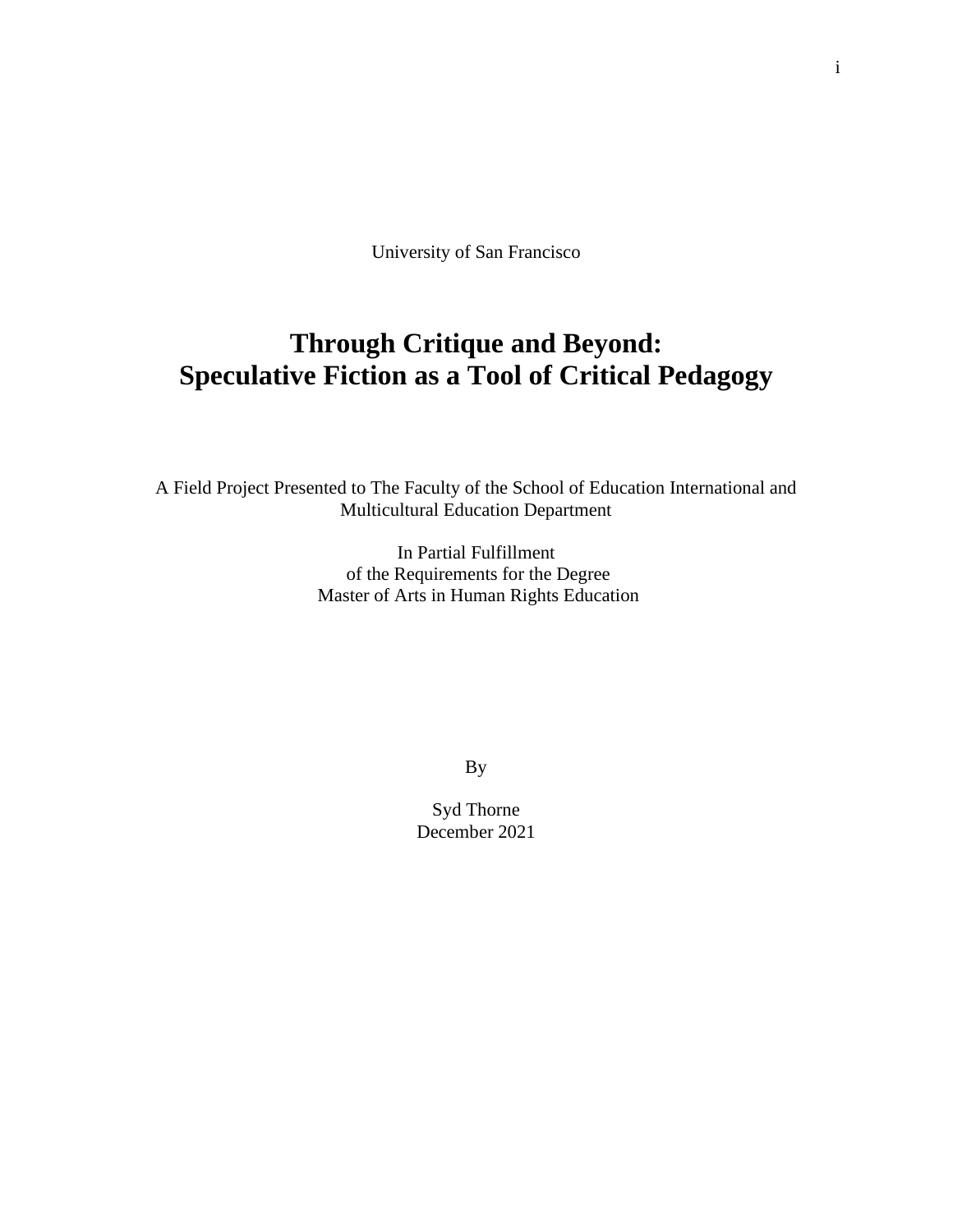University of San Francisco

# Through Critique and Beyond: Speculative Fiction as a Tool of Critical Pedagogy

A Field Project Presented to The Faculty of the School of Education International and Multicultural Education Department

In Partial Fulfillment
of the Requirements for the Degree
Master of Arts in Human Rights Education

By

Syd Thorne
December 2021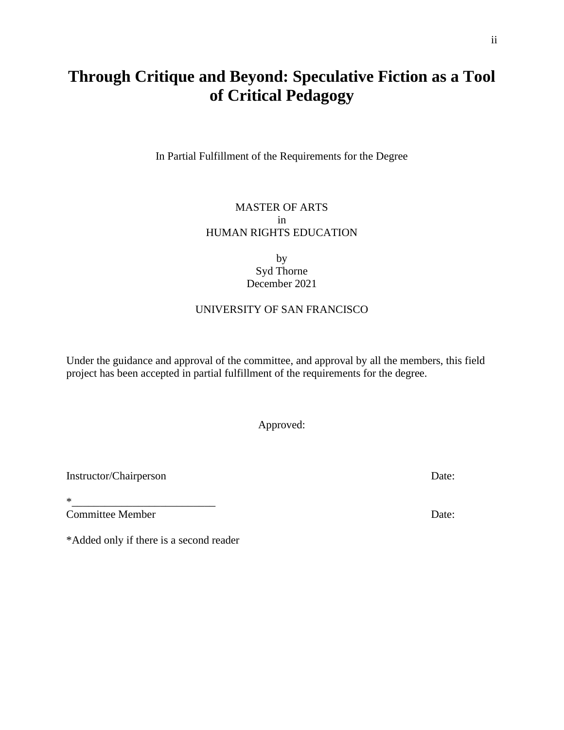# Through Critique and Beyond: Speculative Fiction as a Tool of Critical Pedagogy

In Partial Fulfillment of the Requirements for the Degree

MASTER OF ARTS
in
HUMAN RIGHTS EDUCATION

by
Syd Thorne
December 2021

UNIVERSITY OF SAN FRANCISCO

Under the guidance and approval of the committee, and approval by all the members, this field project has been accepted in partial fulfillment of the requirements for the degree.

Approved:

Instructor/Chairperson Date:

*_________________________
Committee Member Date:

*Added only if there is a second reader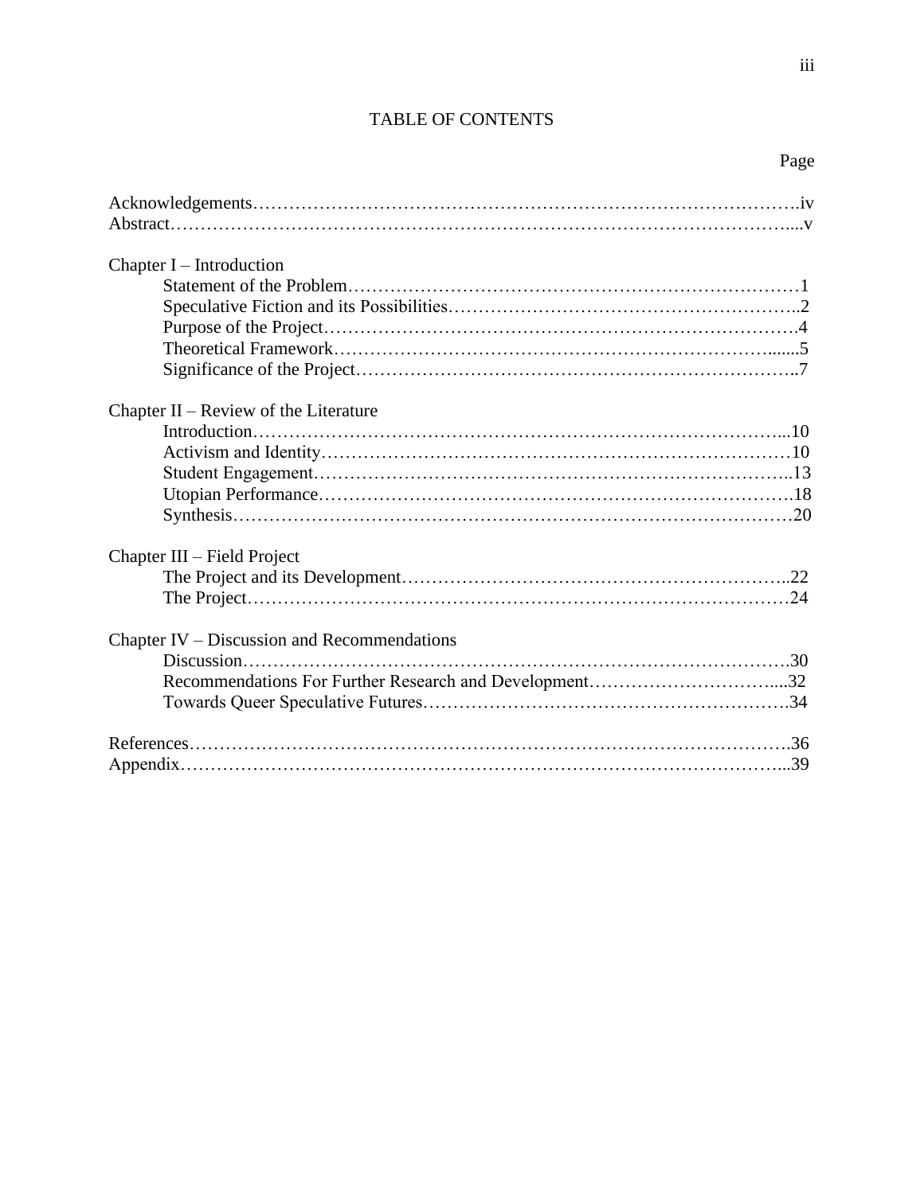# TABLE OF CONTENTS

| | Page |
|---|---|
| Acknowledgements | iv |
| Abstract | v |
| **Chapter I – Introduction** | |
| Statement of the Problem | 1 |
| Speculative Fiction and its Possibilities | 2 |
| Purpose of the Project | 4 |
| Theoretical Framework | 5 |
| Significance of the Project | 7 |
| **Chapter II – Review of the Literature** | |
| Introduction | 10 |
| Activism and Identity | 10 |
| Student Engagement | 13 |
| Utopian Performance | 18 |
| Synthesis | 20 |
| **Chapter III – Field Project** | |
| The Project and its Development | 22 |
| The Project | 24 |
| **Chapter IV – Discussion and Recommendations** | |
| Discussion | 30 |
| Recommendations For Further Research and Development | 32 |
| Towards Queer Speculative Futures | 34 |
| References | 36 |
| Appendix | 39 |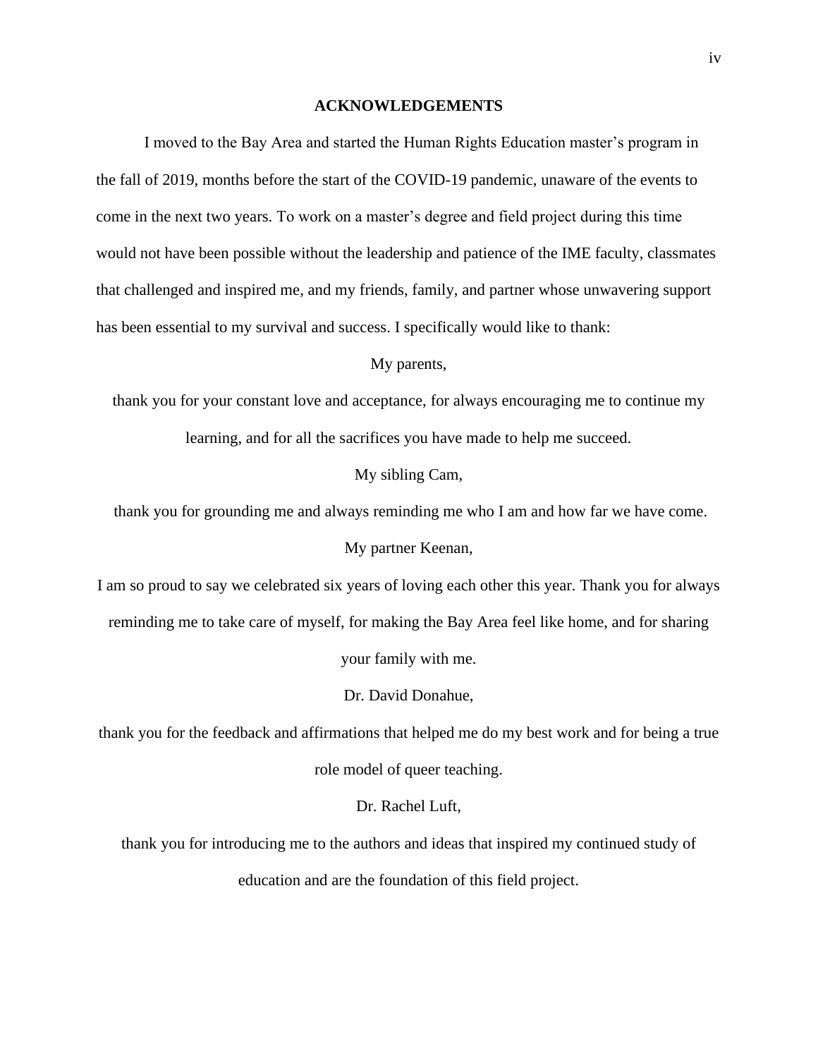## ACKNOWLEDGEMENTS

I moved to the Bay Area and started the Human Rights Education master's program in the fall of 2019, months before the start of the COVID-19 pandemic, unaware of the events to come in the next two years. To work on a master's degree and field project during this time would not have been possible without the leadership and patience of the IME faculty, classmates that challenged and inspired me, and my friends, family, and partner whose unwavering support has been essential to my survival and success. I specifically would like to thank:

My parents,

thank you for your constant love and acceptance, for always encouraging me to continue my learning, and for all the sacrifices you have made to help me succeed.

My sibling Cam,

thank you for grounding me and always reminding me who I am and how far we have come.

My partner Keenan,

I am so proud to say we celebrated six years of loving each other this year. Thank you for always reminding me to take care of myself, for making the Bay Area feel like home, and for sharing your family with me.

Dr. David Donahue,

thank you for the feedback and affirmations that helped me do my best work and for being a true role model of queer teaching.

Dr. Rachel Luft,

thank you for introducing me to the authors and ideas that inspired my continued study of education and are the foundation of this field project.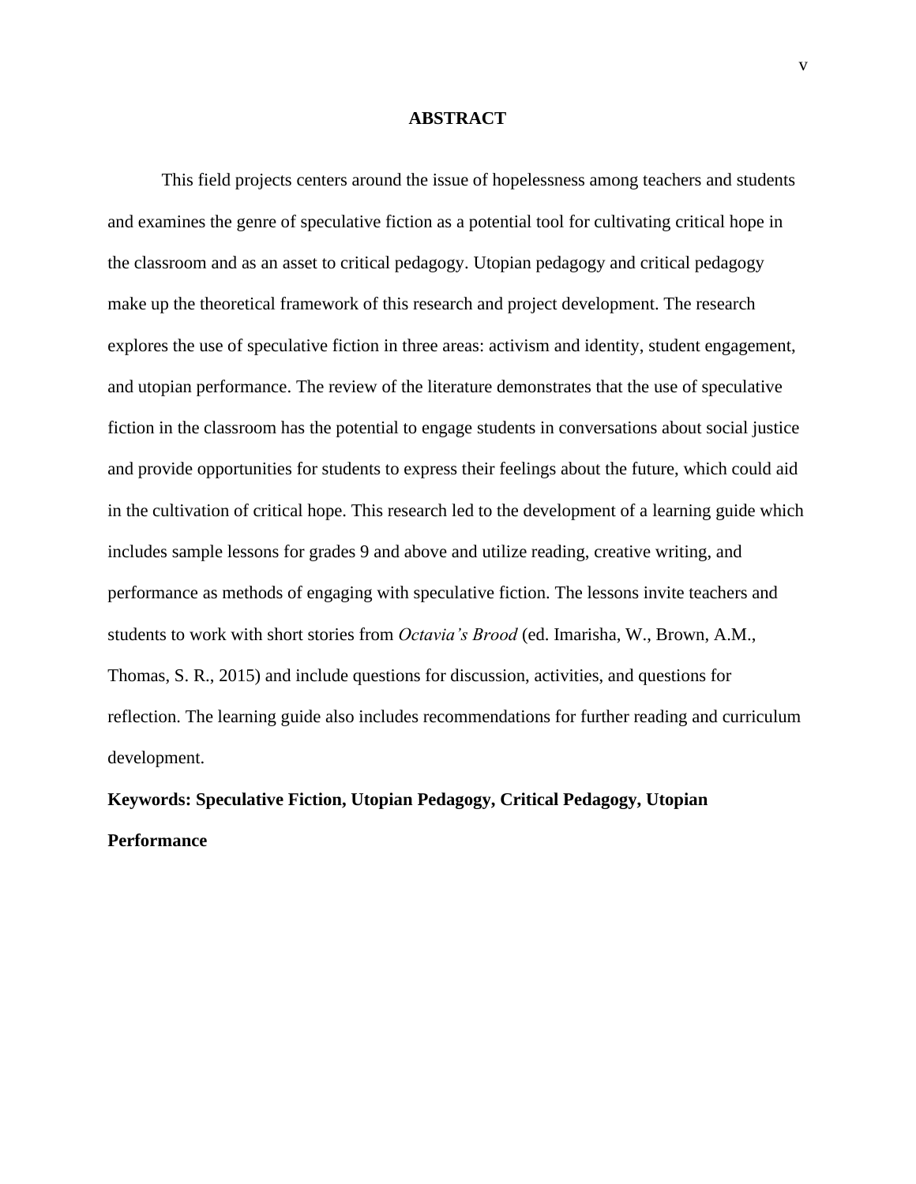# ABSTRACT

This field projects centers around the issue of hopelessness among teachers and students and examines the genre of speculative fiction as a potential tool for cultivating critical hope in the classroom and as an asset to critical pedagogy. Utopian pedagogy and critical pedagogy make up the theoretical framework of this research and project development. The research explores the use of speculative fiction in three areas: activism and identity, student engagement, and utopian performance. The review of the literature demonstrates that the use of speculative fiction in the classroom has the potential to engage students in conversations about social justice and provide opportunities for students to express their feelings about the future, which could aid in the cultivation of critical hope. This research led to the development of a learning guide which includes sample lessons for grades 9 and above and utilize reading, creative writing, and performance as methods of engaging with speculative fiction. The lessons invite teachers and students to work with short stories from *Octavia's Brood* (ed. Imarisha, W., Brown, A.M., Thomas, S. R., 2015) and include questions for discussion, activities, and questions for reflection. The learning guide also includes recommendations for further reading and curriculum development.

**Keywords: Speculative Fiction, Utopian Pedagogy, Critical Pedagogy, Utopian Performance**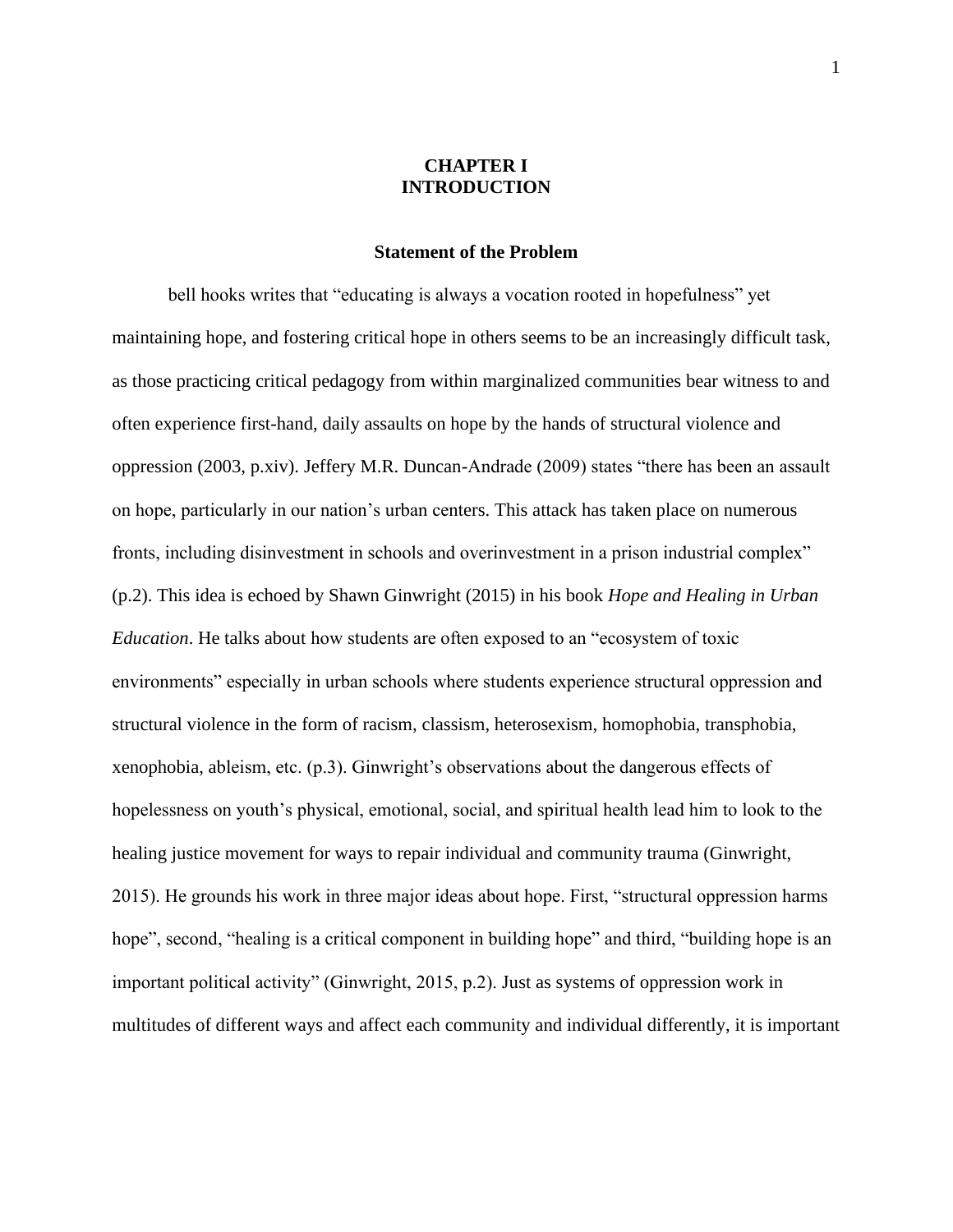# CHAPTER I
# INTRODUCTION

## Statement of the Problem

bell hooks writes that "educating is always a vocation rooted in hopefulness" yet maintaining hope, and fostering critical hope in others seems to be an increasingly difficult task, as those practicing critical pedagogy from within marginalized communities bear witness to and often experience first-hand, daily assaults on hope by the hands of structural violence and oppression (2003, p.xiv). Jeffery M.R. Duncan-Andrade (2009) states "there has been an assault on hope, particularly in our nation's urban centers. This attack has taken place on numerous fronts, including disinvestment in schools and overinvestment in a prison industrial complex" (p.2). This idea is echoed by Shawn Ginwright (2015) in his book *Hope and Healing in Urban Education*. He talks about how students are often exposed to an "ecosystem of toxic environments" especially in urban schools where students experience structural oppression and structural violence in the form of racism, classism, heterosexism, homophobia, transphobia, xenophobia, ableism, etc. (p.3). Ginwright's observations about the dangerous effects of hopelessness on youth's physical, emotional, social, and spiritual health lead him to look to the healing justice movement for ways to repair individual and community trauma (Ginwright, 2015). He grounds his work in three major ideas about hope. First, "structural oppression harms hope", second, "healing is a critical component in building hope" and third, "building hope is an important political activity" (Ginwright, 2015, p.2). Just as systems of oppression work in multitudes of different ways and affect each community and individual differently, it is important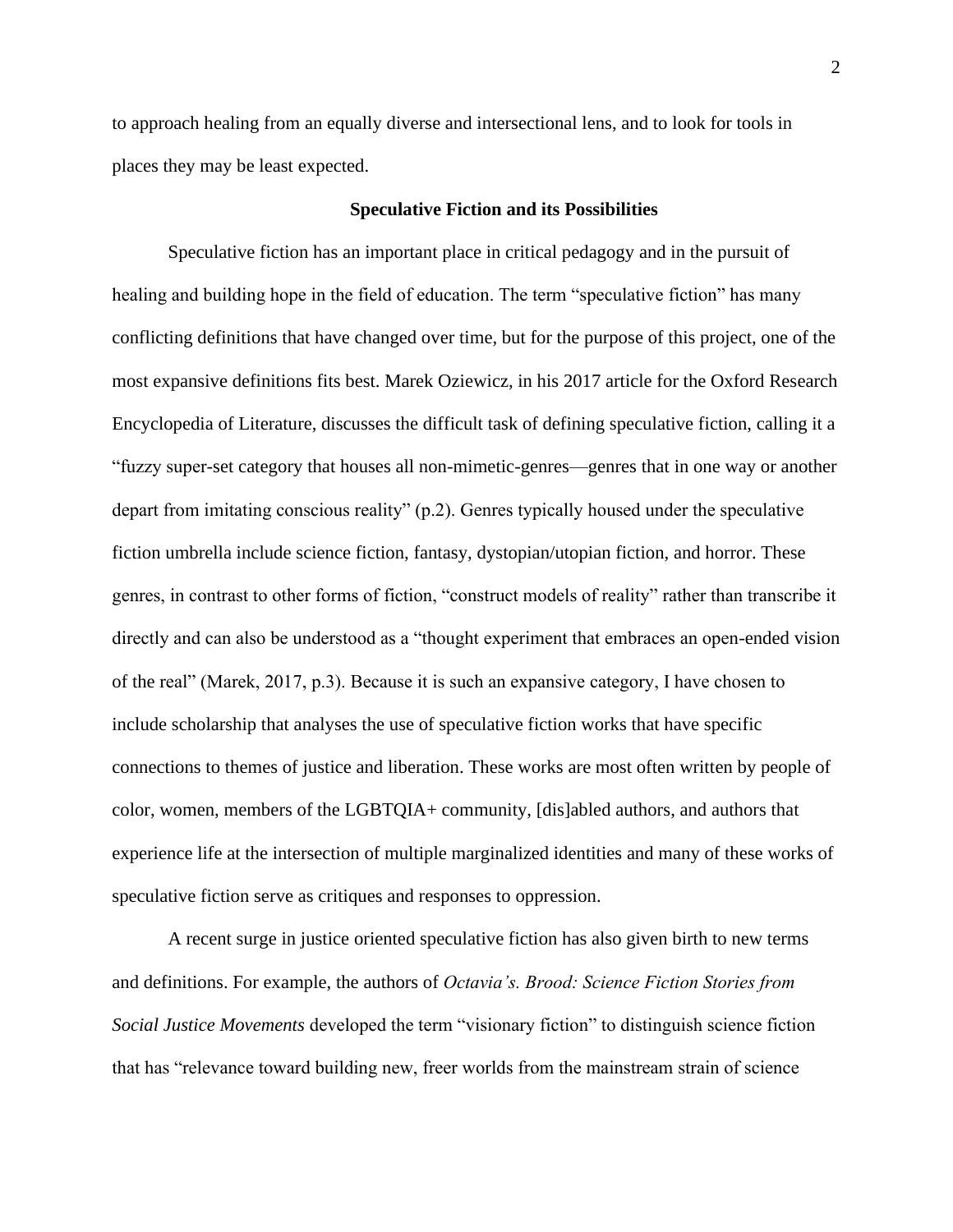to approach healing from an equally diverse and intersectional lens, and to look for tools in places they may be least expected.

### Speculative Fiction and its Possibilities

Speculative fiction has an important place in critical pedagogy and in the pursuit of healing and building hope in the field of education. The term "speculative fiction" has many conflicting definitions that have changed over time, but for the purpose of this project, one of the most expansive definitions fits best. Marek Oziewicz, in his 2017 article for the Oxford Research Encyclopedia of Literature, discusses the difficult task of defining speculative fiction, calling it a "fuzzy super-set category that houses all non-mimetic-genres—genres that in one way or another depart from imitating conscious reality" (p.2). Genres typically housed under the speculative fiction umbrella include science fiction, fantasy, dystopian/utopian fiction, and horror. These genres, in contrast to other forms of fiction, "construct models of reality" rather than transcribe it directly and can also be understood as a "thought experiment that embraces an open-ended vision of the real" (Marek, 2017, p.3). Because it is such an expansive category, I have chosen to include scholarship that analyses the use of speculative fiction works that have specific connections to themes of justice and liberation. These works are most often written by people of color, women, members of the LGBTQIA+ community, [dis]abled authors, and authors that experience life at the intersection of multiple marginalized identities and many of these works of speculative fiction serve as critiques and responses to oppression.

A recent surge in justice oriented speculative fiction has also given birth to new terms and definitions. For example, the authors of *Octavia's. Brood: Science Fiction Stories from Social Justice Movements* developed the term "visionary fiction" to distinguish science fiction that has "relevance toward building new, freer worlds from the mainstream strain of science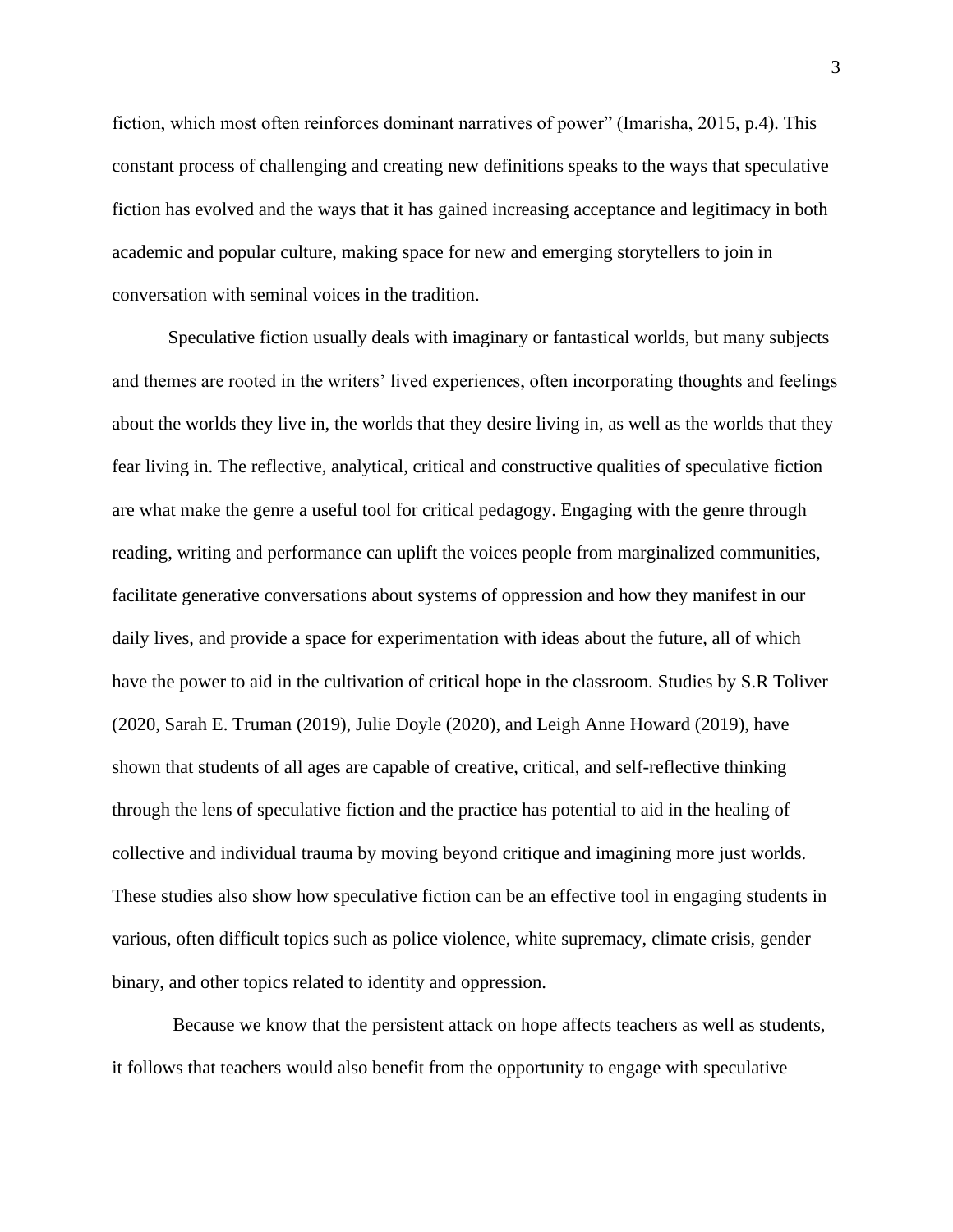fiction, which most often reinforces dominant narratives of power" (Imarisha, 2015, p.4). This constant process of challenging and creating new definitions speaks to the ways that speculative fiction has evolved and the ways that it has gained increasing acceptance and legitimacy in both academic and popular culture, making space for new and emerging storytellers to join in conversation with seminal voices in the tradition.

Speculative fiction usually deals with imaginary or fantastical worlds, but many subjects and themes are rooted in the writers' lived experiences, often incorporating thoughts and feelings about the worlds they live in, the worlds that they desire living in, as well as the worlds that they fear living in. The reflective, analytical, critical and constructive qualities of speculative fiction are what make the genre a useful tool for critical pedagogy. Engaging with the genre through reading, writing and performance can uplift the voices people from marginalized communities, facilitate generative conversations about systems of oppression and how they manifest in our daily lives, and provide a space for experimentation with ideas about the future, all of which have the power to aid in the cultivation of critical hope in the classroom. Studies by S.R Toliver (2020, Sarah E. Truman (2019), Julie Doyle (2020), and Leigh Anne Howard (2019), have shown that students of all ages are capable of creative, critical, and self-reflective thinking through the lens of speculative fiction and the practice has potential to aid in the healing of collective and individual trauma by moving beyond critique and imagining more just worlds. These studies also show how speculative fiction can be an effective tool in engaging students in various, often difficult topics such as police violence, white supremacy, climate crisis, gender binary, and other topics related to identity and oppression.

Because we know that the persistent attack on hope affects teachers as well as students, it follows that teachers would also benefit from the opportunity to engage with speculative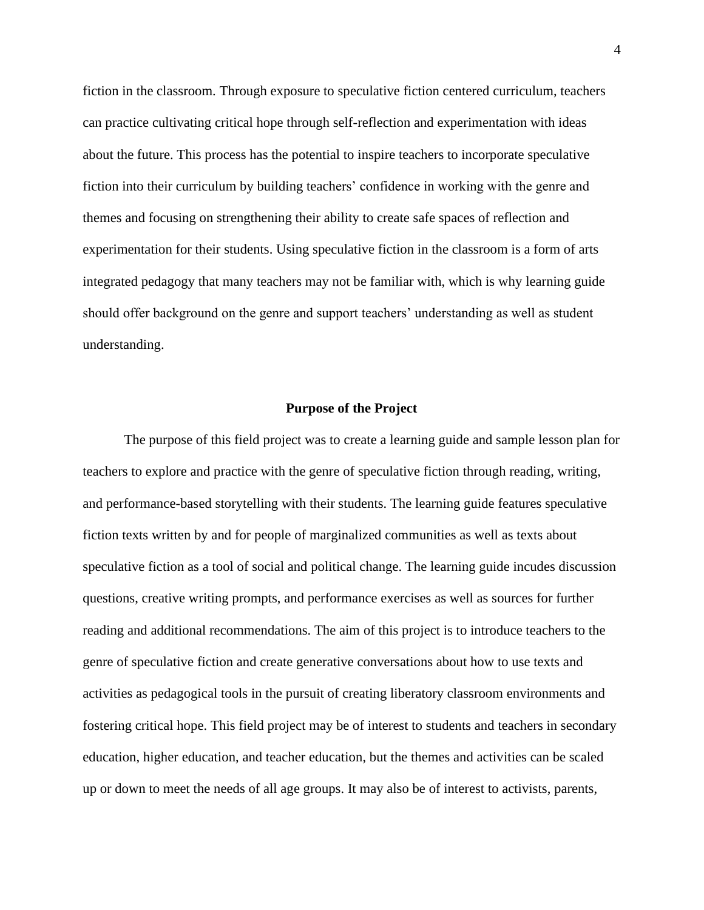fiction in the classroom. Through exposure to speculative fiction centered curriculum, teachers can practice cultivating critical hope through self-reflection and experimentation with ideas about the future. This process has the potential to inspire teachers to incorporate speculative fiction into their curriculum by building teachers' confidence in working with the genre and themes and focusing on strengthening their ability to create safe spaces of reflection and experimentation for their students. Using speculative fiction in the classroom is a form of arts integrated pedagogy that many teachers may not be familiar with, which is why learning guide should offer background on the genre and support teachers' understanding as well as student understanding.

## Purpose of the Project

The purpose of this field project was to create a learning guide and sample lesson plan for teachers to explore and practice with the genre of speculative fiction through reading, writing, and performance-based storytelling with their students. The learning guide features speculative fiction texts written by and for people of marginalized communities as well as texts about speculative fiction as a tool of social and political change. The learning guide incudes discussion questions, creative writing prompts, and performance exercises as well as sources for further reading and additional recommendations. The aim of this project is to introduce teachers to the genre of speculative fiction and create generative conversations about how to use texts and activities as pedagogical tools in the pursuit of creating liberatory classroom environments and fostering critical hope. This field project may be of interest to students and teachers in secondary education, higher education, and teacher education, but the themes and activities can be scaled up or down to meet the needs of all age groups. It may also be of interest to activists, parents,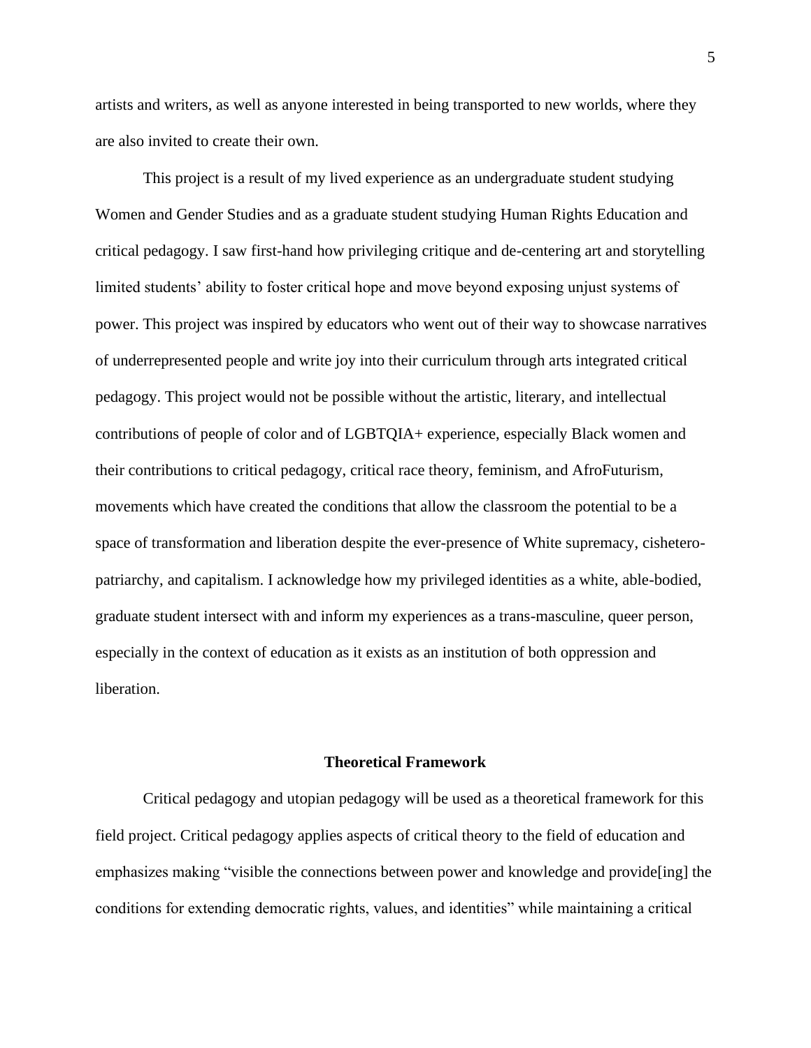artists and writers, as well as anyone interested in being transported to new worlds, where they are also invited to create their own.

This project is a result of my lived experience as an undergraduate student studying Women and Gender Studies and as a graduate student studying Human Rights Education and critical pedagogy. I saw first-hand how privileging critique and de-centering art and storytelling limited students' ability to foster critical hope and move beyond exposing unjust systems of power. This project was inspired by educators who went out of their way to showcase narratives of underrepresented people and write joy into their curriculum through arts integrated critical pedagogy. This project would not be possible without the artistic, literary, and intellectual contributions of people of color and of LGBTQIA+ experience, especially Black women and their contributions to critical pedagogy, critical race theory, feminism, and AfroFuturism, movements which have created the conditions that allow the classroom the potential to be a space of transformation and liberation despite the ever-presence of White supremacy, cishetero-patriarchy, and capitalism. I acknowledge how my privileged identities as a white, able-bodied, graduate student intersect with and inform my experiences as a trans-masculine, queer person, especially in the context of education as it exists as an institution of both oppression and liberation.

## Theoretical Framework

Critical pedagogy and utopian pedagogy will be used as a theoretical framework for this field project. Critical pedagogy applies aspects of critical theory to the field of education and emphasizes making "visible the connections between power and knowledge and provide[ing] the conditions for extending democratic rights, values, and identities" while maintaining a critical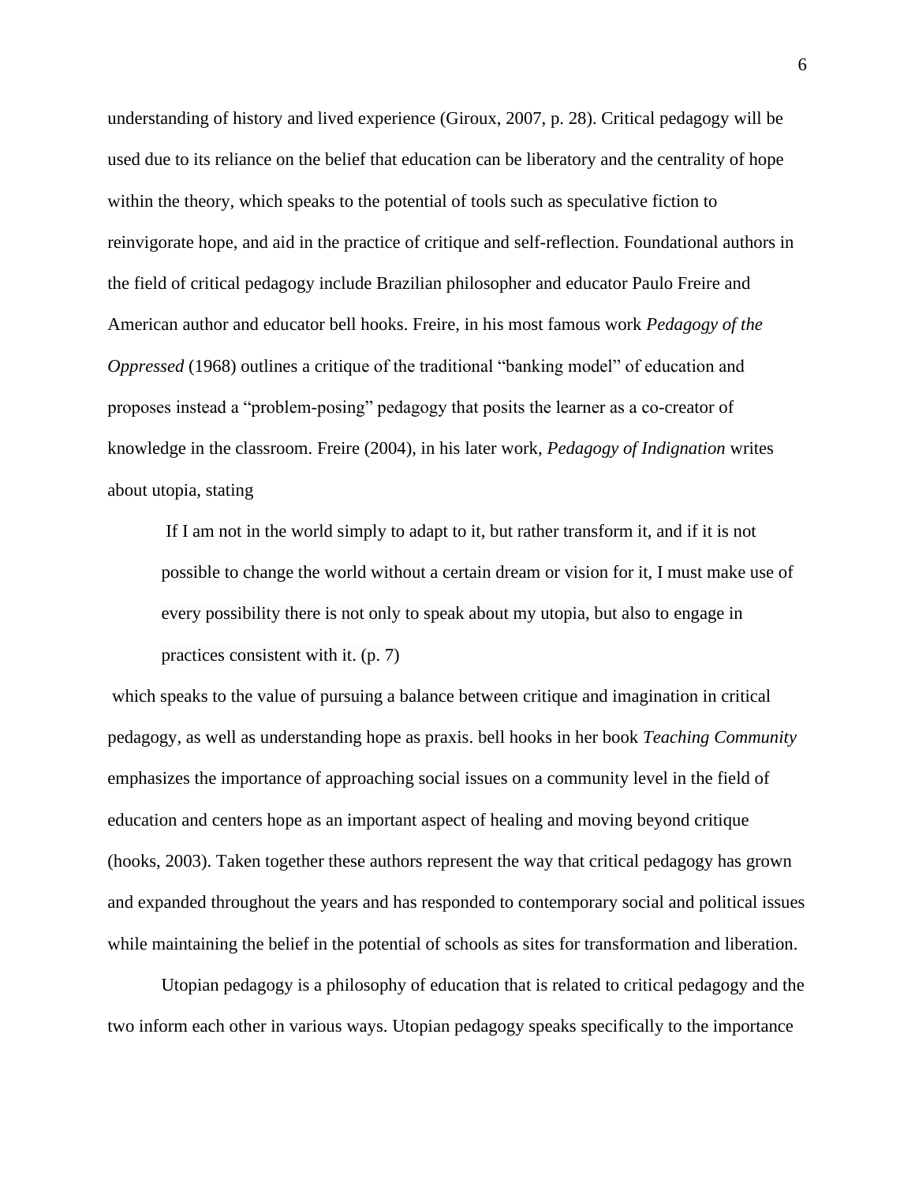understanding of history and lived experience (Giroux, 2007, p. 28). Critical pedagogy will be used due to its reliance on the belief that education can be liberatory and the centrality of hope within the theory, which speaks to the potential of tools such as speculative fiction to reinvigorate hope, and aid in the practice of critique and self-reflection. Foundational authors in the field of critical pedagogy include Brazilian philosopher and educator Paulo Freire and American author and educator bell hooks. Freire, in his most famous work *Pedagogy of the Oppressed* (1968) outlines a critique of the traditional "banking model" of education and proposes instead a "problem-posing" pedagogy that posits the learner as a co-creator of knowledge in the classroom. Freire (2004), in his later work, *Pedagogy of Indignation* writes about utopia, stating

> If I am not in the world simply to adapt to it, but rather transform it, and if it is not possible to change the world without a certain dream or vision for it, I must make use of every possibility there is not only to speak about my utopia, but also to engage in practices consistent with it. (p. 7)

which speaks to the value of pursuing a balance between critique and imagination in critical pedagogy, as well as understanding hope as praxis. bell hooks in her book *Teaching Community* emphasizes the importance of approaching social issues on a community level in the field of education and centers hope as an important aspect of healing and moving beyond critique (hooks, 2003). Taken together these authors represent the way that critical pedagogy has grown and expanded throughout the years and has responded to contemporary social and political issues while maintaining the belief in the potential of schools as sites for transformation and liberation.

Utopian pedagogy is a philosophy of education that is related to critical pedagogy and the two inform each other in various ways. Utopian pedagogy speaks specifically to the importance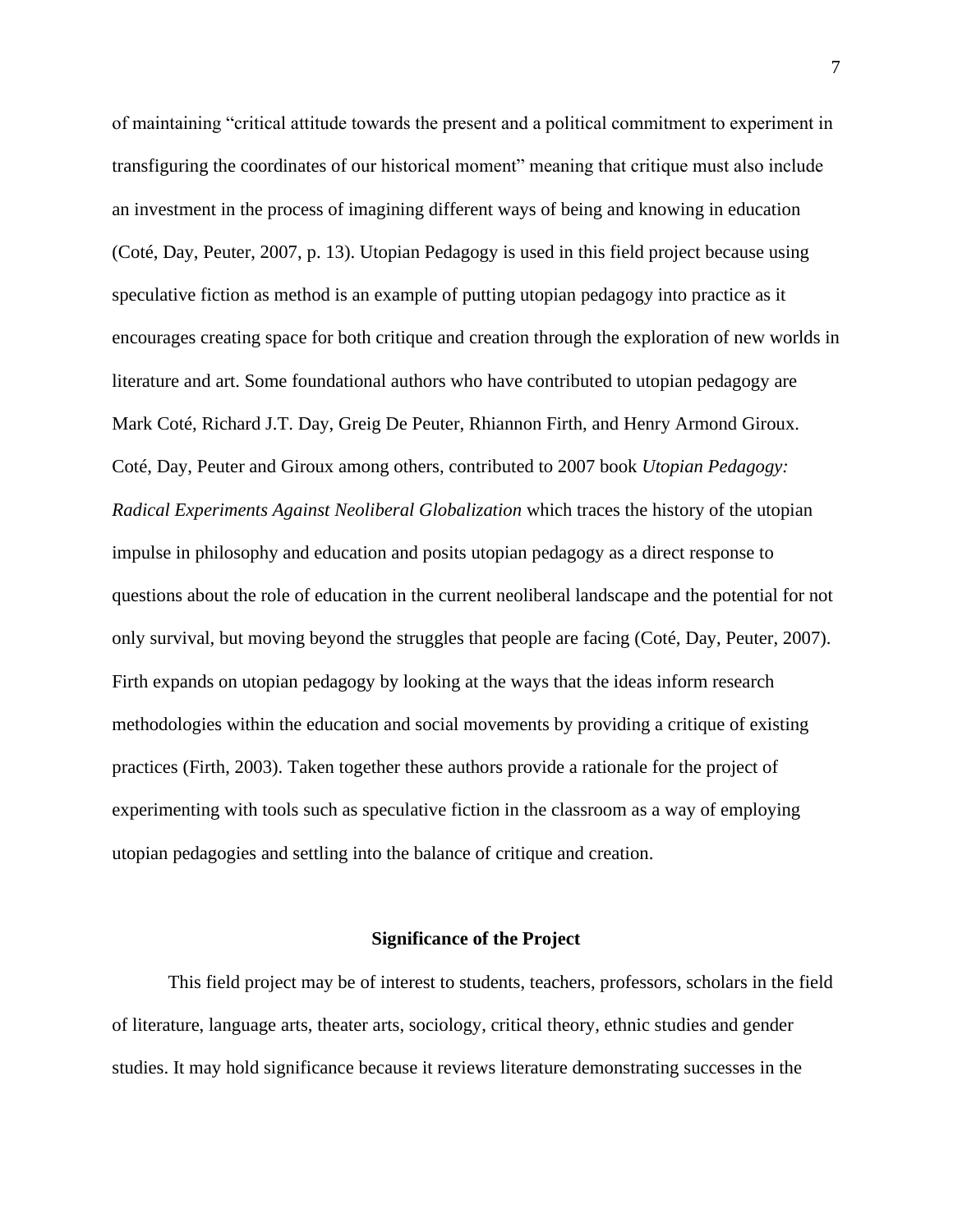of maintaining "critical attitude towards the present and a political commitment to experiment in transfiguring the coordinates of our historical moment" meaning that critique must also include an investment in the process of imagining different ways of being and knowing in education (Coté, Day, Peuter, 2007, p. 13). Utopian Pedagogy is used in this field project because using speculative fiction as method is an example of putting utopian pedagogy into practice as it encourages creating space for both critique and creation through the exploration of new worlds in literature and art. Some foundational authors who have contributed to utopian pedagogy are Mark Coté, Richard J.T. Day, Greig De Peuter, Rhiannon Firth, and Henry Armond Giroux. Coté, Day, Peuter and Giroux among others, contributed to 2007 book *Utopian Pedagogy: Radical Experiments Against Neoliberal Globalization* which traces the history of the utopian impulse in philosophy and education and posits utopian pedagogy as a direct response to questions about the role of education in the current neoliberal landscape and the potential for not only survival, but moving beyond the struggles that people are facing (Coté, Day, Peuter, 2007). Firth expands on utopian pedagogy by looking at the ways that the ideas inform research methodologies within the education and social movements by providing a critique of existing practices (Firth, 2003). Taken together these authors provide a rationale for the project of experimenting with tools such as speculative fiction in the classroom as a way of employing utopian pedagogies and settling into the balance of critique and creation.

## Significance of the Project

This field project may be of interest to students, teachers, professors, scholars in the field of literature, language arts, theater arts, sociology, critical theory, ethnic studies and gender studies. It may hold significance because it reviews literature demonstrating successes in the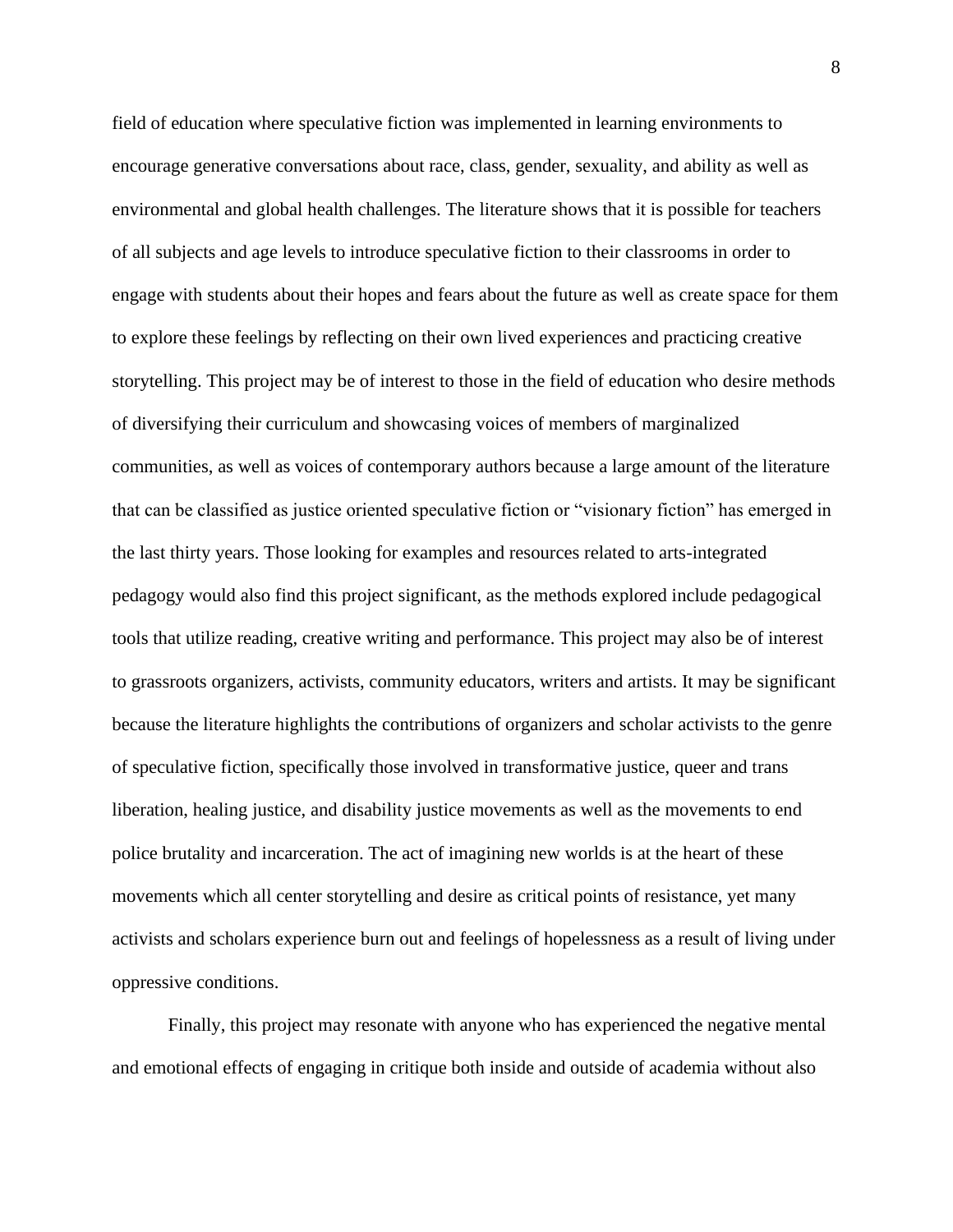field of education where speculative fiction was implemented in learning environments to encourage generative conversations about race, class, gender, sexuality, and ability as well as environmental and global health challenges. The literature shows that it is possible for teachers of all subjects and age levels to introduce speculative fiction to their classrooms in order to engage with students about their hopes and fears about the future as well as create space for them to explore these feelings by reflecting on their own lived experiences and practicing creative storytelling. This project may be of interest to those in the field of education who desire methods of diversifying their curriculum and showcasing voices of members of marginalized communities, as well as voices of contemporary authors because a large amount of the literature that can be classified as justice oriented speculative fiction or "visionary fiction" has emerged in the last thirty years. Those looking for examples and resources related to arts-integrated pedagogy would also find this project significant, as the methods explored include pedagogical tools that utilize reading, creative writing and performance. This project may also be of interest to grassroots organizers, activists, community educators, writers and artists. It may be significant because the literature highlights the contributions of organizers and scholar activists to the genre of speculative fiction, specifically those involved in transformative justice, queer and trans liberation, healing justice, and disability justice movements as well as the movements to end police brutality and incarceration. The act of imagining new worlds is at the heart of these movements which all center storytelling and desire as critical points of resistance, yet many activists and scholars experience burn out and feelings of hopelessness as a result of living under oppressive conditions.

Finally, this project may resonate with anyone who has experienced the negative mental and emotional effects of engaging in critique both inside and outside of academia without also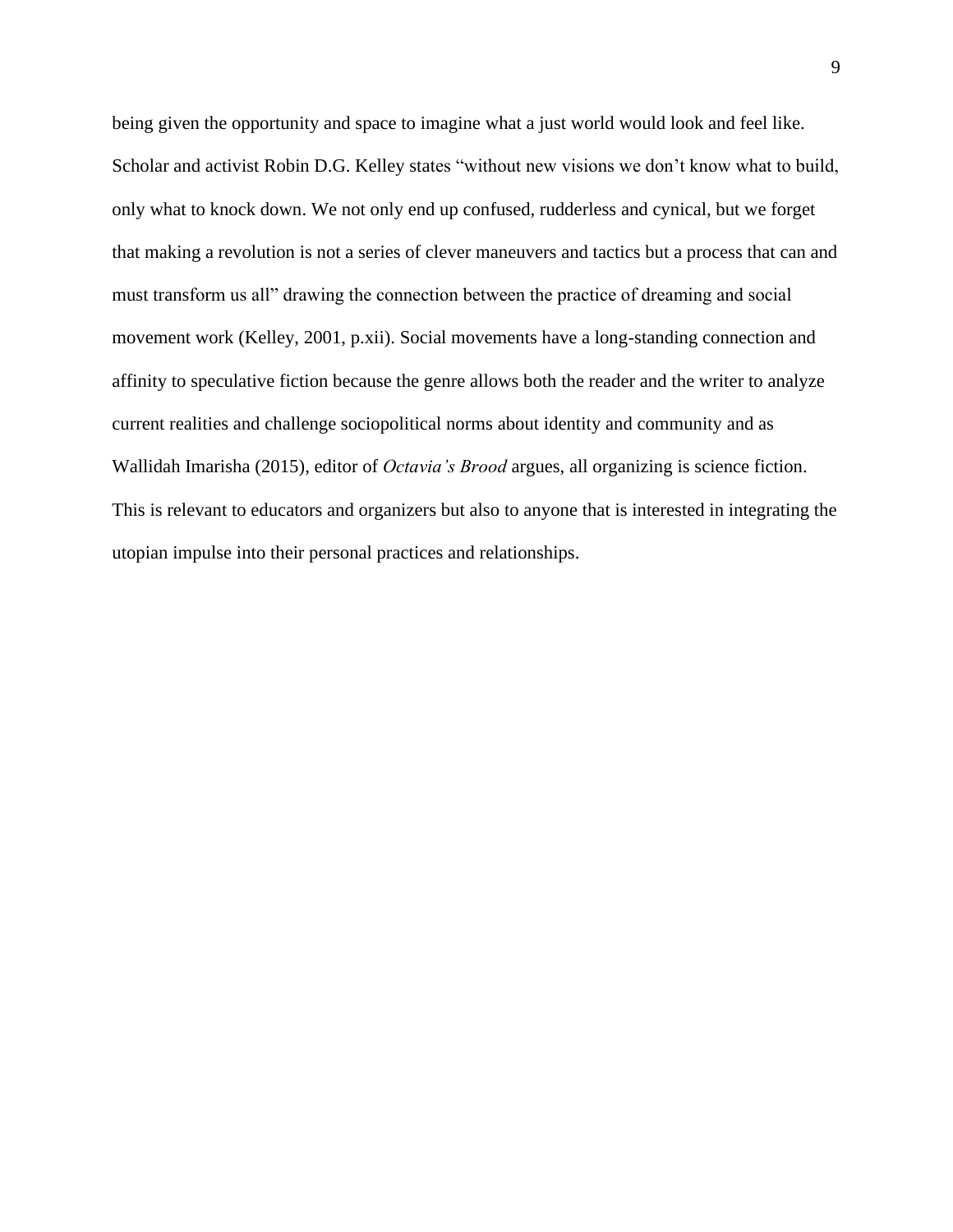being given the opportunity and space to imagine what a just world would look and feel like. Scholar and activist Robin D.G. Kelley states "without new visions we don't know what to build, only what to knock down. We not only end up confused, rudderless and cynical, but we forget that making a revolution is not a series of clever maneuvers and tactics but a process that can and must transform us all" drawing the connection between the practice of dreaming and social movement work (Kelley, 2001, p.xii). Social movements have a long-standing connection and affinity to speculative fiction because the genre allows both the reader and the writer to analyze current realities and challenge sociopolitical norms about identity and community and as Wallidah Imarisha (2015), editor of *Octavia's Brood* argues, all organizing is science fiction. This is relevant to educators and organizers but also to anyone that is interested in integrating the utopian impulse into their personal practices and relationships.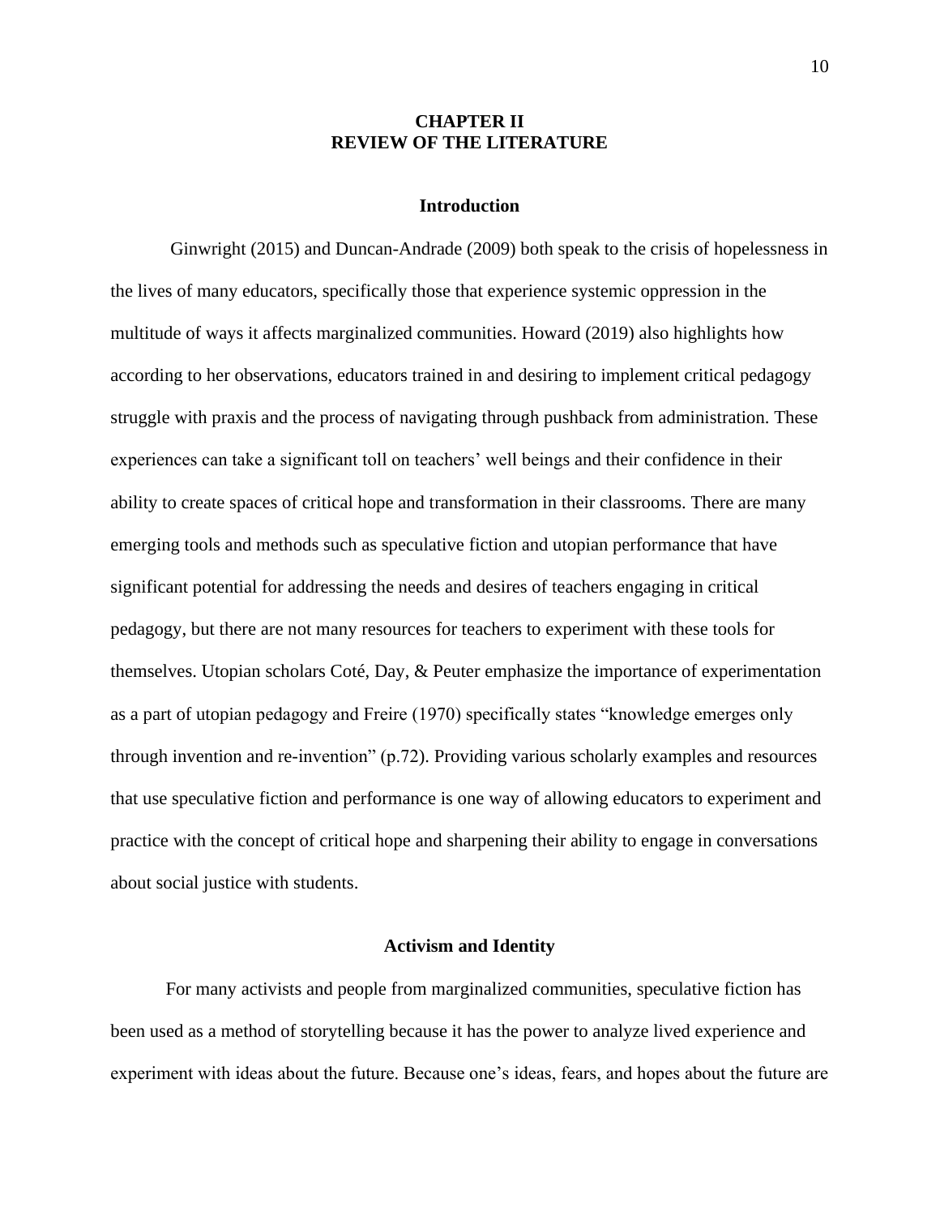# CHAPTER II
# REVIEW OF THE LITERATURE

## Introduction

Ginwright (2015) and Duncan-Andrade (2009) both speak to the crisis of hopelessness in the lives of many educators, specifically those that experience systemic oppression in the multitude of ways it affects marginalized communities. Howard (2019) also highlights how according to her observations, educators trained in and desiring to implement critical pedagogy struggle with praxis and the process of navigating through pushback from administration. These experiences can take a significant toll on teachers' well beings and their confidence in their ability to create spaces of critical hope and transformation in their classrooms. There are many emerging tools and methods such as speculative fiction and utopian performance that have significant potential for addressing the needs and desires of teachers engaging in critical pedagogy, but there are not many resources for teachers to experiment with these tools for themselves. Utopian scholars Coté, Day, & Peuter emphasize the importance of experimentation as a part of utopian pedagogy and Freire (1970) specifically states "knowledge emerges only through invention and re-invention" (p.72). Providing various scholarly examples and resources that use speculative fiction and performance is one way of allowing educators to experiment and practice with the concept of critical hope and sharpening their ability to engage in conversations about social justice with students.

## Activism and Identity

For many activists and people from marginalized communities, speculative fiction has been used as a method of storytelling because it has the power to analyze lived experience and experiment with ideas about the future. Because one's ideas, fears, and hopes about the future are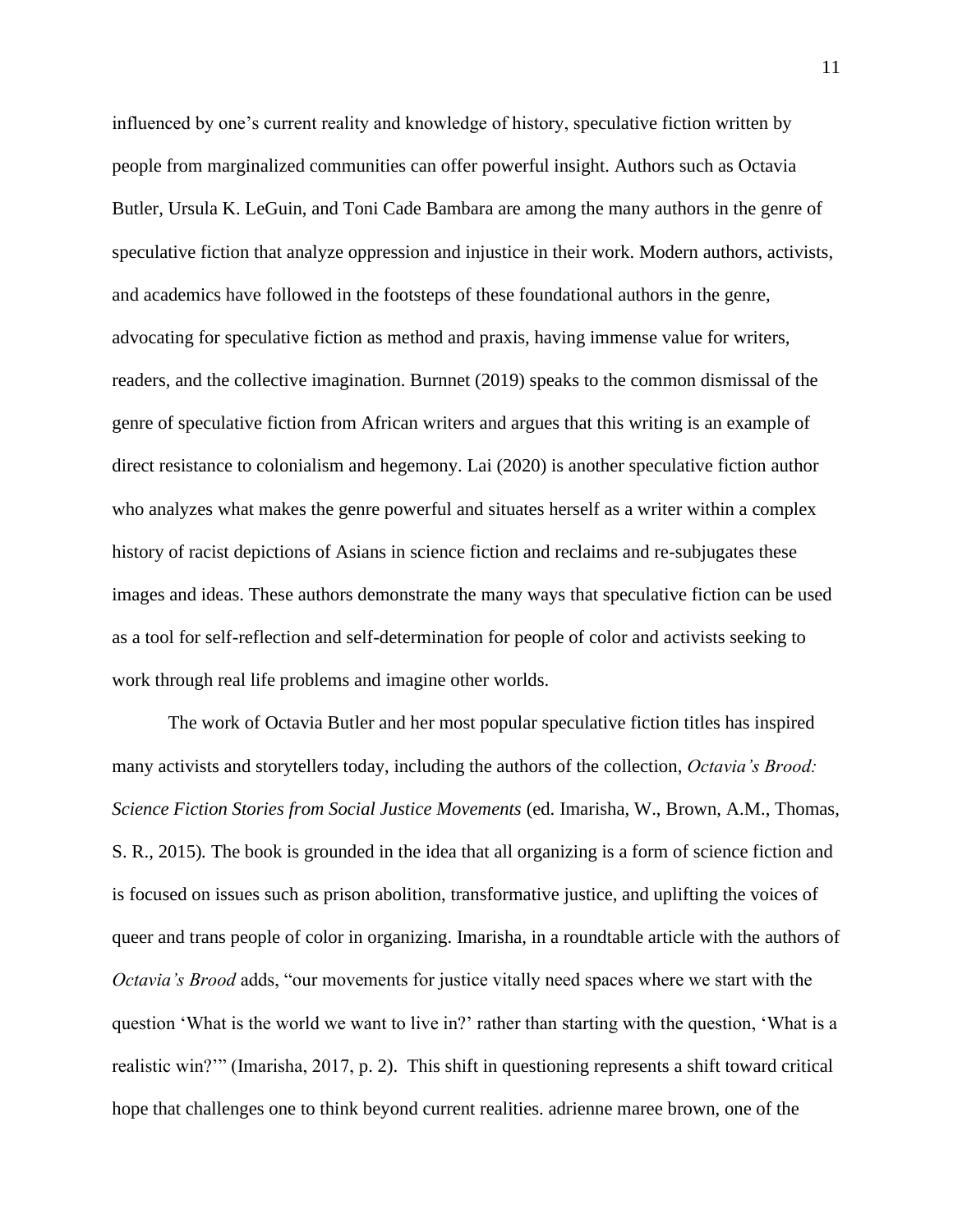influenced by one's current reality and knowledge of history, speculative fiction written by people from marginalized communities can offer powerful insight. Authors such as Octavia Butler, Ursula K. LeGuin, and Toni Cade Bambara are among the many authors in the genre of speculative fiction that analyze oppression and injustice in their work. Modern authors, activists, and academics have followed in the footsteps of these foundational authors in the genre, advocating for speculative fiction as method and praxis, having immense value for writers, readers, and the collective imagination. Burnnet (2019) speaks to the common dismissal of the genre of speculative fiction from African writers and argues that this writing is an example of direct resistance to colonialism and hegemony. Lai (2020) is another speculative fiction author who analyzes what makes the genre powerful and situates herself as a writer within a complex history of racist depictions of Asians in science fiction and reclaims and re-subjugates these images and ideas. These authors demonstrate the many ways that speculative fiction can be used as a tool for self-reflection and self-determination for people of color and activists seeking to work through real life problems and imagine other worlds.

The work of Octavia Butler and her most popular speculative fiction titles has inspired many activists and storytellers today, including the authors of the collection, *Octavia's Brood: Science Fiction Stories from Social Justice Movements* (ed. Imarisha, W., Brown, A.M., Thomas, S. R., 2015). The book is grounded in the idea that all organizing is a form of science fiction and is focused on issues such as prison abolition, transformative justice, and uplifting the voices of queer and trans people of color in organizing. Imarisha, in a roundtable article with the authors of *Octavia's Brood* adds, "our movements for justice vitally need spaces where we start with the question 'What is the world we want to live in?' rather than starting with the question, 'What is a realistic win?'" (Imarisha, 2017, p. 2). This shift in questioning represents a shift toward critical hope that challenges one to think beyond current realities. adrienne maree brown, one of the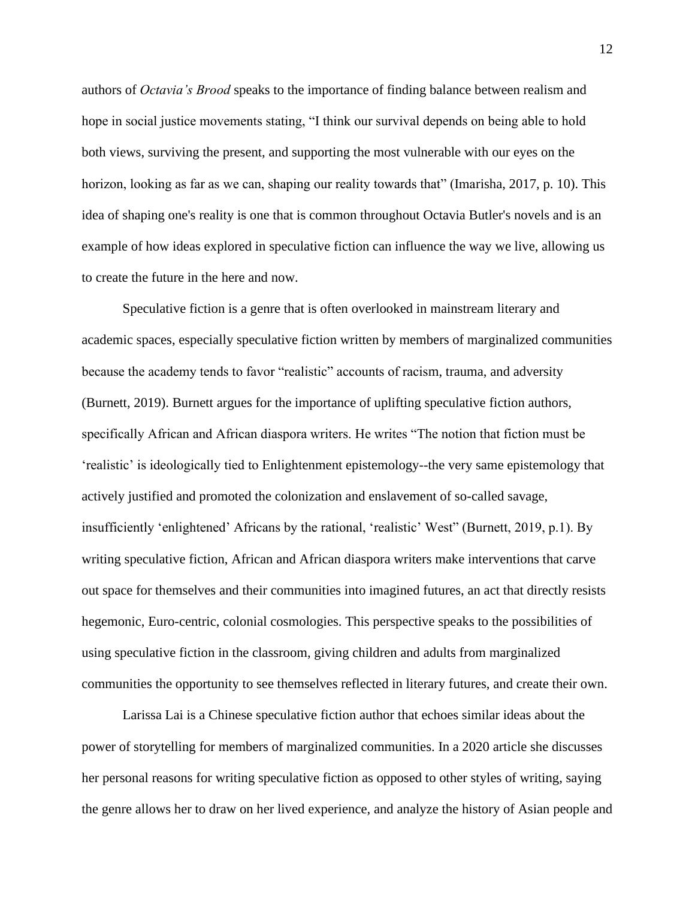authors of *Octavia's Brood* speaks to the importance of finding balance between realism and hope in social justice movements stating, "I think our survival depends on being able to hold both views, surviving the present, and supporting the most vulnerable with our eyes on the horizon, looking as far as we can, shaping our reality towards that" (Imarisha, 2017, p. 10). This idea of shaping one's reality is one that is common throughout Octavia Butler's novels and is an example of how ideas explored in speculative fiction can influence the way we live, allowing us to create the future in the here and now.

Speculative fiction is a genre that is often overlooked in mainstream literary and academic spaces, especially speculative fiction written by members of marginalized communities because the academy tends to favor "realistic" accounts of racism, trauma, and adversity (Burnett, 2019). Burnett argues for the importance of uplifting speculative fiction authors, specifically African and African diaspora writers. He writes "The notion that fiction must be 'realistic' is ideologically tied to Enlightenment epistemology--the very same epistemology that actively justified and promoted the colonization and enslavement of so-called savage, insufficiently 'enlightened' Africans by the rational, 'realistic' West" (Burnett, 2019, p.1). By writing speculative fiction, African and African diaspora writers make interventions that carve out space for themselves and their communities into imagined futures, an act that directly resists hegemonic, Euro-centric, colonial cosmologies. This perspective speaks to the possibilities of using speculative fiction in the classroom, giving children and adults from marginalized communities the opportunity to see themselves reflected in literary futures, and create their own.

Larissa Lai is a Chinese speculative fiction author that echoes similar ideas about the power of storytelling for members of marginalized communities. In a 2020 article she discusses her personal reasons for writing speculative fiction as opposed to other styles of writing, saying the genre allows her to draw on her lived experience, and analyze the history of Asian people and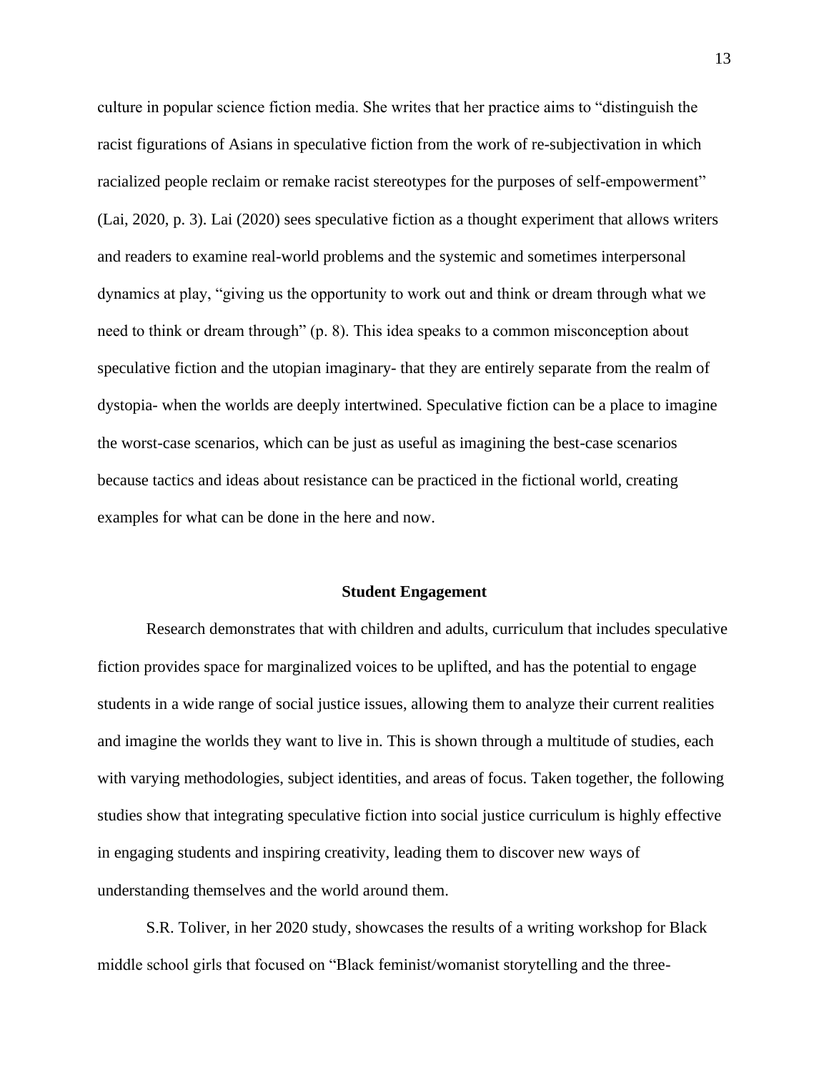culture in popular science fiction media. She writes that her practice aims to "distinguish the racist figurations of Asians in speculative fiction from the work of re-subjectivation in which racialized people reclaim or remake racist stereotypes for the purposes of self-empowerment" (Lai, 2020, p. 3). Lai (2020) sees speculative fiction as a thought experiment that allows writers and readers to examine real-world problems and the systemic and sometimes interpersonal dynamics at play, "giving us the opportunity to work out and think or dream through what we need to think or dream through" (p. 8). This idea speaks to a common misconception about speculative fiction and the utopian imaginary- that they are entirely separate from the realm of dystopia- when the worlds are deeply intertwined. Speculative fiction can be a place to imagine the worst-case scenarios, which can be just as useful as imagining the best-case scenarios because tactics and ideas about resistance can be practiced in the fictional world, creating examples for what can be done in the here and now.

## Student Engagement

Research demonstrates that with children and adults, curriculum that includes speculative fiction provides space for marginalized voices to be uplifted, and has the potential to engage students in a wide range of social justice issues, allowing them to analyze their current realities and imagine the worlds they want to live in. This is shown through a multitude of studies, each with varying methodologies, subject identities, and areas of focus. Taken together, the following studies show that integrating speculative fiction into social justice curriculum is highly effective in engaging students and inspiring creativity, leading them to discover new ways of understanding themselves and the world around them.

S.R. Toliver, in her 2020 study, showcases the results of a writing workshop for Black middle school girls that focused on "Black feminist/womanist storytelling and the three-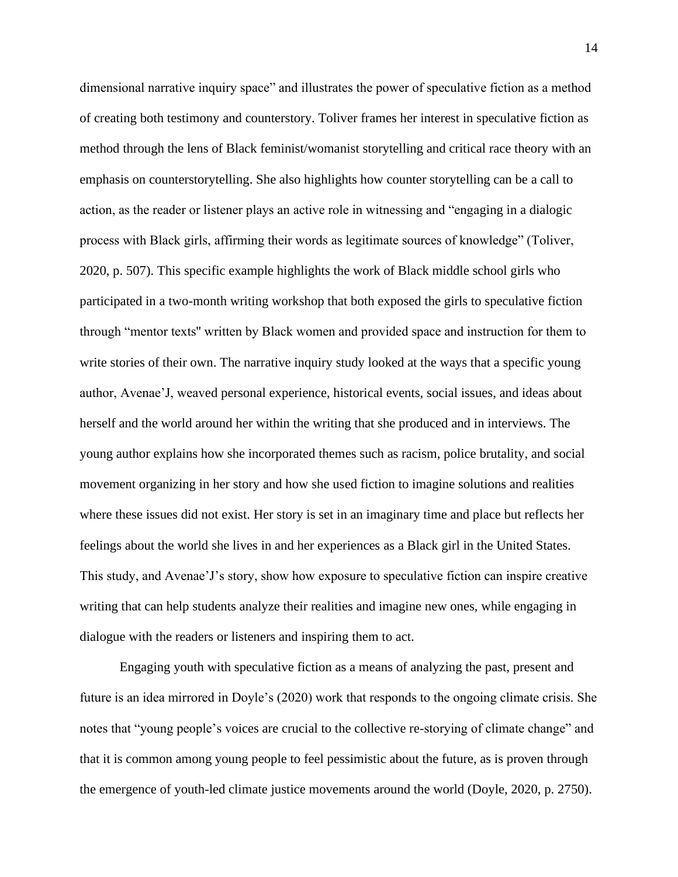dimensional narrative inquiry space" and illustrates the power of speculative fiction as a method of creating both testimony and counterstory. Toliver frames her interest in speculative fiction as method through the lens of Black feminist/womanist storytelling and critical race theory with an emphasis on counterstorytelling. She also highlights how counter storytelling can be a call to action, as the reader or listener plays an active role in witnessing and "engaging in a dialogic process with Black girls, affirming their words as legitimate sources of knowledge" (Toliver, 2020, p. 507). This specific example highlights the work of Black middle school girls who participated in a two-month writing workshop that both exposed the girls to speculative fiction through "mentor texts" written by Black women and provided space and instruction for them to write stories of their own. The narrative inquiry study looked at the ways that a specific young author, Avenae'J, weaved personal experience, historical events, social issues, and ideas about herself and the world around her within the writing that she produced and in interviews. The young author explains how she incorporated themes such as racism, police brutality, and social movement organizing in her story and how she used fiction to imagine solutions and realities where these issues did not exist. Her story is set in an imaginary time and place but reflects her feelings about the world she lives in and her experiences as a Black girl in the United States. This study, and Avenae'J's story, show how exposure to speculative fiction can inspire creative writing that can help students analyze their realities and imagine new ones, while engaging in dialogue with the readers or listeners and inspiring them to act.

Engaging youth with speculative fiction as a means of analyzing the past, present and future is an idea mirrored in Doyle's (2020) work that responds to the ongoing climate crisis. She notes that "young people's voices are crucial to the collective re-storying of climate change" and that it is common among young people to feel pessimistic about the future, as is proven through the emergence of youth-led climate justice movements around the world (Doyle, 2020, p. 2750).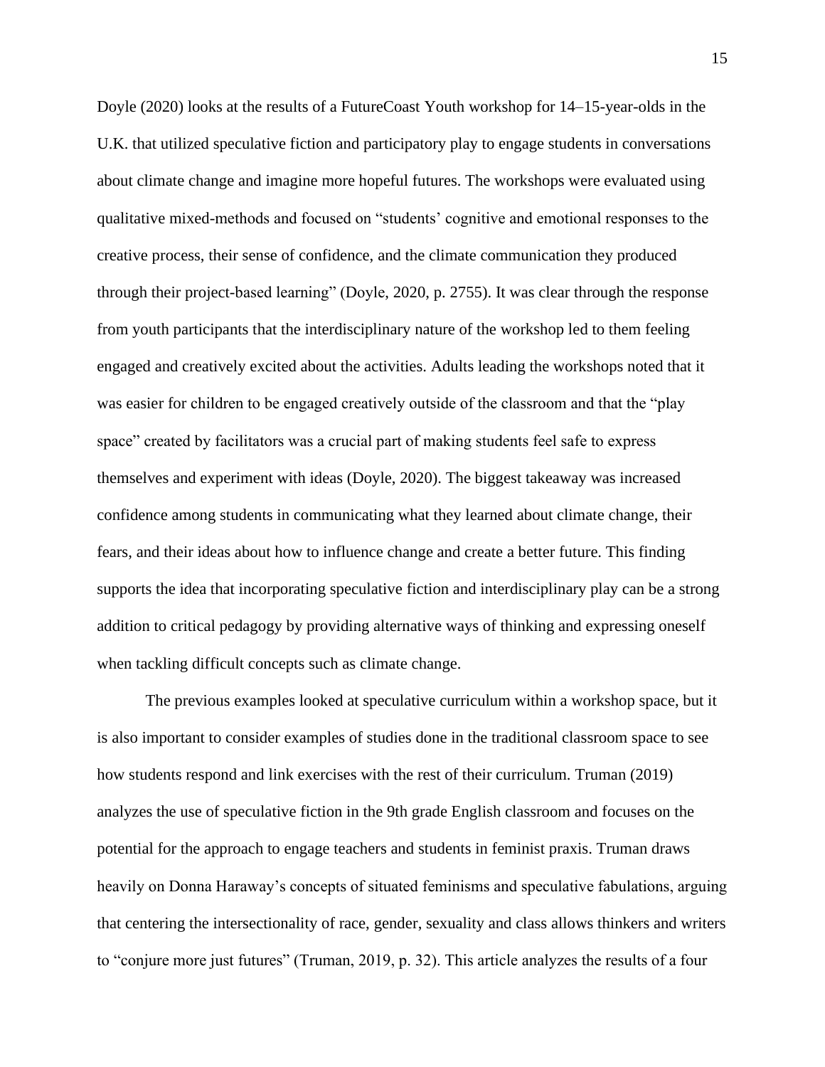Doyle (2020) looks at the results of a FutureCoast Youth workshop for 14–15-year-olds in the U.K. that utilized speculative fiction and participatory play to engage students in conversations about climate change and imagine more hopeful futures. The workshops were evaluated using qualitative mixed-methods and focused on "students' cognitive and emotional responses to the creative process, their sense of confidence, and the climate communication they produced through their project-based learning" (Doyle, 2020, p. 2755). It was clear through the response from youth participants that the interdisciplinary nature of the workshop led to them feeling engaged and creatively excited about the activities. Adults leading the workshops noted that it was easier for children to be engaged creatively outside of the classroom and that the "play space" created by facilitators was a crucial part of making students feel safe to express themselves and experiment with ideas (Doyle, 2020). The biggest takeaway was increased confidence among students in communicating what they learned about climate change, their fears, and their ideas about how to influence change and create a better future. This finding supports the idea that incorporating speculative fiction and interdisciplinary play can be a strong addition to critical pedagogy by providing alternative ways of thinking and expressing oneself when tackling difficult concepts such as climate change.

The previous examples looked at speculative curriculum within a workshop space, but it is also important to consider examples of studies done in the traditional classroom space to see how students respond and link exercises with the rest of their curriculum. Truman (2019) analyzes the use of speculative fiction in the 9th grade English classroom and focuses on the potential for the approach to engage teachers and students in feminist praxis. Truman draws heavily on Donna Haraway's concepts of situated feminisms and speculative fabulations, arguing that centering the intersectionality of race, gender, sexuality and class allows thinkers and writers to "conjure more just futures" (Truman, 2019, p. 32). This article analyzes the results of a four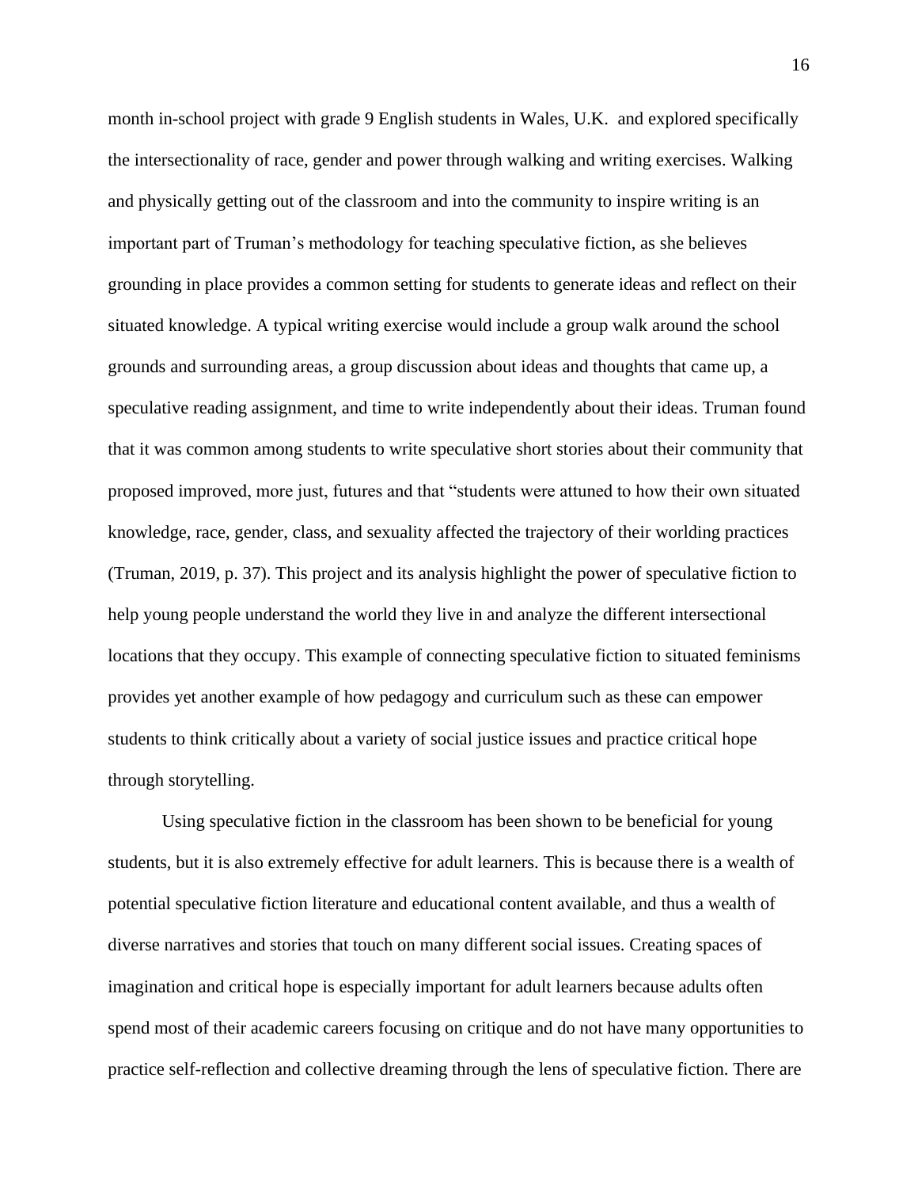month in-school project with grade 9 English students in Wales, U.K. and explored specifically the intersectionality of race, gender and power through walking and writing exercises. Walking and physically getting out of the classroom and into the community to inspire writing is an important part of Truman's methodology for teaching speculative fiction, as she believes grounding in place provides a common setting for students to generate ideas and reflect on their situated knowledge. A typical writing exercise would include a group walk around the school grounds and surrounding areas, a group discussion about ideas and thoughts that came up, a speculative reading assignment, and time to write independently about their ideas. Truman found that it was common among students to write speculative short stories about their community that proposed improved, more just, futures and that "students were attuned to how their own situated knowledge, race, gender, class, and sexuality affected the trajectory of their worlding practices (Truman, 2019, p. 37). This project and its analysis highlight the power of speculative fiction to help young people understand the world they live in and analyze the different intersectional locations that they occupy. This example of connecting speculative fiction to situated feminisms provides yet another example of how pedagogy and curriculum such as these can empower students to think critically about a variety of social justice issues and practice critical hope through storytelling.

Using speculative fiction in the classroom has been shown to be beneficial for young students, but it is also extremely effective for adult learners. This is because there is a wealth of potential speculative fiction literature and educational content available, and thus a wealth of diverse narratives and stories that touch on many different social issues. Creating spaces of imagination and critical hope is especially important for adult learners because adults often spend most of their academic careers focusing on critique and do not have many opportunities to practice self-reflection and collective dreaming through the lens of speculative fiction. There are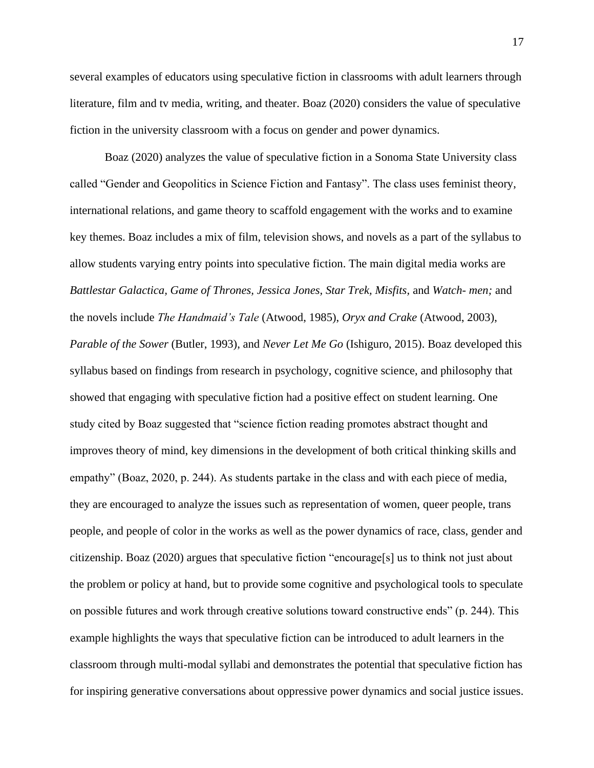several examples of educators using speculative fiction in classrooms with adult learners through literature, film and tv media, writing, and theater. Boaz (2020) considers the value of speculative fiction in the university classroom with a focus on gender and power dynamics.

Boaz (2020) analyzes the value of speculative fiction in a Sonoma State University class called "Gender and Geopolitics in Science Fiction and Fantasy". The class uses feminist theory, international relations, and game theory to scaffold engagement with the works and to examine key themes. Boaz includes a mix of film, television shows, and novels as a part of the syllabus to allow students varying entry points into speculative fiction. The main digital media works are *Battlestar Galactica, Game of Thrones, Jessica Jones, Star Trek, Misfits,* and *Watch- men;* and the novels include *The Handmaid's Tale* (Atwood, 1985), *Oryx and Crake* (Atwood, 2003), *Parable of the Sower* (Butler, 1993), and *Never Let Me Go* (Ishiguro, 2015). Boaz developed this syllabus based on findings from research in psychology, cognitive science, and philosophy that showed that engaging with speculative fiction had a positive effect on student learning. One study cited by Boaz suggested that "science fiction reading promotes abstract thought and improves theory of mind, key dimensions in the development of both critical thinking skills and empathy" (Boaz, 2020, p. 244). As students partake in the class and with each piece of media, they are encouraged to analyze the issues such as representation of women, queer people, trans people, and people of color in the works as well as the power dynamics of race, class, gender and citizenship. Boaz (2020) argues that speculative fiction "encourage[s] us to think not just about the problem or policy at hand, but to provide some cognitive and psychological tools to speculate on possible futures and work through creative solutions toward constructive ends" (p. 244). This example highlights the ways that speculative fiction can be introduced to adult learners in the classroom through multi-modal syllabi and demonstrates the potential that speculative fiction has for inspiring generative conversations about oppressive power dynamics and social justice issues.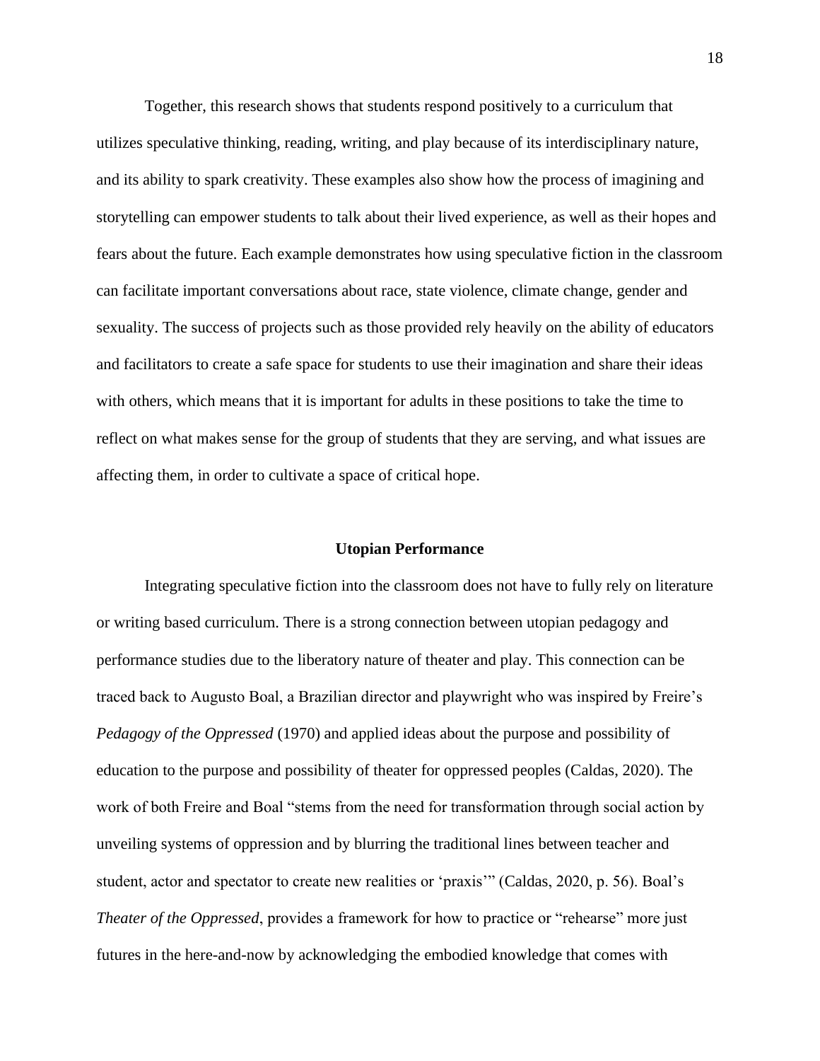Together, this research shows that students respond positively to a curriculum that utilizes speculative thinking, reading, writing, and play because of its interdisciplinary nature, and its ability to spark creativity. These examples also show how the process of imagining and storytelling can empower students to talk about their lived experience, as well as their hopes and fears about the future. Each example demonstrates how using speculative fiction in the classroom can facilitate important conversations about race, state violence, climate change, gender and sexuality. The success of projects such as those provided rely heavily on the ability of educators and facilitators to create a safe space for students to use their imagination and share their ideas with others, which means that it is important for adults in these positions to take the time to reflect on what makes sense for the group of students that they are serving, and what issues are affecting them, in order to cultivate a space of critical hope.

## Utopian Performance

Integrating speculative fiction into the classroom does not have to fully rely on literature or writing based curriculum. There is a strong connection between utopian pedagogy and performance studies due to the liberatory nature of theater and play. This connection can be traced back to Augusto Boal, a Brazilian director and playwright who was inspired by Freire's *Pedagogy of the Oppressed* (1970) and applied ideas about the purpose and possibility of education to the purpose and possibility of theater for oppressed peoples (Caldas, 2020). The work of both Freire and Boal "stems from the need for transformation through social action by unveiling systems of oppression and by blurring the traditional lines between teacher and student, actor and spectator to create new realities or 'praxis'" (Caldas, 2020, p. 56). Boal's *Theater of the Oppressed*, provides a framework for how to practice or "rehearse" more just futures in the here-and-now by acknowledging the embodied knowledge that comes with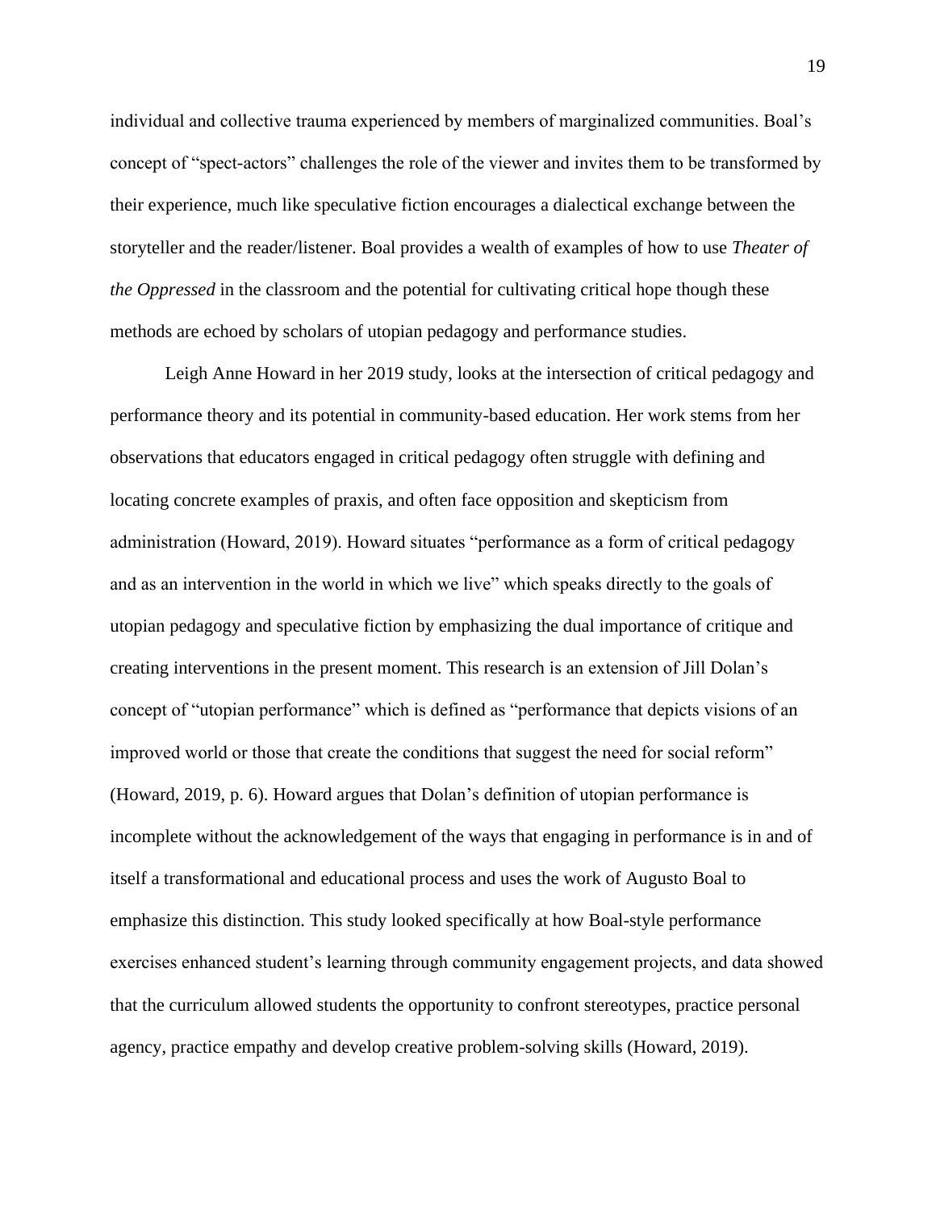individual and collective trauma experienced by members of marginalized communities. Boal's concept of "spect-actors" challenges the role of the viewer and invites them to be transformed by their experience, much like speculative fiction encourages a dialectical exchange between the storyteller and the reader/listener. Boal provides a wealth of examples of how to use *Theater of the Oppressed* in the classroom and the potential for cultivating critical hope though these methods are echoed by scholars of utopian pedagogy and performance studies.

Leigh Anne Howard in her 2019 study, looks at the intersection of critical pedagogy and performance theory and its potential in community-based education. Her work stems from her observations that educators engaged in critical pedagogy often struggle with defining and locating concrete examples of praxis, and often face opposition and skepticism from administration (Howard, 2019). Howard situates "performance as a form of critical pedagogy and as an intervention in the world in which we live" which speaks directly to the goals of utopian pedagogy and speculative fiction by emphasizing the dual importance of critique and creating interventions in the present moment. This research is an extension of Jill Dolan's concept of "utopian performance" which is defined as "performance that depicts visions of an improved world or those that create the conditions that suggest the need for social reform" (Howard, 2019, p. 6). Howard argues that Dolan's definition of utopian performance is incomplete without the acknowledgement of the ways that engaging in performance is in and of itself a transformational and educational process and uses the work of Augusto Boal to emphasize this distinction. This study looked specifically at how Boal-style performance exercises enhanced student's learning through community engagement projects, and data showed that the curriculum allowed students the opportunity to confront stereotypes, practice personal agency, practice empathy and develop creative problem-solving skills (Howard, 2019).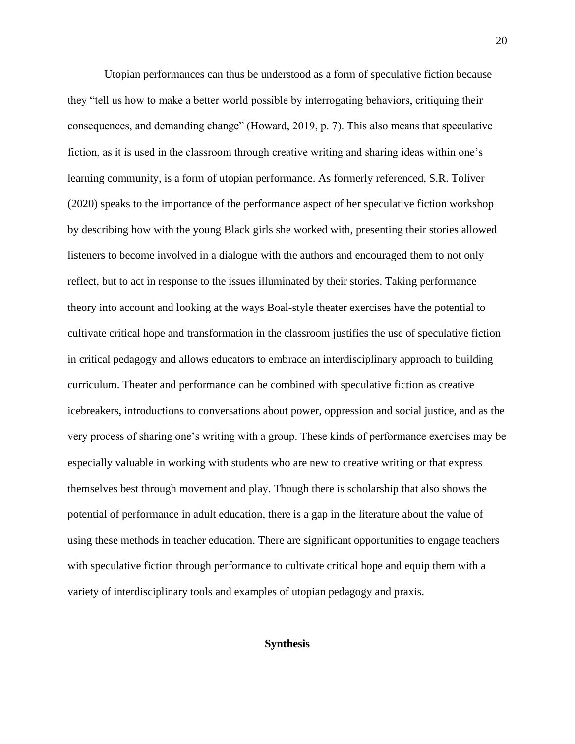Utopian performances can thus be understood as a form of speculative fiction because they "tell us how to make a better world possible by interrogating behaviors, critiquing their consequences, and demanding change" (Howard, 2019, p. 7). This also means that speculative fiction, as it is used in the classroom through creative writing and sharing ideas within one's learning community, is a form of utopian performance. As formerly referenced, S.R. Toliver (2020) speaks to the importance of the performance aspect of her speculative fiction workshop by describing how with the young Black girls she worked with, presenting their stories allowed listeners to become involved in a dialogue with the authors and encouraged them to not only reflect, but to act in response to the issues illuminated by their stories. Taking performance theory into account and looking at the ways Boal-style theater exercises have the potential to cultivate critical hope and transformation in the classroom justifies the use of speculative fiction in critical pedagogy and allows educators to embrace an interdisciplinary approach to building curriculum. Theater and performance can be combined with speculative fiction as creative icebreakers, introductions to conversations about power, oppression and social justice, and as the very process of sharing one's writing with a group. These kinds of performance exercises may be especially valuable in working with students who are new to creative writing or that express themselves best through movement and play. Though there is scholarship that also shows the potential of performance in adult education, there is a gap in the literature about the value of using these methods in teacher education. There are significant opportunities to engage teachers with speculative fiction through performance to cultivate critical hope and equip them with a variety of interdisciplinary tools and examples of utopian pedagogy and praxis.

## Synthesis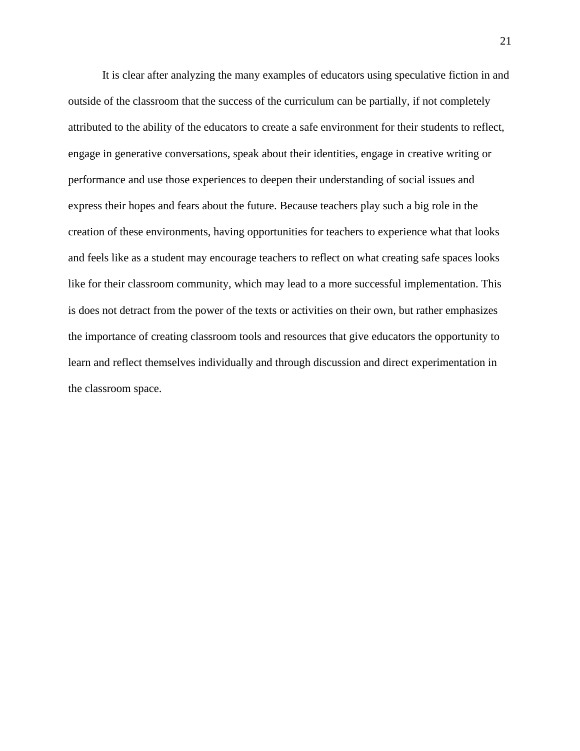It is clear after analyzing the many examples of educators using speculative fiction in and outside of the classroom that the success of the curriculum can be partially, if not completely attributed to the ability of the educators to create a safe environment for their students to reflect, engage in generative conversations, speak about their identities, engage in creative writing or performance and use those experiences to deepen their understanding of social issues and express their hopes and fears about the future. Because teachers play such a big role in the creation of these environments, having opportunities for teachers to experience what that looks and feels like as a student may encourage teachers to reflect on what creating safe spaces looks like for their classroom community, which may lead to a more successful implementation. This is does not detract from the power of the texts or activities on their own, but rather emphasizes the importance of creating classroom tools and resources that give educators the opportunity to learn and reflect themselves individually and through discussion and direct experimentation in the classroom space.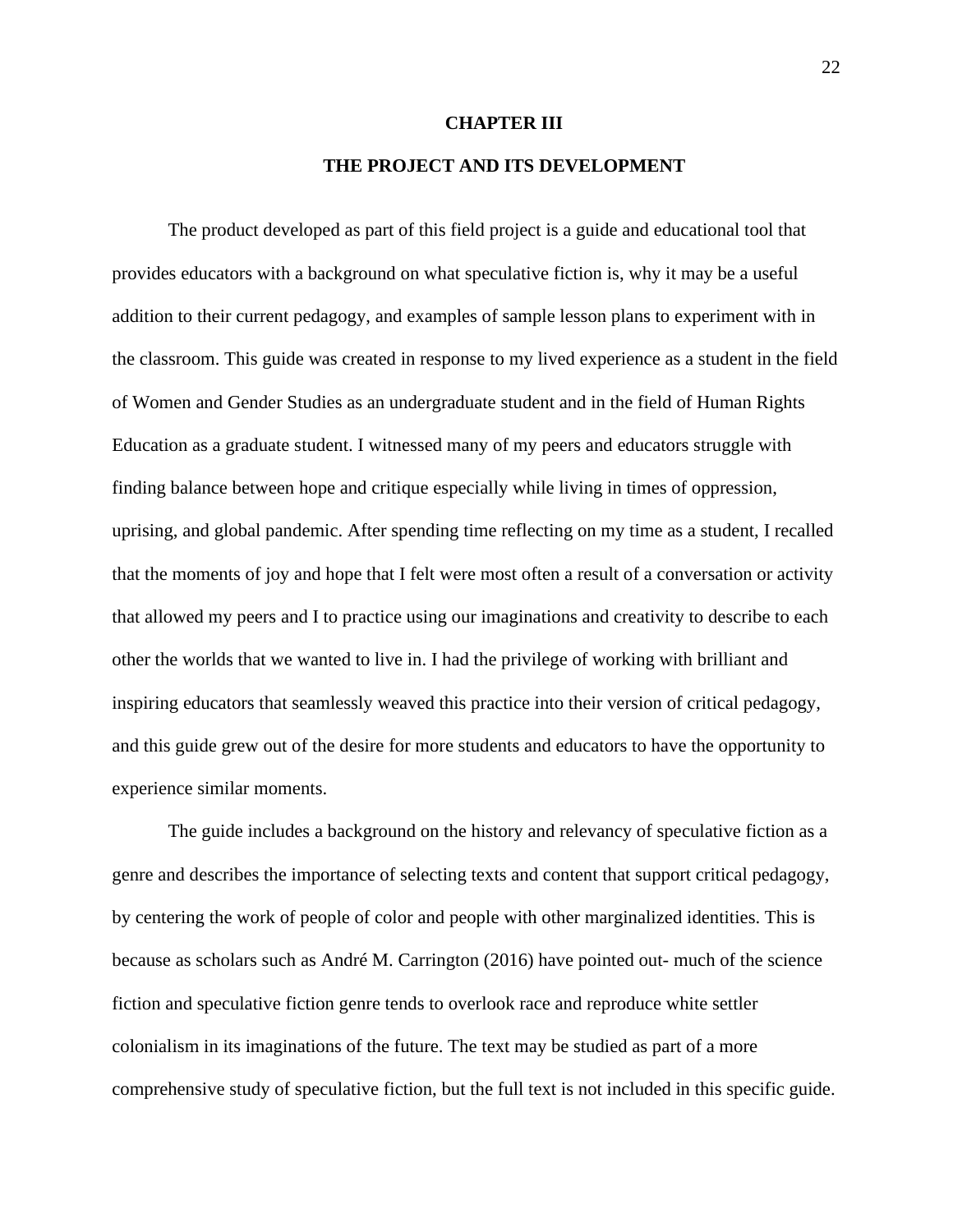# CHAPTER III

## THE PROJECT AND ITS DEVELOPMENT

The product developed as part of this field project is a guide and educational tool that provides educators with a background on what speculative fiction is, why it may be a useful addition to their current pedagogy, and examples of sample lesson plans to experiment with in the classroom. This guide was created in response to my lived experience as a student in the field of Women and Gender Studies as an undergraduate student and in the field of Human Rights Education as a graduate student. I witnessed many of my peers and educators struggle with finding balance between hope and critique especially while living in times of oppression, uprising, and global pandemic. After spending time reflecting on my time as a student, I recalled that the moments of joy and hope that I felt were most often a result of a conversation or activity that allowed my peers and I to practice using our imaginations and creativity to describe to each other the worlds that we wanted to live in. I had the privilege of working with brilliant and inspiring educators that seamlessly weaved this practice into their version of critical pedagogy, and this guide grew out of the desire for more students and educators to have the opportunity to experience similar moments.

The guide includes a background on the history and relevancy of speculative fiction as a genre and describes the importance of selecting texts and content that support critical pedagogy, by centering the work of people of color and people with other marginalized identities. This is because as scholars such as André M. Carrington (2016) have pointed out- much of the science fiction and speculative fiction genre tends to overlook race and reproduce white settler colonialism in its imaginations of the future. The text may be studied as part of a more comprehensive study of speculative fiction, but the full text is not included in this specific guide.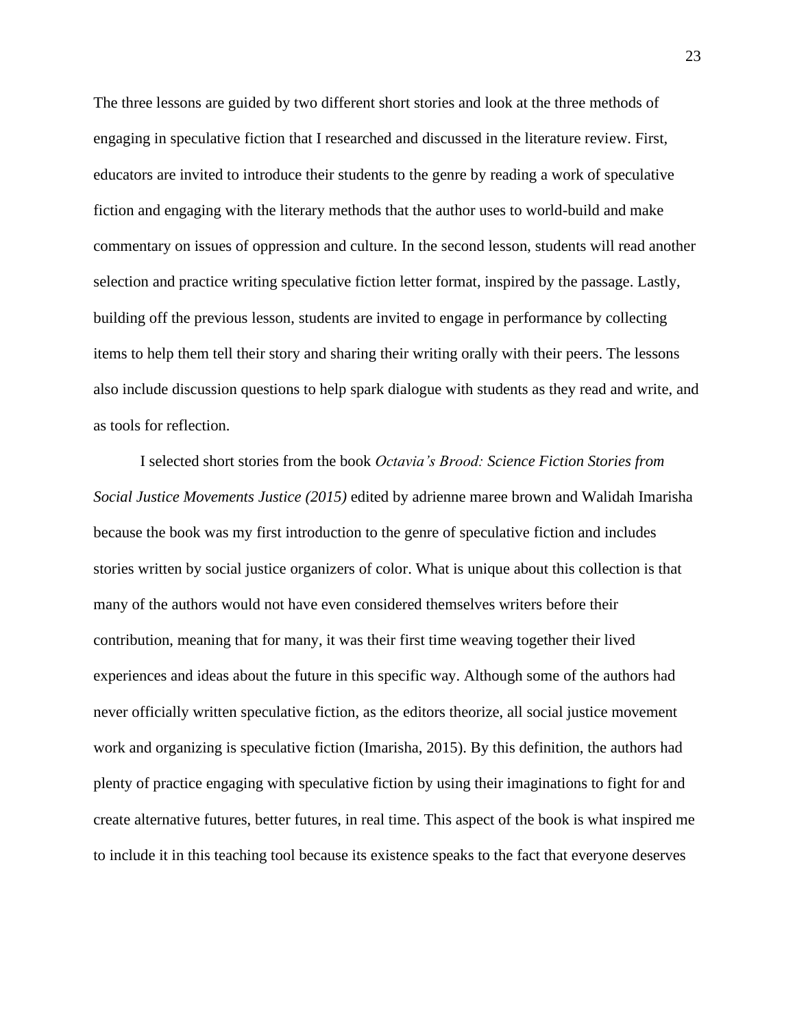The three lessons are guided by two different short stories and look at the three methods of engaging in speculative fiction that I researched and discussed in the literature review. First, educators are invited to introduce their students to the genre by reading a work of speculative fiction and engaging with the literary methods that the author uses to world-build and make commentary on issues of oppression and culture. In the second lesson, students will read another selection and practice writing speculative fiction letter format, inspired by the passage. Lastly, building off the previous lesson, students are invited to engage in performance by collecting items to help them tell their story and sharing their writing orally with their peers. The lessons also include discussion questions to help spark dialogue with students as they read and write, and as tools for reflection.

I selected short stories from the book *Octavia's Brood: Science Fiction Stories from Social Justice Movements Justice (2015)* edited by adrienne maree brown and Walidah Imarisha because the book was my first introduction to the genre of speculative fiction and includes stories written by social justice organizers of color. What is unique about this collection is that many of the authors would not have even considered themselves writers before their contribution, meaning that for many, it was their first time weaving together their lived experiences and ideas about the future in this specific way. Although some of the authors had never officially written speculative fiction, as the editors theorize, all social justice movement work and organizing is speculative fiction (Imarisha, 2015). By this definition, the authors had plenty of practice engaging with speculative fiction by using their imaginations to fight for and create alternative futures, better futures, in real time. This aspect of the book is what inspired me to include it in this teaching tool because its existence speaks to the fact that everyone deserves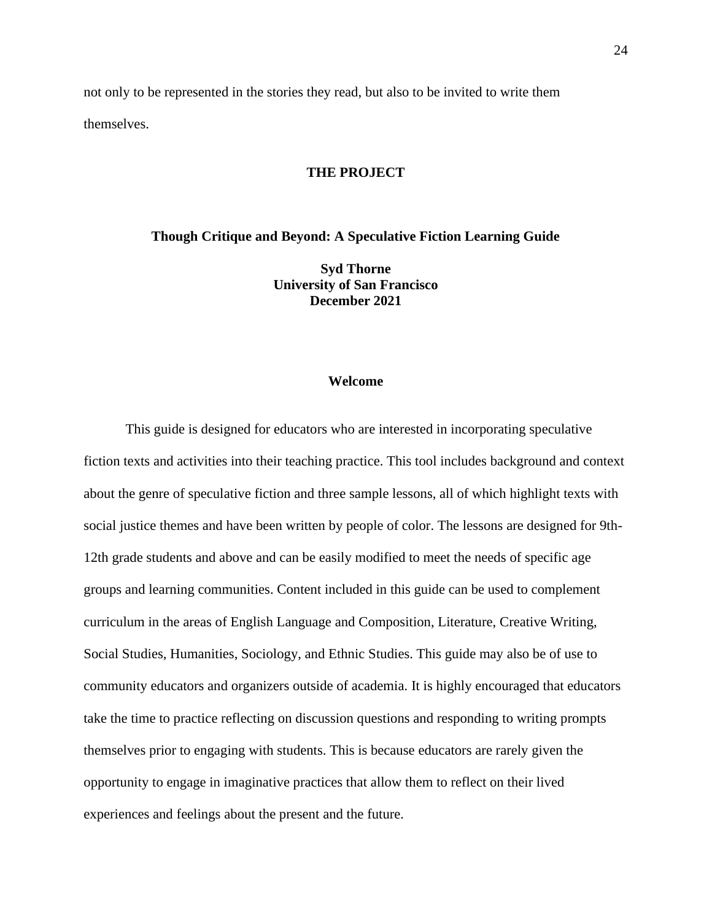not only to be represented in the stories they read, but also to be invited to write them themselves.

## THE PROJECT

### Though Critique and Beyond: A Speculative Fiction Learning Guide

**Syd Thorne**
**University of San Francisco**
**December 2021**

### Welcome

This guide is designed for educators who are interested in incorporating speculative fiction texts and activities into their teaching practice. This tool includes background and context about the genre of speculative fiction and three sample lessons, all of which highlight texts with social justice themes and have been written by people of color. The lessons are designed for 9th-12th grade students and above and can be easily modified to meet the needs of specific age groups and learning communities. Content included in this guide can be used to complement curriculum in the areas of English Language and Composition, Literature, Creative Writing, Social Studies, Humanities, Sociology, and Ethnic Studies. This guide may also be of use to community educators and organizers outside of academia. It is highly encouraged that educators take the time to practice reflecting on discussion questions and responding to writing prompts themselves prior to engaging with students. This is because educators are rarely given the opportunity to engage in imaginative practices that allow them to reflect on their lived experiences and feelings about the present and the future.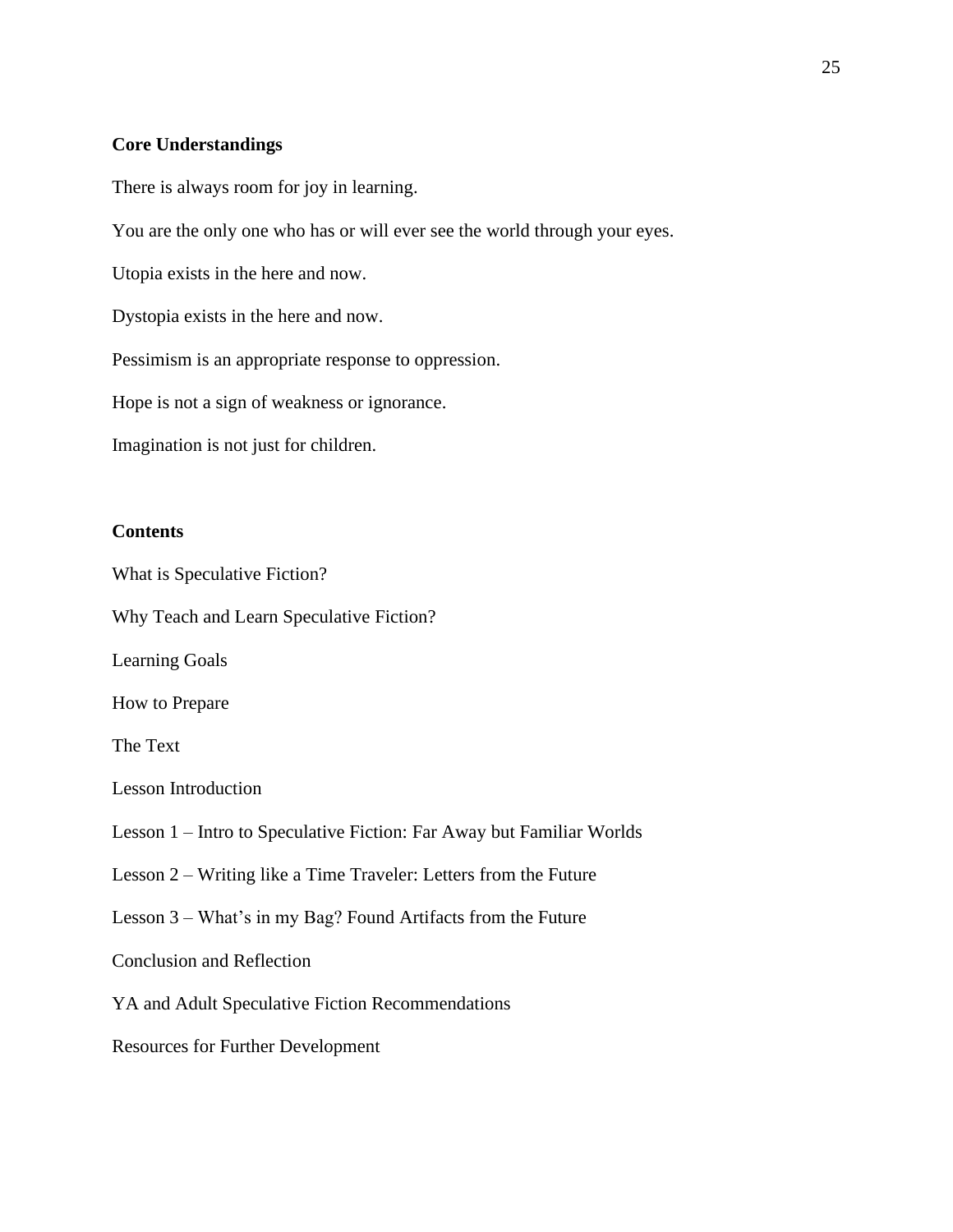**Core Understandings**

There is always room for joy in learning.

You are the only one who has or will ever see the world through your eyes.

Utopia exists in the here and now.

Dystopia exists in the here and now.

Pessimism is an appropriate response to oppression.

Hope is not a sign of weakness or ignorance.

Imagination is not just for children.

**Contents**

What is Speculative Fiction?

Why Teach and Learn Speculative Fiction?

Learning Goals

How to Prepare

The Text

Lesson Introduction

Lesson 1 – Intro to Speculative Fiction: Far Away but Familiar Worlds

Lesson 2 – Writing like a Time Traveler: Letters from the Future

Lesson 3 – What's in my Bag? Found Artifacts from the Future

Conclusion and Reflection

YA and Adult Speculative Fiction Recommendations

Resources for Further Development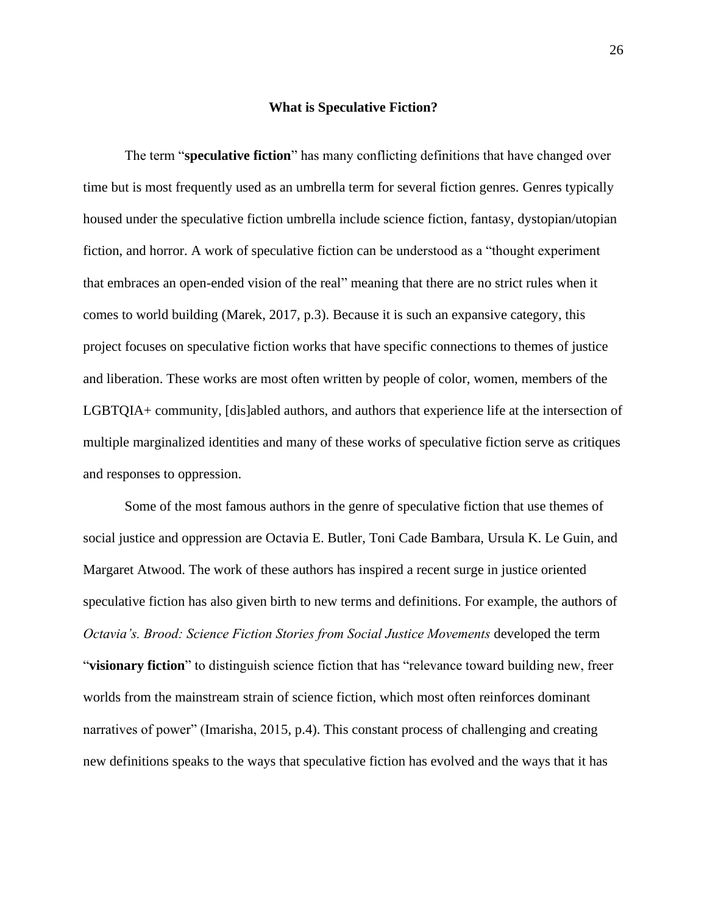## What is Speculative Fiction?

The term "**speculative fiction**" has many conflicting definitions that have changed over time but is most frequently used as an umbrella term for several fiction genres. Genres typically housed under the speculative fiction umbrella include science fiction, fantasy, dystopian/utopian fiction, and horror. A work of speculative fiction can be understood as a "thought experiment that embraces an open-ended vision of the real" meaning that there are no strict rules when it comes to world building (Marek, 2017, p.3). Because it is such an expansive category, this project focuses on speculative fiction works that have specific connections to themes of justice and liberation. These works are most often written by people of color, women, members of the LGBTQIA+ community, [dis]abled authors, and authors that experience life at the intersection of multiple marginalized identities and many of these works of speculative fiction serve as critiques and responses to oppression.

Some of the most famous authors in the genre of speculative fiction that use themes of social justice and oppression are Octavia E. Butler, Toni Cade Bambara, Ursula K. Le Guin, and Margaret Atwood. The work of these authors has inspired a recent surge in justice oriented speculative fiction has also given birth to new terms and definitions. For example, the authors of *Octavia's. Brood: Science Fiction Stories from Social Justice Movements* developed the term "**visionary fiction**" to distinguish science fiction that has "relevance toward building new, freer worlds from the mainstream strain of science fiction, which most often reinforces dominant narratives of power" (Imarisha, 2015, p.4). This constant process of challenging and creating new definitions speaks to the ways that speculative fiction has evolved and the ways that it has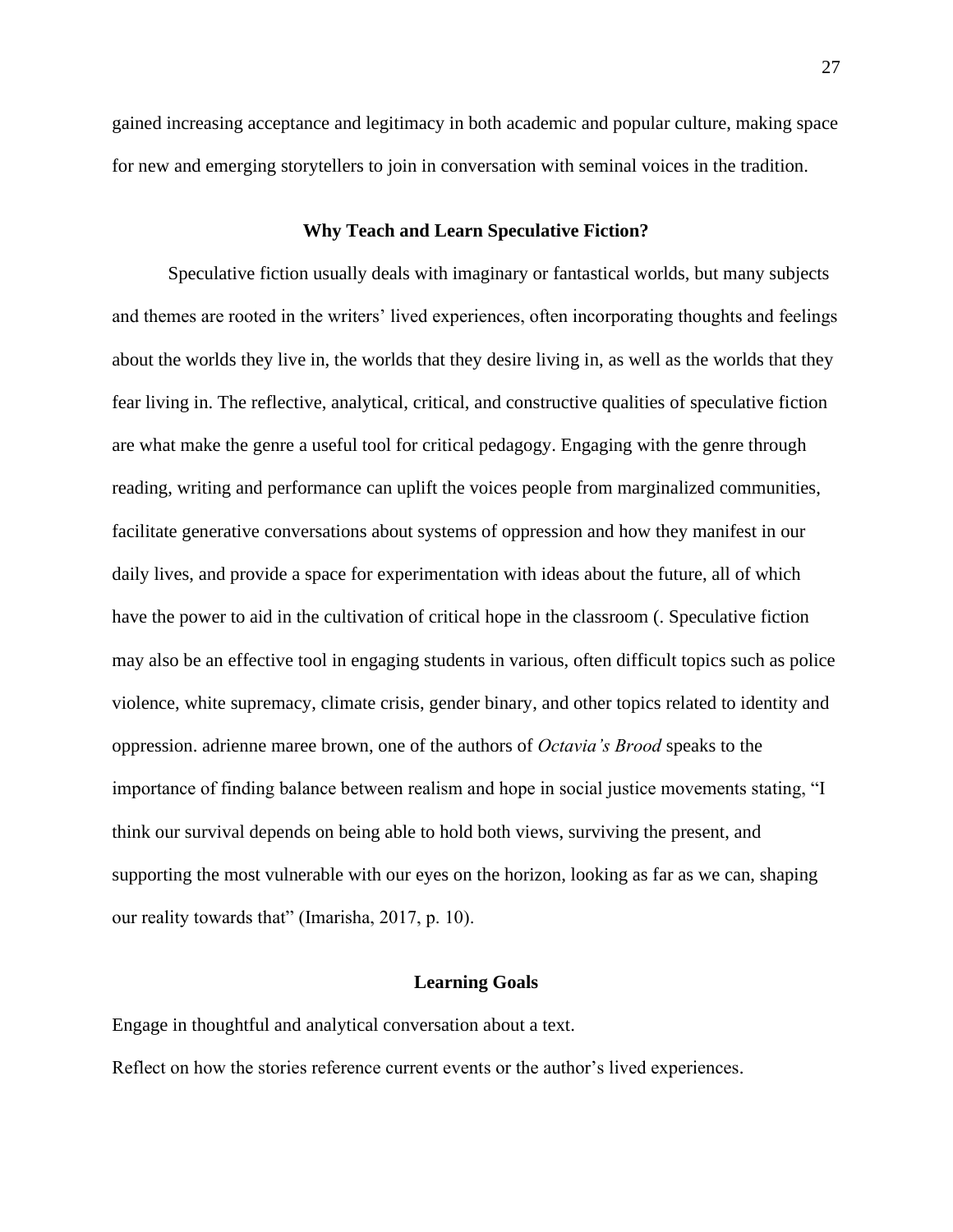gained increasing acceptance and legitimacy in both academic and popular culture, making space for new and emerging storytellers to join in conversation with seminal voices in the tradition.

## Why Teach and Learn Speculative Fiction?

Speculative fiction usually deals with imaginary or fantastical worlds, but many subjects and themes are rooted in the writers' lived experiences, often incorporating thoughts and feelings about the worlds they live in, the worlds that they desire living in, as well as the worlds that they fear living in. The reflective, analytical, critical, and constructive qualities of speculative fiction are what make the genre a useful tool for critical pedagogy. Engaging with the genre through reading, writing and performance can uplift the voices people from marginalized communities, facilitate generative conversations about systems of oppression and how they manifest in our daily lives, and provide a space for experimentation with ideas about the future, all of which have the power to aid in the cultivation of critical hope in the classroom (. Speculative fiction may also be an effective tool in engaging students in various, often difficult topics such as police violence, white supremacy, climate crisis, gender binary, and other topics related to identity and oppression. adrienne maree brown, one of the authors of *Octavia's Brood* speaks to the importance of finding balance between realism and hope in social justice movements stating, "I think our survival depends on being able to hold both views, surviving the present, and supporting the most vulnerable with our eyes on the horizon, looking as far as we can, shaping our reality towards that" (Imarisha, 2017, p. 10).

## Learning Goals

Engage in thoughtful and analytical conversation about a text.

Reflect on how the stories reference current events or the author's lived experiences.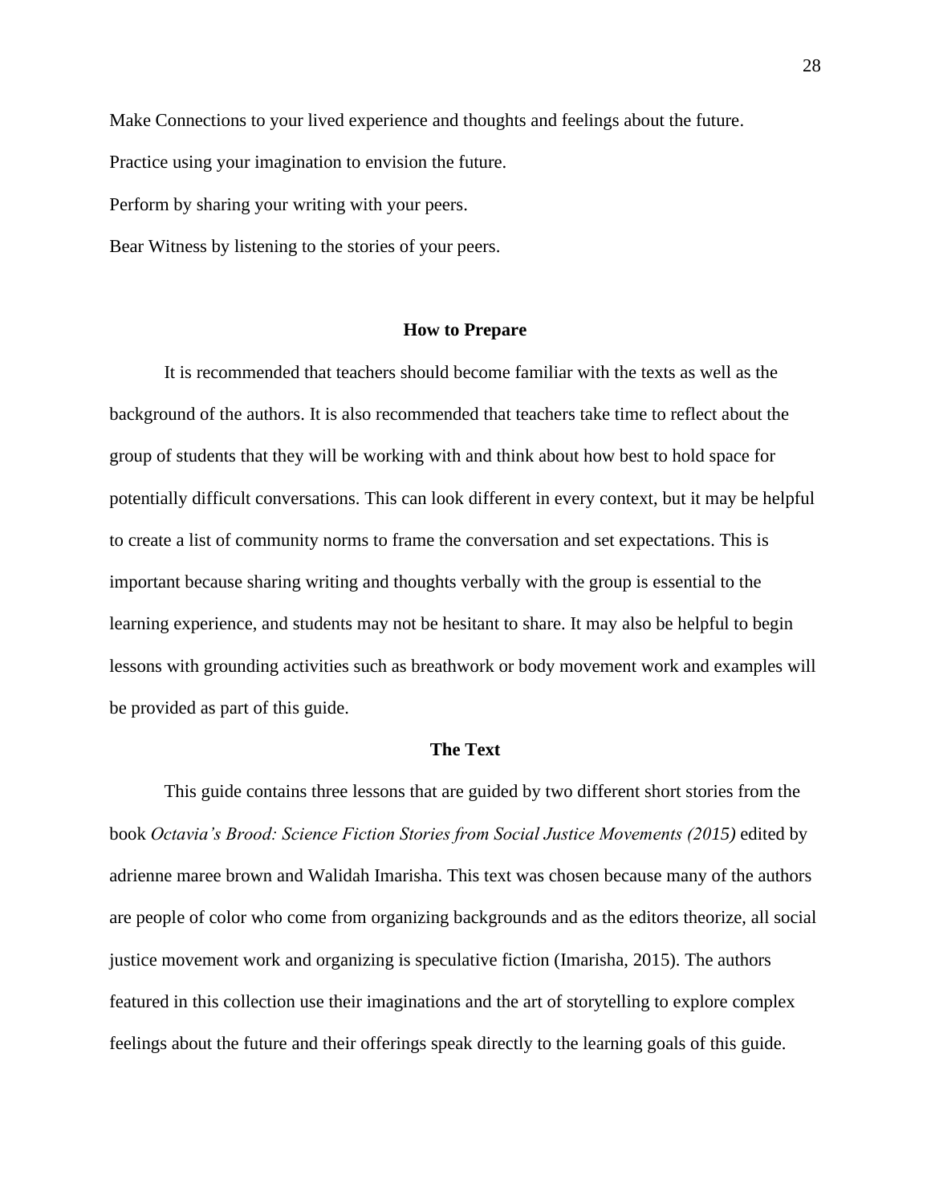Make Connections to your lived experience and thoughts and feelings about the future.

Practice using your imagination to envision the future.

Perform by sharing your writing with your peers.

Bear Witness by listening to the stories of your peers.

## How to Prepare

It is recommended that teachers should become familiar with the texts as well as the background of the authors. It is also recommended that teachers take time to reflect about the group of students that they will be working with and think about how best to hold space for potentially difficult conversations. This can look different in every context, but it may be helpful to create a list of community norms to frame the conversation and set expectations. This is important because sharing writing and thoughts verbally with the group is essential to the learning experience, and students may not be hesitant to share. It may also be helpful to begin lessons with grounding activities such as breathwork or body movement work and examples will be provided as part of this guide.

## The Text

This guide contains three lessons that are guided by two different short stories from the book *Octavia's Brood: Science Fiction Stories from Social Justice Movements (2015)* edited by adrienne maree brown and Walidah Imarisha. This text was chosen because many of the authors are people of color who come from organizing backgrounds and as the editors theorize, all social justice movement work and organizing is speculative fiction (Imarisha, 2015). The authors featured in this collection use their imaginations and the art of storytelling to explore complex feelings about the future and their offerings speak directly to the learning goals of this guide.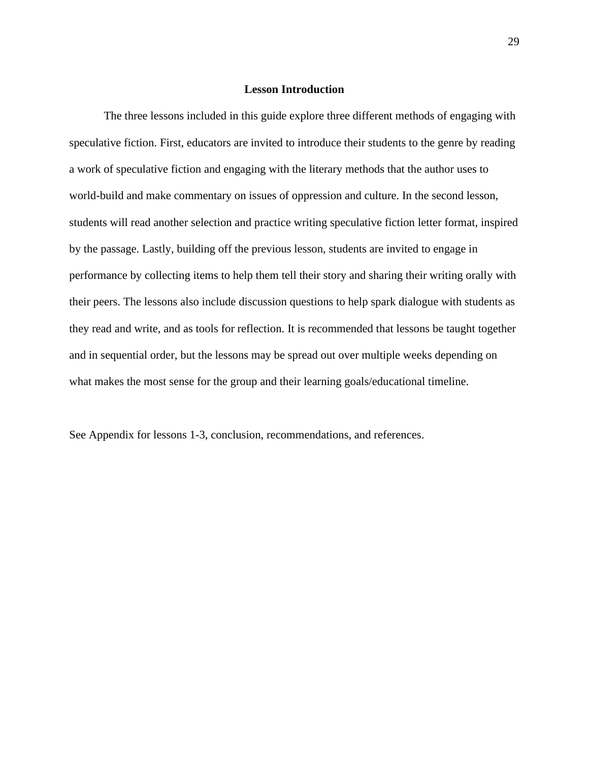## Lesson Introduction

The three lessons included in this guide explore three different methods of engaging with speculative fiction. First, educators are invited to introduce their students to the genre by reading a work of speculative fiction and engaging with the literary methods that the author uses to world-build and make commentary on issues of oppression and culture. In the second lesson, students will read another selection and practice writing speculative fiction letter format, inspired by the passage. Lastly, building off the previous lesson, students are invited to engage in performance by collecting items to help them tell their story and sharing their writing orally with their peers. The lessons also include discussion questions to help spark dialogue with students as they read and write, and as tools for reflection. It is recommended that lessons be taught together and in sequential order, but the lessons may be spread out over multiple weeks depending on what makes the most sense for the group and their learning goals/educational timeline.

See Appendix for lessons 1-3, conclusion, recommendations, and references.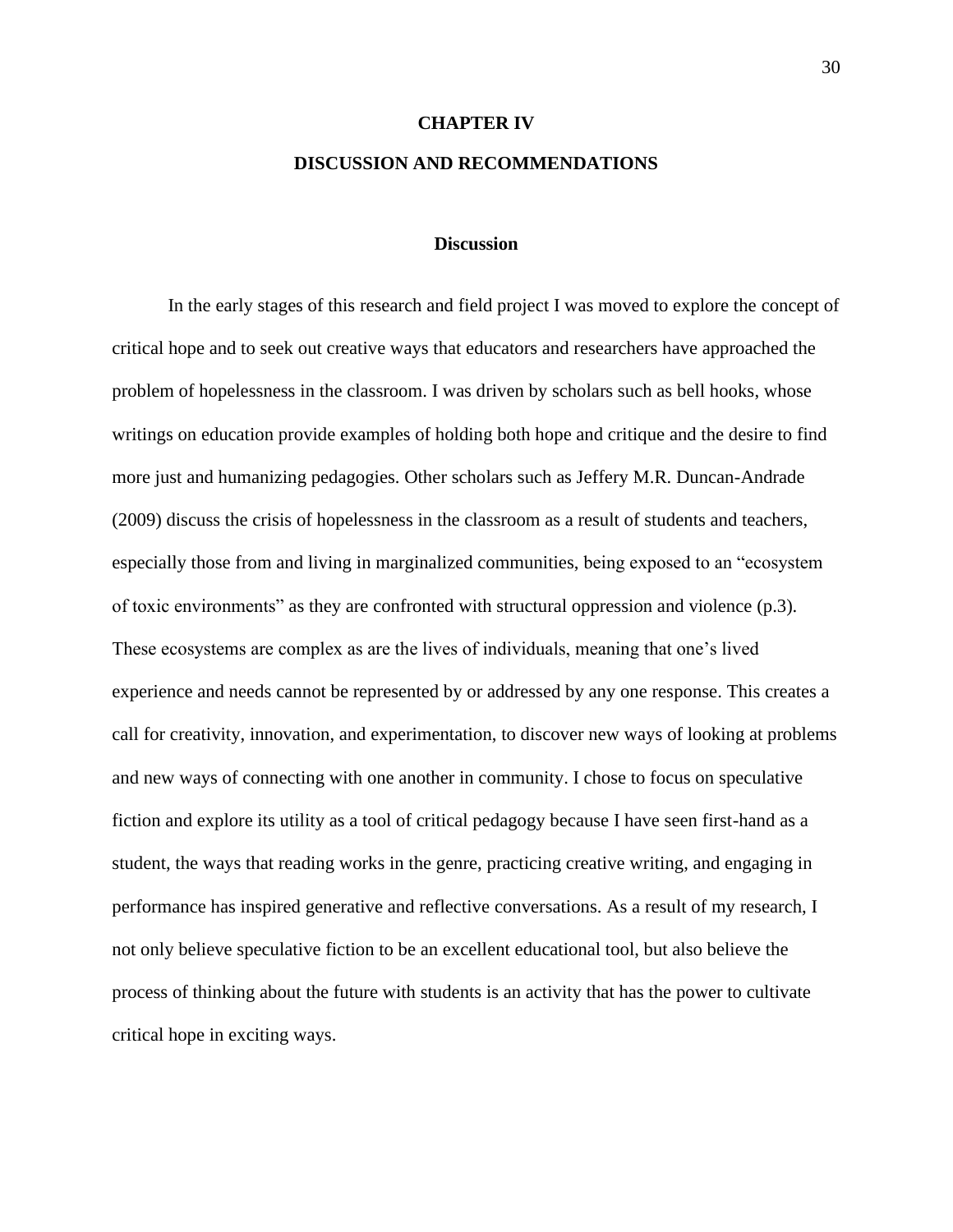# CHAPTER IV

# DISCUSSION AND RECOMMENDATIONS

## Discussion

In the early stages of this research and field project I was moved to explore the concept of critical hope and to seek out creative ways that educators and researchers have approached the problem of hopelessness in the classroom. I was driven by scholars such as bell hooks, whose writings on education provide examples of holding both hope and critique and the desire to find more just and humanizing pedagogies. Other scholars such as Jeffery M.R. Duncan-Andrade (2009) discuss the crisis of hopelessness in the classroom as a result of students and teachers, especially those from and living in marginalized communities, being exposed to an "ecosystem of toxic environments" as they are confronted with structural oppression and violence (p.3). These ecosystems are complex as are the lives of individuals, meaning that one's lived experience and needs cannot be represented by or addressed by any one response. This creates a call for creativity, innovation, and experimentation, to discover new ways of looking at problems and new ways of connecting with one another in community. I chose to focus on speculative fiction and explore its utility as a tool of critical pedagogy because I have seen first-hand as a student, the ways that reading works in the genre, practicing creative writing, and engaging in performance has inspired generative and reflective conversations. As a result of my research, I not only believe speculative fiction to be an excellent educational tool, but also believe the process of thinking about the future with students is an activity that has the power to cultivate critical hope in exciting ways.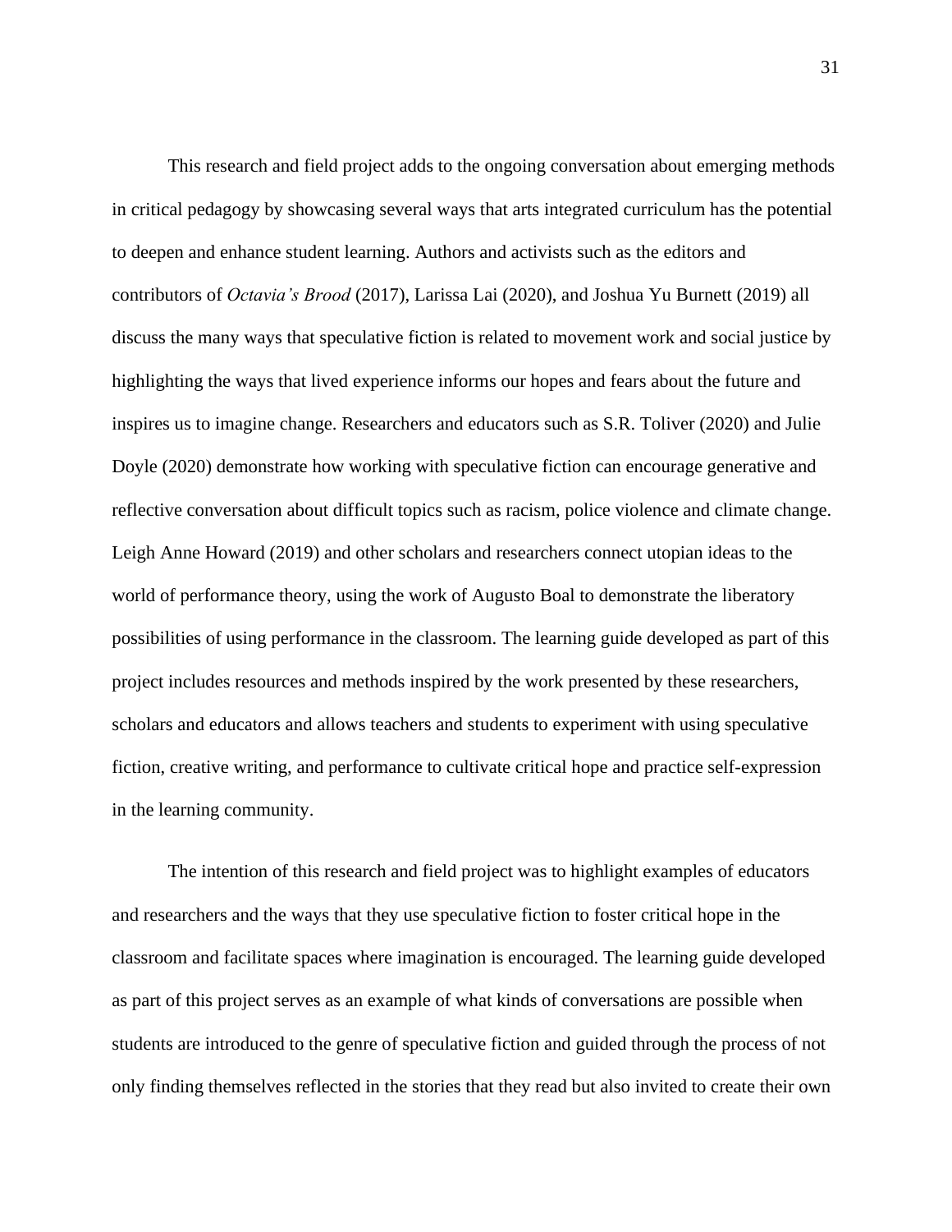This research and field project adds to the ongoing conversation about emerging methods in critical pedagogy by showcasing several ways that arts integrated curriculum has the potential to deepen and enhance student learning. Authors and activists such as the editors and contributors of *Octavia's Brood* (2017), Larissa Lai (2020), and Joshua Yu Burnett (2019) all discuss the many ways that speculative fiction is related to movement work and social justice by highlighting the ways that lived experience informs our hopes and fears about the future and inspires us to imagine change. Researchers and educators such as S.R. Toliver (2020) and Julie Doyle (2020) demonstrate how working with speculative fiction can encourage generative and reflective conversation about difficult topics such as racism, police violence and climate change. Leigh Anne Howard (2019) and other scholars and researchers connect utopian ideas to the world of performance theory, using the work of Augusto Boal to demonstrate the liberatory possibilities of using performance in the classroom. The learning guide developed as part of this project includes resources and methods inspired by the work presented by these researchers, scholars and educators and allows teachers and students to experiment with using speculative fiction, creative writing, and performance to cultivate critical hope and practice self-expression in the learning community.

The intention of this research and field project was to highlight examples of educators and researchers and the ways that they use speculative fiction to foster critical hope in the classroom and facilitate spaces where imagination is encouraged. The learning guide developed as part of this project serves as an example of what kinds of conversations are possible when students are introduced to the genre of speculative fiction and guided through the process of not only finding themselves reflected in the stories that they read but also invited to create their own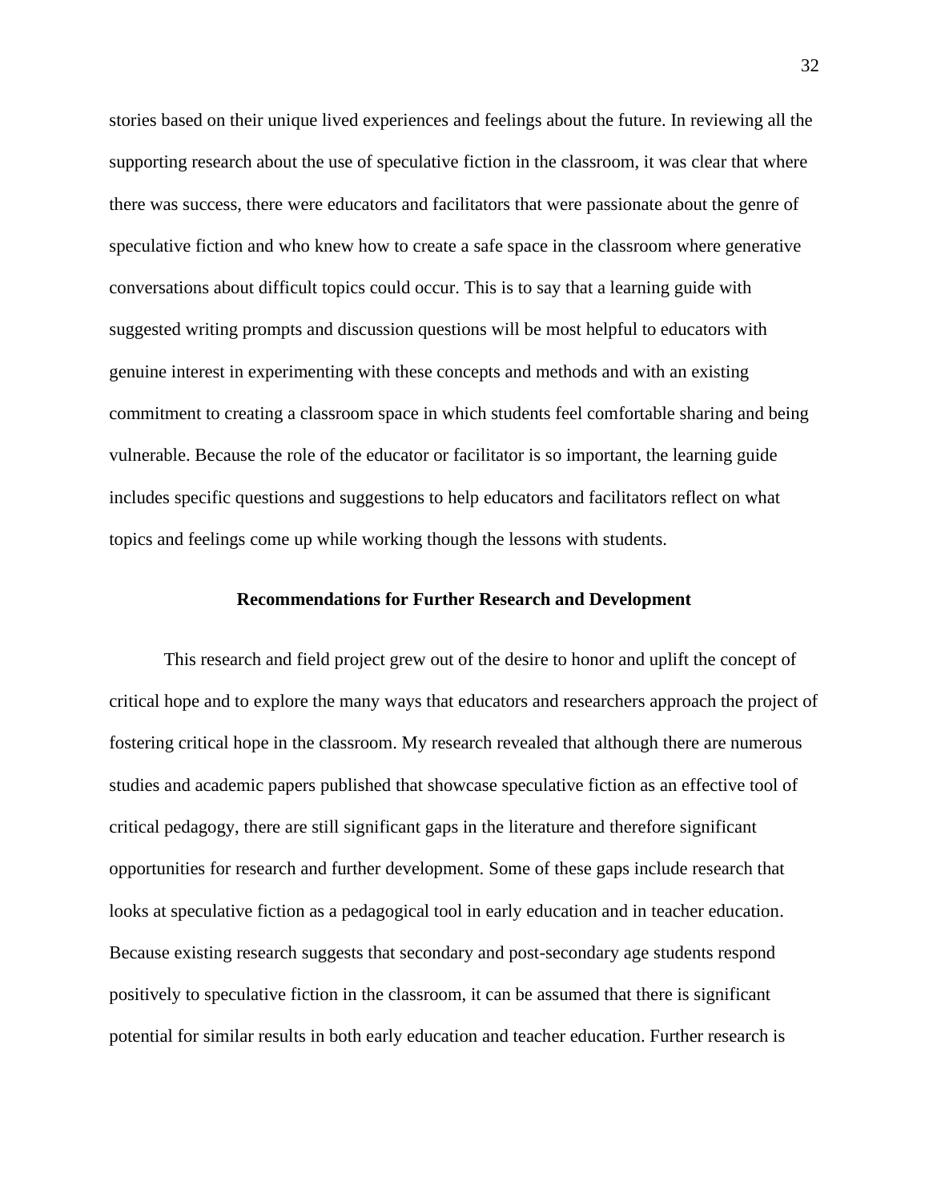stories based on their unique lived experiences and feelings about the future. In reviewing all the supporting research about the use of speculative fiction in the classroom, it was clear that where there was success, there were educators and facilitators that were passionate about the genre of speculative fiction and who knew how to create a safe space in the classroom where generative conversations about difficult topics could occur. This is to say that a learning guide with suggested writing prompts and discussion questions will be most helpful to educators with genuine interest in experimenting with these concepts and methods and with an existing commitment to creating a classroom space in which students feel comfortable sharing and being vulnerable. Because the role of the educator or facilitator is so important, the learning guide includes specific questions and suggestions to help educators and facilitators reflect on what topics and feelings come up while working though the lessons with students.

## Recommendations for Further Research and Development

This research and field project grew out of the desire to honor and uplift the concept of critical hope and to explore the many ways that educators and researchers approach the project of fostering critical hope in the classroom. My research revealed that although there are numerous studies and academic papers published that showcase speculative fiction as an effective tool of critical pedagogy, there are still significant gaps in the literature and therefore significant opportunities for research and further development. Some of these gaps include research that looks at speculative fiction as a pedagogical tool in early education and in teacher education. Because existing research suggests that secondary and post-secondary age students respond positively to speculative fiction in the classroom, it can be assumed that there is significant potential for similar results in both early education and teacher education. Further research is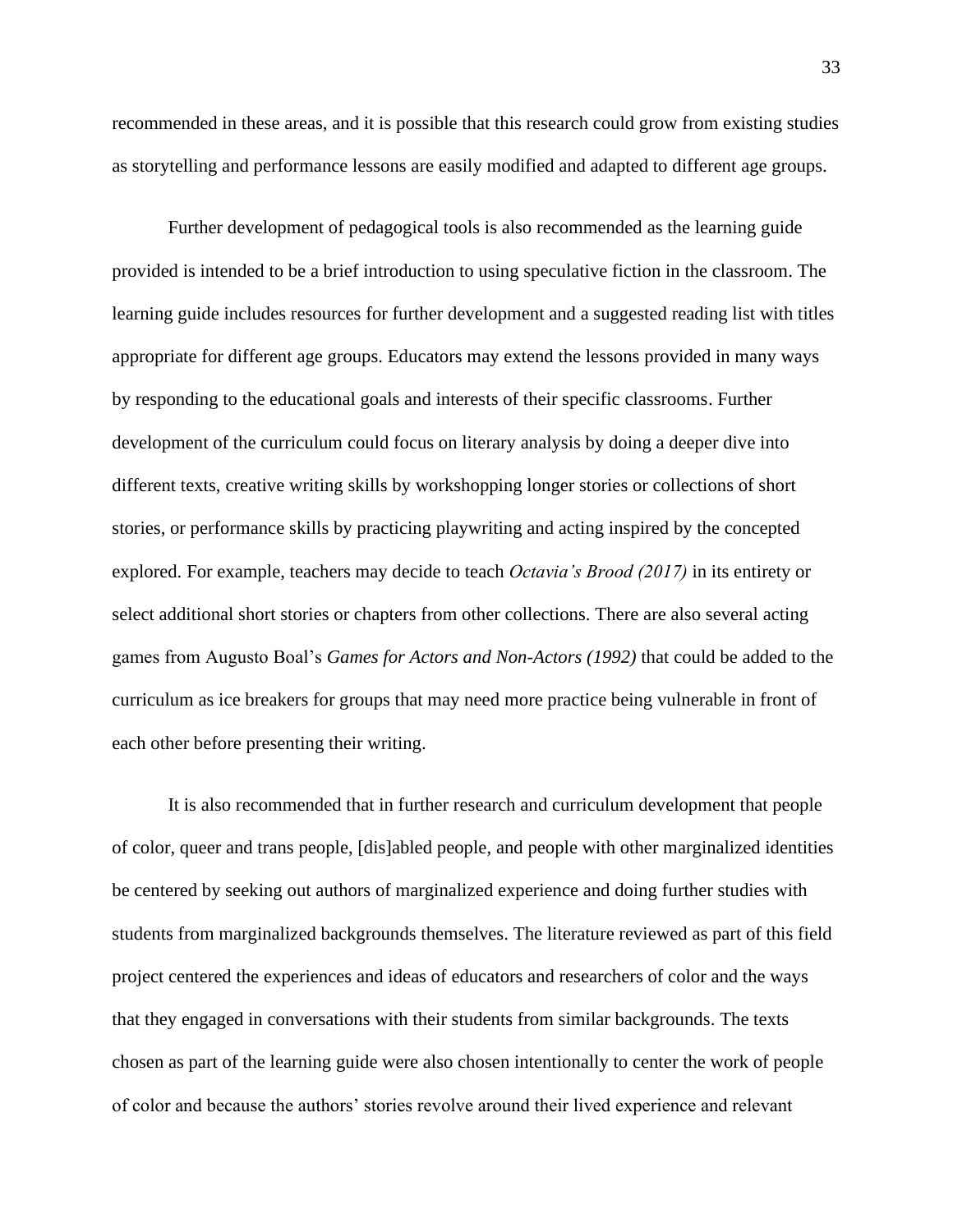recommended in these areas, and it is possible that this research could grow from existing studies as storytelling and performance lessons are easily modified and adapted to different age groups.

Further development of pedagogical tools is also recommended as the learning guide provided is intended to be a brief introduction to using speculative fiction in the classroom. The learning guide includes resources for further development and a suggested reading list with titles appropriate for different age groups. Educators may extend the lessons provided in many ways by responding to the educational goals and interests of their specific classrooms. Further development of the curriculum could focus on literary analysis by doing a deeper dive into different texts, creative writing skills by workshopping longer stories or collections of short stories, or performance skills by practicing playwriting and acting inspired by the concepted explored. For example, teachers may decide to teach *Octavia's Brood (2017)* in its entirety or select additional short stories or chapters from other collections. There are also several acting games from Augusto Boal's *Games for Actors and Non-Actors (1992)* that could be added to the curriculum as ice breakers for groups that may need more practice being vulnerable in front of each other before presenting their writing.

It is also recommended that in further research and curriculum development that people of color, queer and trans people, [dis]abled people, and people with other marginalized identities be centered by seeking out authors of marginalized experience and doing further studies with students from marginalized backgrounds themselves. The literature reviewed as part of this field project centered the experiences and ideas of educators and researchers of color and the ways that they engaged in conversations with their students from similar backgrounds. The texts chosen as part of the learning guide were also chosen intentionally to center the work of people of color and because the authors' stories revolve around their lived experience and relevant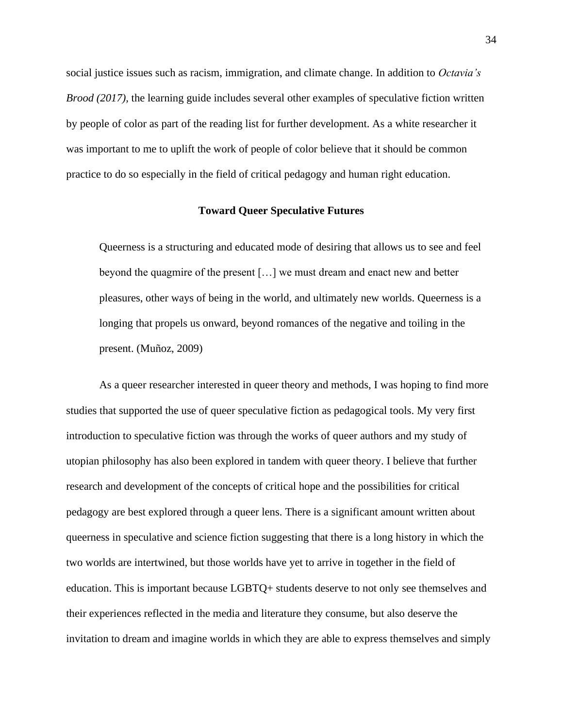social justice issues such as racism, immigration, and climate change. In addition to *Octavia's Brood (2017),* the learning guide includes several other examples of speculative fiction written by people of color as part of the reading list for further development. As a white researcher it was important to me to uplift the work of people of color believe that it should be common practice to do so especially in the field of critical pedagogy and human right education.

## Toward Queer Speculative Futures

> Queerness is a structuring and educated mode of desiring that allows us to see and feel beyond the quagmire of the present […] we must dream and enact new and better pleasures, other ways of being in the world, and ultimately new worlds. Queerness is a longing that propels us onward, beyond romances of the negative and toiling in the present. (Muñoz, 2009)

As a queer researcher interested in queer theory and methods, I was hoping to find more studies that supported the use of queer speculative fiction as pedagogical tools. My very first introduction to speculative fiction was through the works of queer authors and my study of utopian philosophy has also been explored in tandem with queer theory. I believe that further research and development of the concepts of critical hope and the possibilities for critical pedagogy are best explored through a queer lens. There is a significant amount written about queerness in speculative and science fiction suggesting that there is a long history in which the two worlds are intertwined, but those worlds have yet to arrive in together in the field of education. This is important because LGBTQ+ students deserve to not only see themselves and their experiences reflected in the media and literature they consume, but also deserve the invitation to dream and imagine worlds in which they are able to express themselves and simply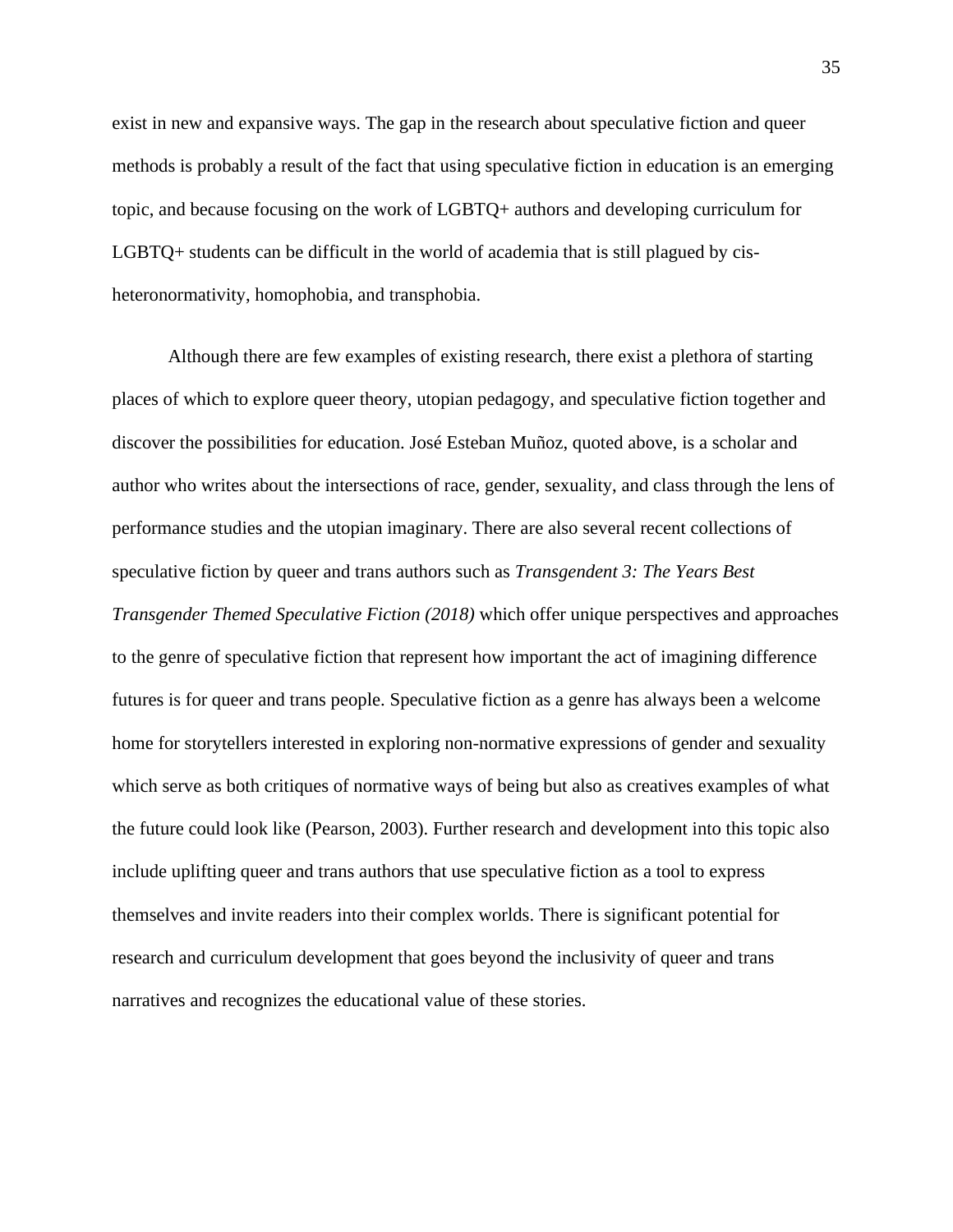exist in new and expansive ways. The gap in the research about speculative fiction and queer methods is probably a result of the fact that using speculative fiction in education is an emerging topic, and because focusing on the work of LGBTQ+ authors and developing curriculum for LGBTQ+ students can be difficult in the world of academia that is still plagued by cis-heteronormativity, homophobia, and transphobia.

Although there are few examples of existing research, there exist a plethora of starting places of which to explore queer theory, utopian pedagogy, and speculative fiction together and discover the possibilities for education. José Esteban Muñoz, quoted above, is a scholar and author who writes about the intersections of race, gender, sexuality, and class through the lens of performance studies and the utopian imaginary. There are also several recent collections of speculative fiction by queer and trans authors such as *Transgendent 3: The Years Best Transgender Themed Speculative Fiction (2018)* which offer unique perspectives and approaches to the genre of speculative fiction that represent how important the act of imagining difference futures is for queer and trans people. Speculative fiction as a genre has always been a welcome home for storytellers interested in exploring non-normative expressions of gender and sexuality which serve as both critiques of normative ways of being but also as creatives examples of what the future could look like (Pearson, 2003). Further research and development into this topic also include uplifting queer and trans authors that use speculative fiction as a tool to express themselves and invite readers into their complex worlds. There is significant potential for research and curriculum development that goes beyond the inclusivity of queer and trans narratives and recognizes the educational value of these stories.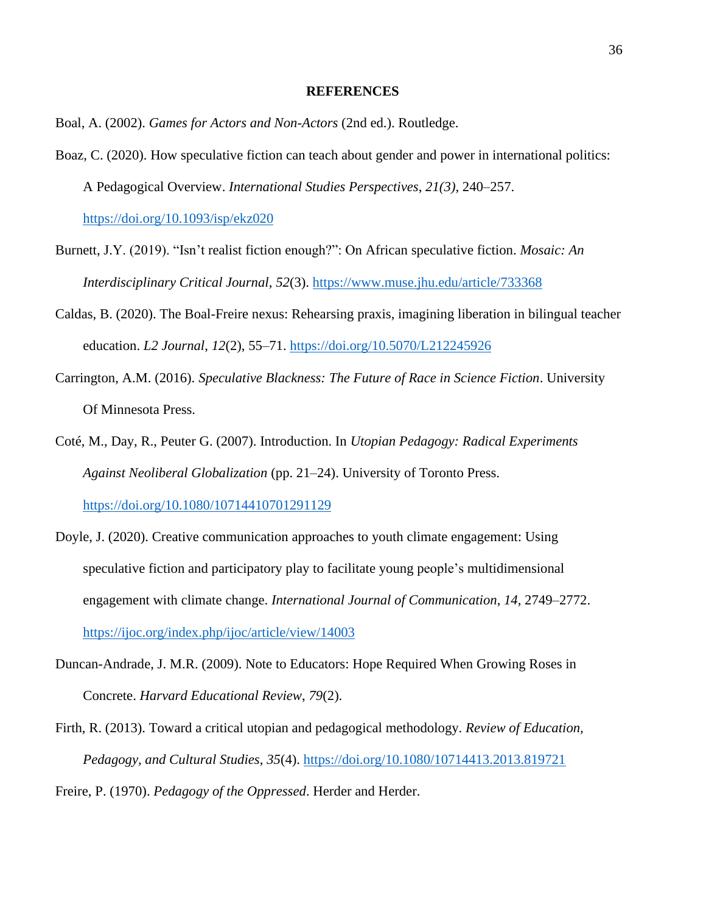# REFERENCES

Boal, A. (2002). *Games for Actors and Non-Actors* (2nd ed.). Routledge.

Boaz, C. (2020). How speculative fiction can teach about gender and power in international politics: A Pedagogical Overview. *International Studies Perspectives*, *21(3)*, 240–257. https://doi.org/10.1093/isp/ekz020

Burnett, J.Y. (2019). "Isn't realist fiction enough?": On African speculative fiction. *Mosaic: An Interdisciplinary Critical Journal*, *52*(3). https://www.muse.jhu.edu/article/733368

Caldas, B. (2020). The Boal-Freire nexus: Rehearsing praxis, imagining liberation in bilingual teacher education. *L2 Journal*, *12*(2), 55–71. https://doi.org/10.5070/L212245926

Carrington, A.M. (2016). *Speculative Blackness: The Future of Race in Science Fiction*. University Of Minnesota Press.

Coté, M., Day, R., Peuter G. (2007). Introduction. In *Utopian Pedagogy: Radical Experiments Against Neoliberal Globalization* (pp. 21–24). University of Toronto Press. https://doi.org/10.1080/10714410701291129

Doyle, J. (2020). Creative communication approaches to youth climate engagement: Using speculative fiction and participatory play to facilitate young people's multidimensional engagement with climate change. *International Journal of Communication*, *14*, 2749–2772. https://ijoc.org/index.php/ijoc/article/view/14003

Duncan-Andrade, J. M.R. (2009). Note to Educators: Hope Required When Growing Roses in Concrete. *Harvard Educational Review*, *79*(2).

Firth, R. (2013). Toward a critical utopian and pedagogical methodology. *Review of Education, Pedagogy, and Cultural Studies*, *35*(4). https://doi.org/10.1080/10714413.2013.819721

Freire, P. (1970). *Pedagogy of the Oppressed*. Herder and Herder.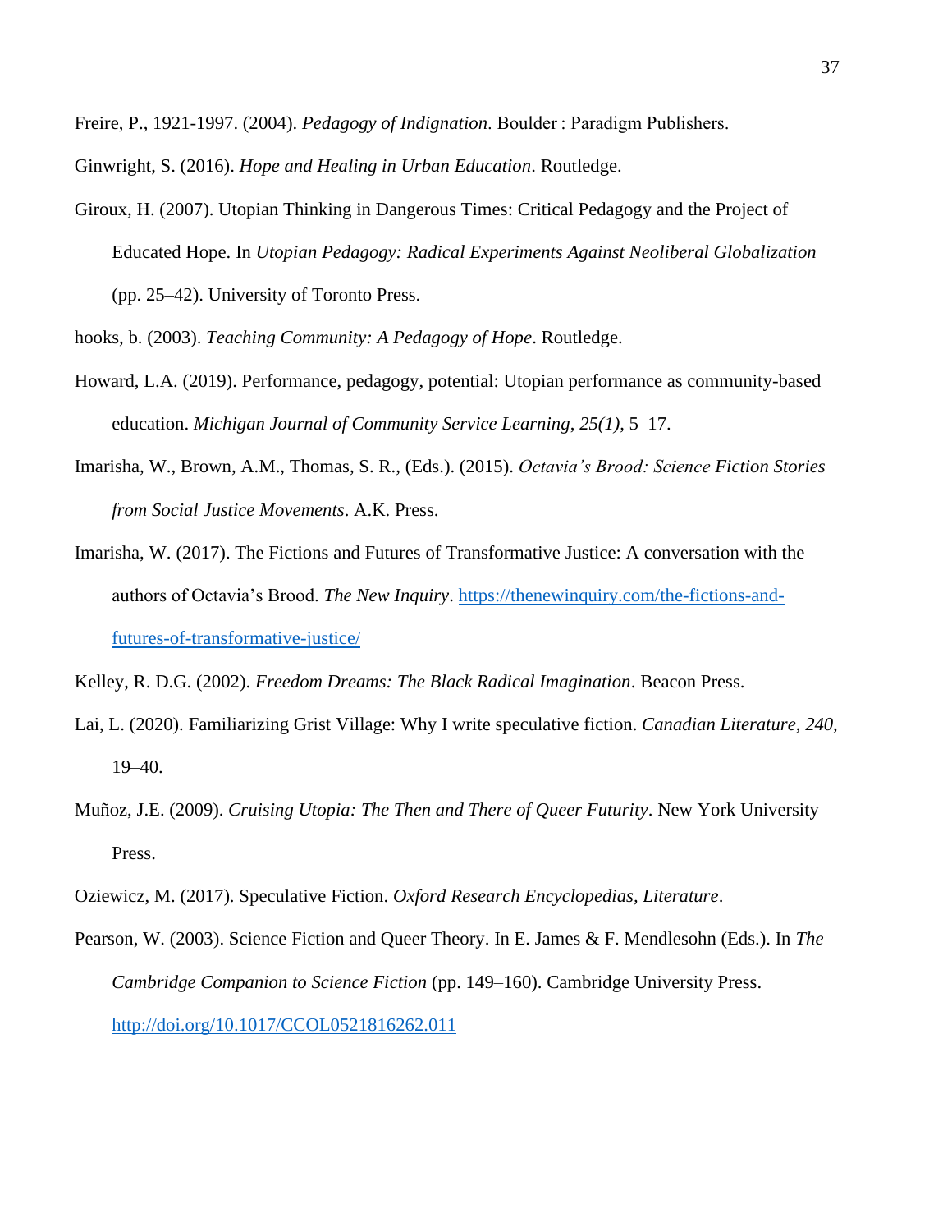Freire, P., 1921-1997. (2004). *Pedagogy of Indignation*. Boulder : Paradigm Publishers.

Ginwright, S. (2016). *Hope and Healing in Urban Education*. Routledge.

Giroux, H. (2007). Utopian Thinking in Dangerous Times: Critical Pedagogy and the Project of Educated Hope. In *Utopian Pedagogy: Radical Experiments Against Neoliberal Globalization* (pp. 25–42). University of Toronto Press.

hooks, b. (2003). *Teaching Community: A Pedagogy of Hope*. Routledge.

Howard, L.A. (2019). Performance, pedagogy, potential: Utopian performance as community-based education. *Michigan Journal of Community Service Learning*, *25(1)*, 5–17.

Imarisha, W., Brown, A.M., Thomas, S. R., (Eds.). (2015). *Octavia's Brood: Science Fiction Stories from Social Justice Movements*. A.K. Press.

Imarisha, W. (2017). The Fictions and Futures of Transformative Justice: A conversation with the authors of Octavia's Brood. *The New Inquiry*. https://thenewinquiry.com/the-fictions-and-futures-of-transformative-justice/

Kelley, R. D.G. (2002). *Freedom Dreams: The Black Radical Imagination*. Beacon Press.

Lai, L. (2020). Familiarizing Grist Village: Why I write speculative fiction. *Canadian Literature*, *240*, 19–40.

Muñoz, J.E. (2009). *Cruising Utopia: The Then and There of Queer Futurity*. New York University Press.

Oziewicz, M. (2017). Speculative Fiction. *Oxford Research Encyclopedias, Literature*.

Pearson, W. (2003). Science Fiction and Queer Theory. In E. James & F. Mendlesohn (Eds.). In *The Cambridge Companion to Science Fiction* (pp. 149–160). Cambridge University Press. http://doi.org/10.1017/CCOL0521816262.011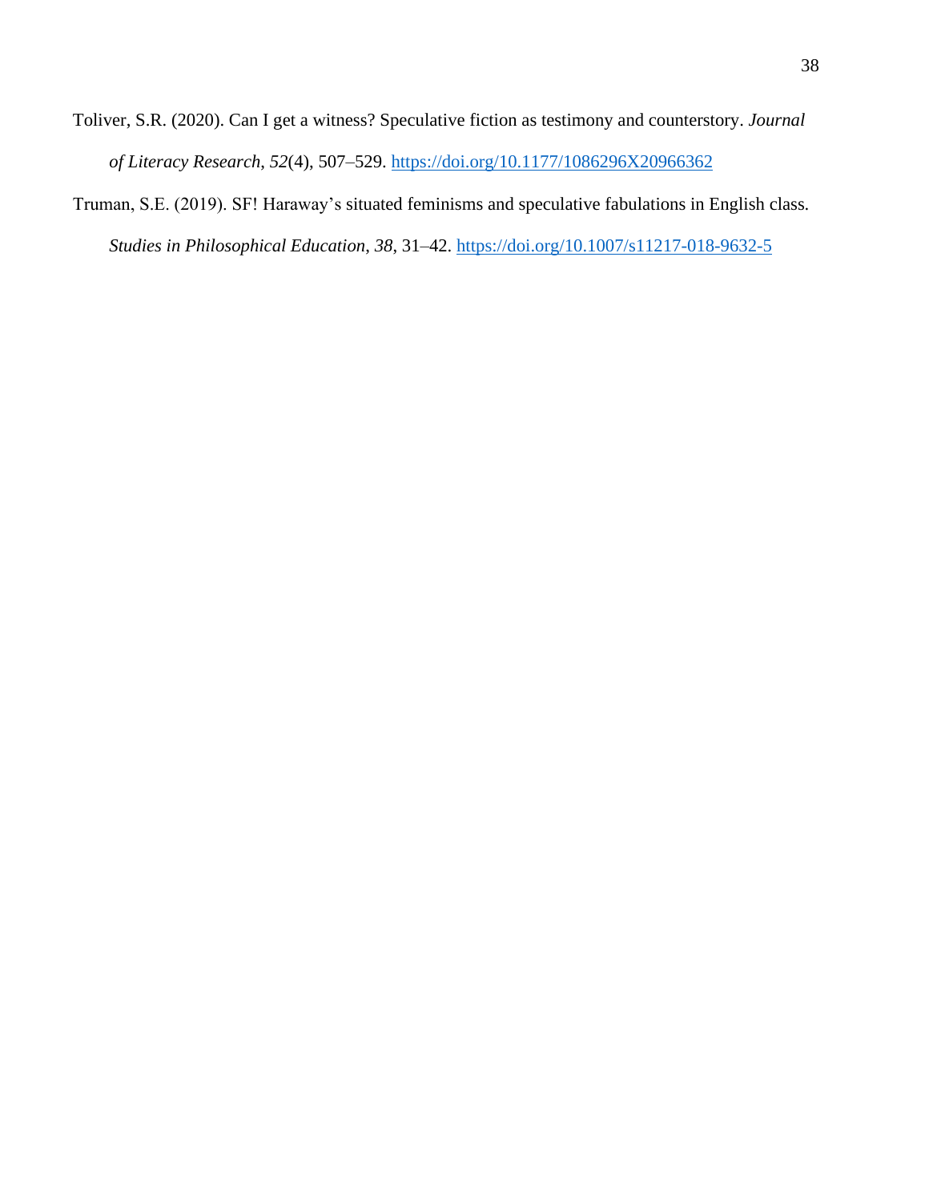Toliver, S.R. (2020). Can I get a witness? Speculative fiction as testimony and counterstory. *Journal of Literacy Research*, *52*(4), 507–529. https://doi.org/10.1177/1086296X20966362

Truman, S.E. (2019). SF! Haraway's situated feminisms and speculative fabulations in English class. *Studies in Philosophical Education*, *38*, 31–42. https://doi.org/10.1007/s11217-018-9632-5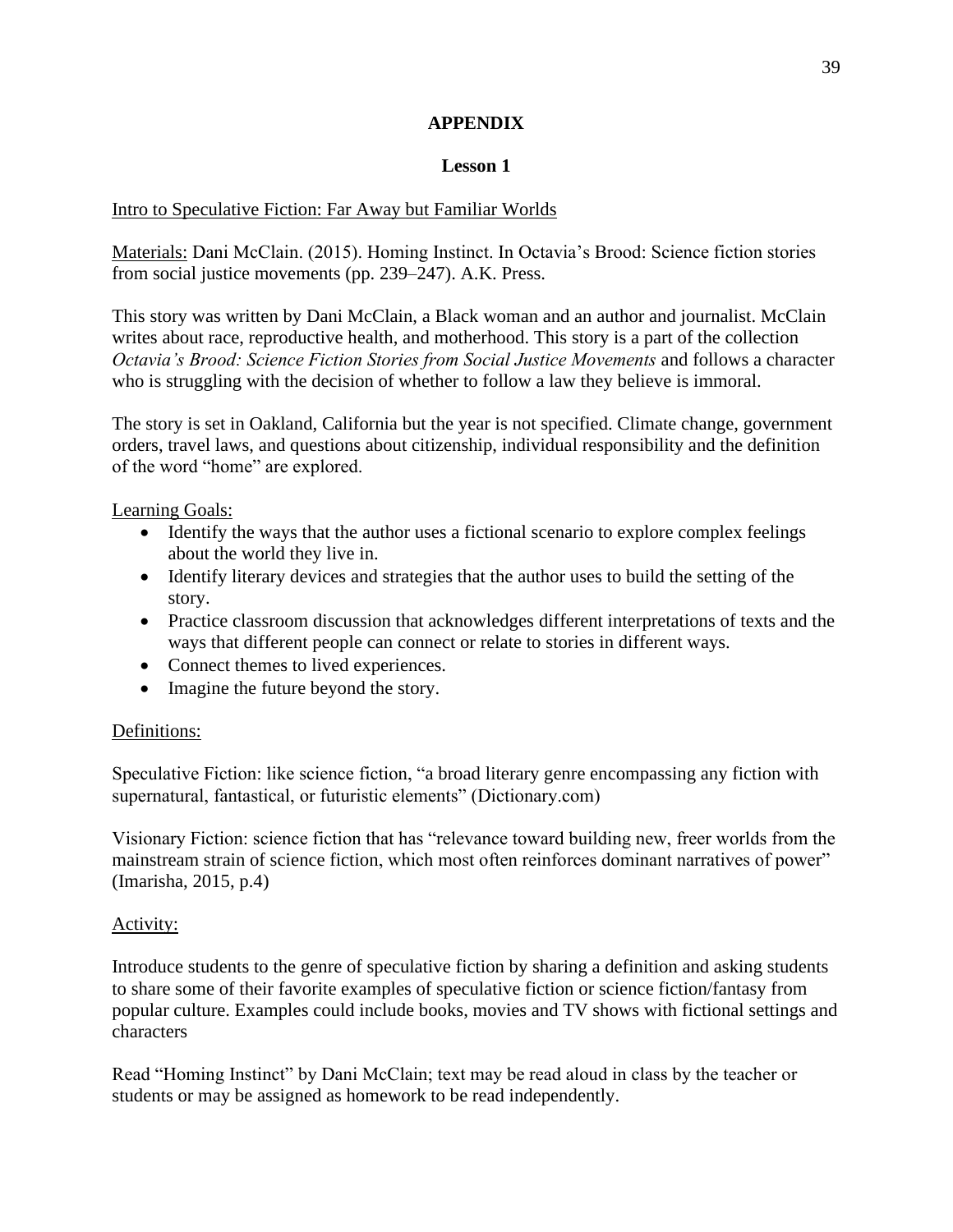# APPENDIX

## Lesson 1

Intro to Speculative Fiction: Far Away but Familiar Worlds

Materials: Dani McClain. (2015). Homing Instinct. In Octavia's Brood: Science fiction stories from social justice movements (pp. 239–247). A.K. Press.

This story was written by Dani McClain, a Black woman and an author and journalist. McClain writes about race, reproductive health, and motherhood. This story is a part of the collection *Octavia's Brood: Science Fiction Stories from Social Justice Movements* and follows a character who is struggling with the decision of whether to follow a law they believe is immoral.

The story is set in Oakland, California but the year is not specified. Climate change, government orders, travel laws, and questions about citizenship, individual responsibility and the definition of the word "home" are explored.

Learning Goals:

- Identify the ways that the author uses a fictional scenario to explore complex feelings about the world they live in.
- Identify literary devices and strategies that the author uses to build the setting of the story.
- Practice classroom discussion that acknowledges different interpretations of texts and the ways that different people can connect or relate to stories in different ways.
- Connect themes to lived experiences.
- Imagine the future beyond the story.

Definitions:

Speculative Fiction: like science fiction, "a broad literary genre encompassing any fiction with supernatural, fantastical, or futuristic elements" (Dictionary.com)

Visionary Fiction: science fiction that has "relevance toward building new, freer worlds from the mainstream strain of science fiction, which most often reinforces dominant narratives of power" (Imarisha, 2015, p.4)

Activity:

Introduce students to the genre of speculative fiction by sharing a definition and asking students to share some of their favorite examples of speculative fiction or science fiction/fantasy from popular culture. Examples could include books, movies and TV shows with fictional settings and characters

Read "Homing Instinct" by Dani McClain; text may be read aloud in class by the teacher or students or may be assigned as homework to be read independently.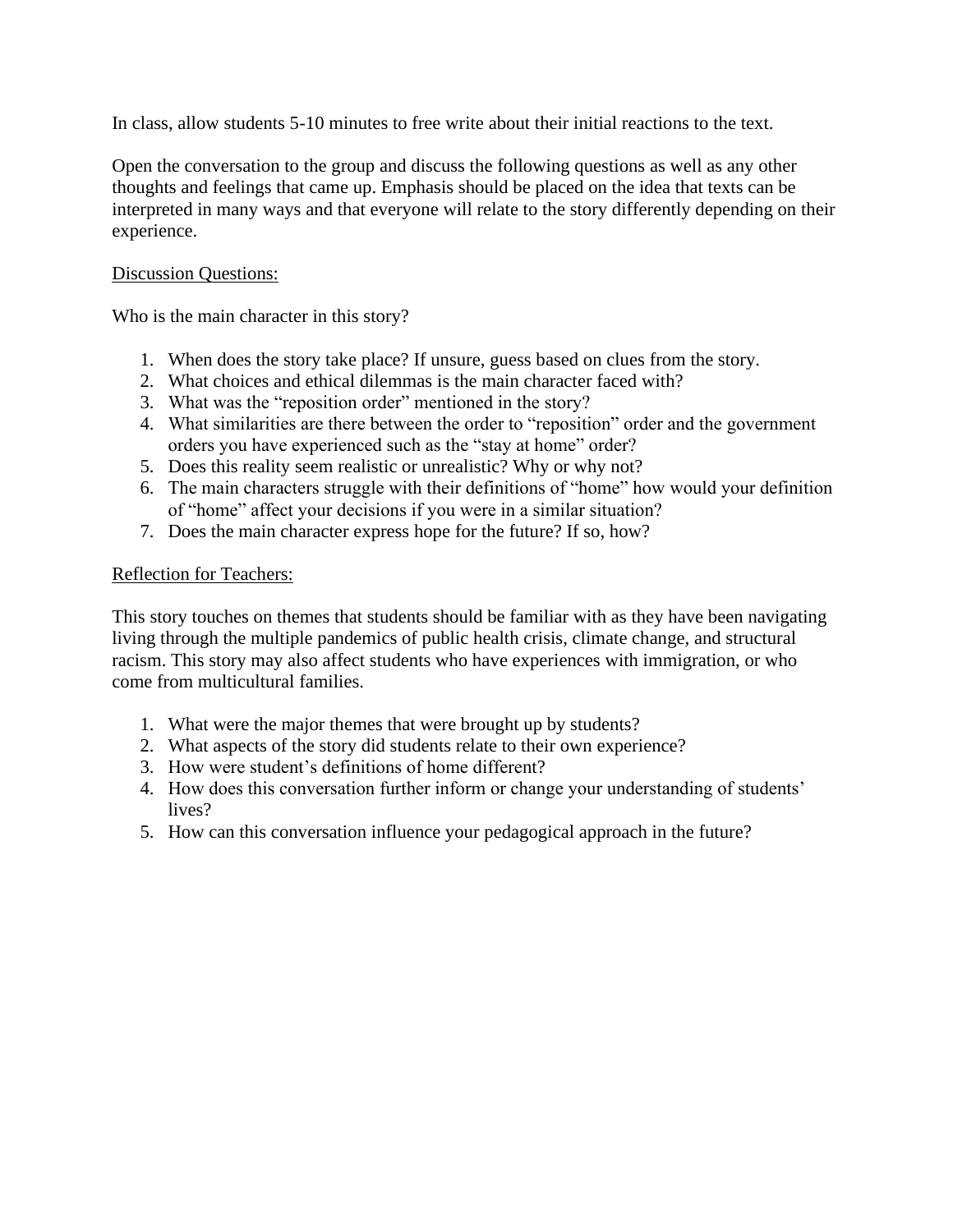In class, allow students 5-10 minutes to free write about their initial reactions to the text.

Open the conversation to the group and discuss the following questions as well as any other thoughts and feelings that came up. Emphasis should be placed on the idea that texts can be interpreted in many ways and that everyone will relate to the story differently depending on their experience.

<u>Discussion Questions:</u>

Who is the main character in this story?

1. When does the story take place? If unsure, guess based on clues from the story.
2. What choices and ethical dilemmas is the main character faced with?
3. What was the "reposition order" mentioned in the story?
4. What similarities are there between the order to "reposition" order and the government orders you have experienced such as the "stay at home" order?
5. Does this reality seem realistic or unrealistic? Why or why not?
6. The main characters struggle with their definitions of "home" how would your definition of "home" affect your decisions if you were in a similar situation?
7. Does the main character express hope for the future? If so, how?

<u>Reflection for Teachers:</u>

This story touches on themes that students should be familiar with as they have been navigating living through the multiple pandemics of public health crisis, climate change, and structural racism. This story may also affect students who have experiences with immigration, or who come from multicultural families.

1. What were the major themes that were brought up by students?
2. What aspects of the story did students relate to their own experience?
3. How were student's definitions of home different?
4. How does this conversation further inform or change your understanding of students' lives?
5. How can this conversation influence your pedagogical approach in the future?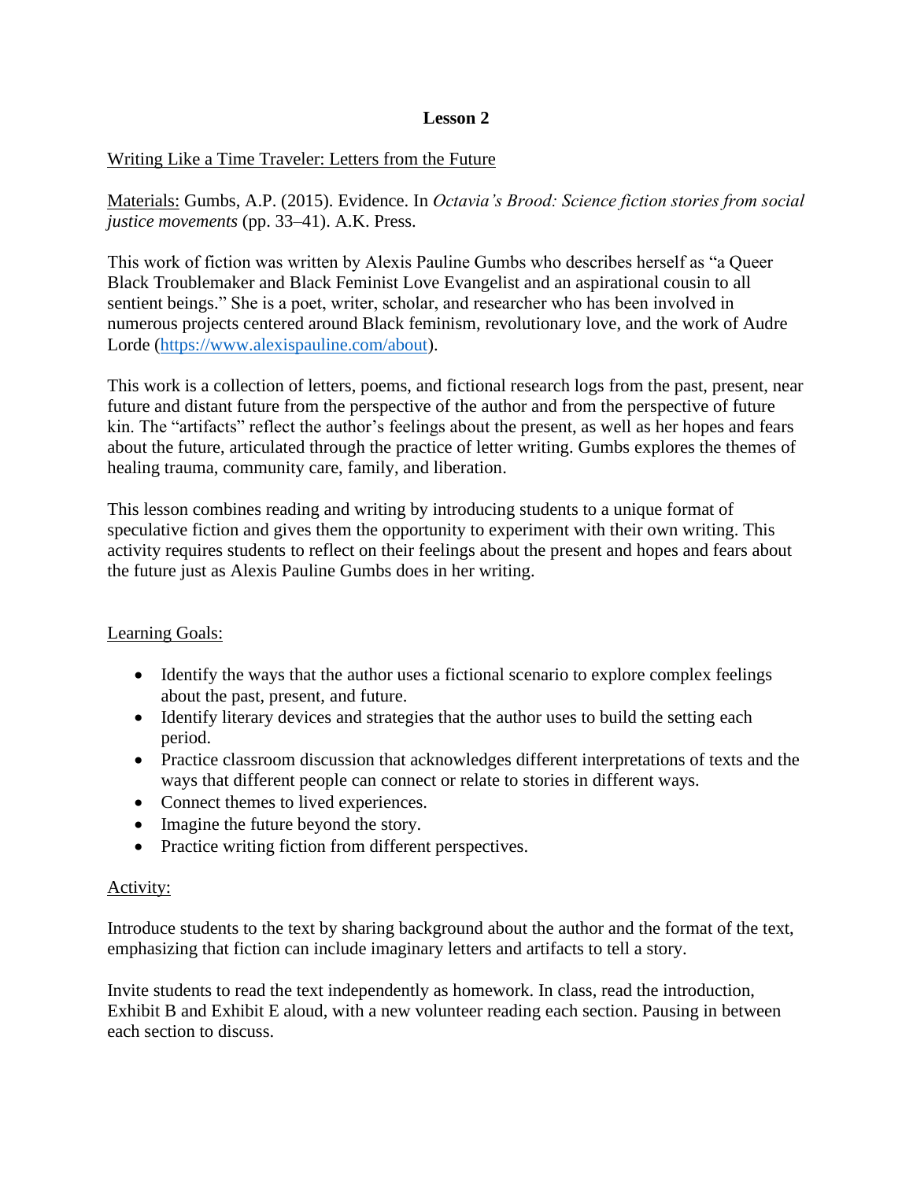# Lesson 2

Writing Like a Time Traveler: Letters from the Future

Materials: Gumbs, A.P. (2015). Evidence. In *Octavia's Brood: Science fiction stories from social justice movements* (pp. 33–41). A.K. Press.

This work of fiction was written by Alexis Pauline Gumbs who describes herself as "a Queer Black Troublemaker and Black Feminist Love Evangelist and an aspirational cousin to all sentient beings." She is a poet, writer, scholar, and researcher who has been involved in numerous projects centered around Black feminism, revolutionary love, and the work of Audre Lorde (https://www.alexispauline.com/about).

This work is a collection of letters, poems, and fictional research logs from the past, present, near future and distant future from the perspective of the author and from the perspective of future kin. The "artifacts" reflect the author's feelings about the present, as well as her hopes and fears about the future, articulated through the practice of letter writing. Gumbs explores the themes of healing trauma, community care, family, and liberation.

This lesson combines reading and writing by introducing students to a unique format of speculative fiction and gives them the opportunity to experiment with their own writing. This activity requires students to reflect on their feelings about the present and hopes and fears about the future just as Alexis Pauline Gumbs does in her writing.

Learning Goals:

- Identify the ways that the author uses a fictional scenario to explore complex feelings about the past, present, and future.
- Identify literary devices and strategies that the author uses to build the setting each period.
- Practice classroom discussion that acknowledges different interpretations of texts and the ways that different people can connect or relate to stories in different ways.
- Connect themes to lived experiences.
- Imagine the future beyond the story.
- Practice writing fiction from different perspectives.

Activity:

Introduce students to the text by sharing background about the author and the format of the text, emphasizing that fiction can include imaginary letters and artifacts to tell a story.

Invite students to read the text independently as homework. In class, read the introduction, Exhibit B and Exhibit E aloud, with a new volunteer reading each section. Pausing in between each section to discuss.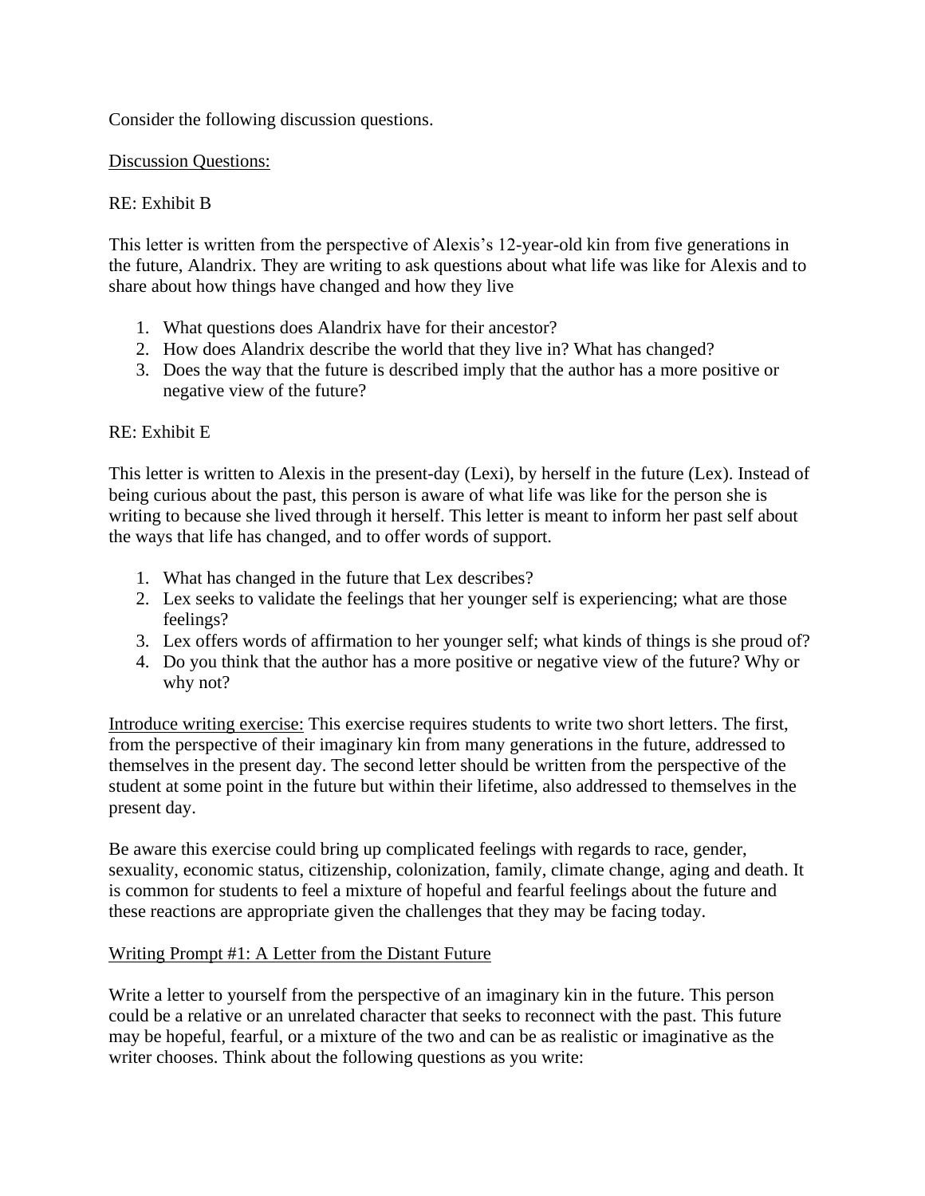Consider the following discussion questions.

<u>Discussion Questions:</u>

RE: Exhibit B

This letter is written from the perspective of Alexis's 12-year-old kin from five generations in the future, Alandrix. They are writing to ask questions about what life was like for Alexis and to share about how things have changed and how they live

1. What questions does Alandrix have for their ancestor?
2. How does Alandrix describe the world that they live in? What has changed?
3. Does the way that the future is described imply that the author has a more positive or negative view of the future?

RE: Exhibit E

This letter is written to Alexis in the present-day (Lexi), by herself in the future (Lex). Instead of being curious about the past, this person is aware of what life was like for the person she is writing to because she lived through it herself. This letter is meant to inform her past self about the ways that life has changed, and to offer words of support.

1. What has changed in the future that Lex describes?
2. Lex seeks to validate the feelings that her younger self is experiencing; what are those feelings?
3. Lex offers words of affirmation to her younger self; what kinds of things is she proud of?
4. Do you think that the author has a more positive or negative view of the future? Why or why not?

<u>Introduce writing exercise:</u> This exercise requires students to write two short letters. The first, from the perspective of their imaginary kin from many generations in the future, addressed to themselves in the present day. The second letter should be written from the perspective of the student at some point in the future but within their lifetime, also addressed to themselves in the present day.

Be aware this exercise could bring up complicated feelings with regards to race, gender, sexuality, economic status, citizenship, colonization, family, climate change, aging and death. It is common for students to feel a mixture of hopeful and fearful feelings about the future and these reactions are appropriate given the challenges that they may be facing today.

<u>Writing Prompt #1: A Letter from the Distant Future</u>

Write a letter to yourself from the perspective of an imaginary kin in the future. This person could be a relative or an unrelated character that seeks to reconnect with the past. This future may be hopeful, fearful, or a mixture of the two and can be as realistic or imaginative as the writer chooses. Think about the following questions as you write: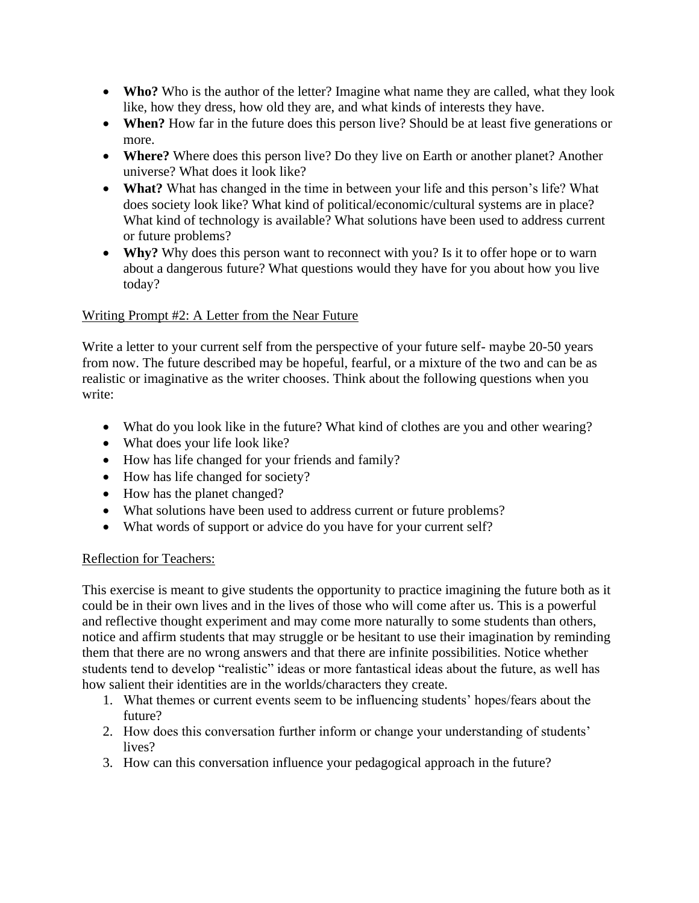- **Who?** Who is the author of the letter? Imagine what name they are called, what they look like, how they dress, how old they are, and what kinds of interests they have.
- **When?** How far in the future does this person live? Should be at least five generations or more.
- **Where?** Where does this person live? Do they live on Earth or another planet? Another universe? What does it look like?
- **What?** What has changed in the time in between your life and this person's life? What does society look like? What kind of political/economic/cultural systems are in place? What kind of technology is available? What solutions have been used to address current or future problems?
- **Why?** Why does this person want to reconnect with you? Is it to offer hope or to warn about a dangerous future? What questions would they have for you about how you live today?

Writing Prompt #2: A Letter from the Near Future

Write a letter to your current self from the perspective of your future self- maybe 20-50 years from now. The future described may be hopeful, fearful, or a mixture of the two and can be as realistic or imaginative as the writer chooses. Think about the following questions when you write:

- What do you look like in the future? What kind of clothes are you and other wearing?
- What does your life look like?
- How has life changed for your friends and family?
- How has life changed for society?
- How has the planet changed?
- What solutions have been used to address current or future problems?
- What words of support or advice do you have for your current self?

Reflection for Teachers:

This exercise is meant to give students the opportunity to practice imagining the future both as it could be in their own lives and in the lives of those who will come after us. This is a powerful and reflective thought experiment and may come more naturally to some students than others, notice and affirm students that may struggle or be hesitant to use their imagination by reminding them that there are no wrong answers and that there are infinite possibilities. Notice whether students tend to develop "realistic" ideas or more fantastical ideas about the future, as well has how salient their identities are in the worlds/characters they create.

1. What themes or current events seem to be influencing students' hopes/fears about the future?
2. How does this conversation further inform or change your understanding of students' lives?
3. How can this conversation influence your pedagogical approach in the future?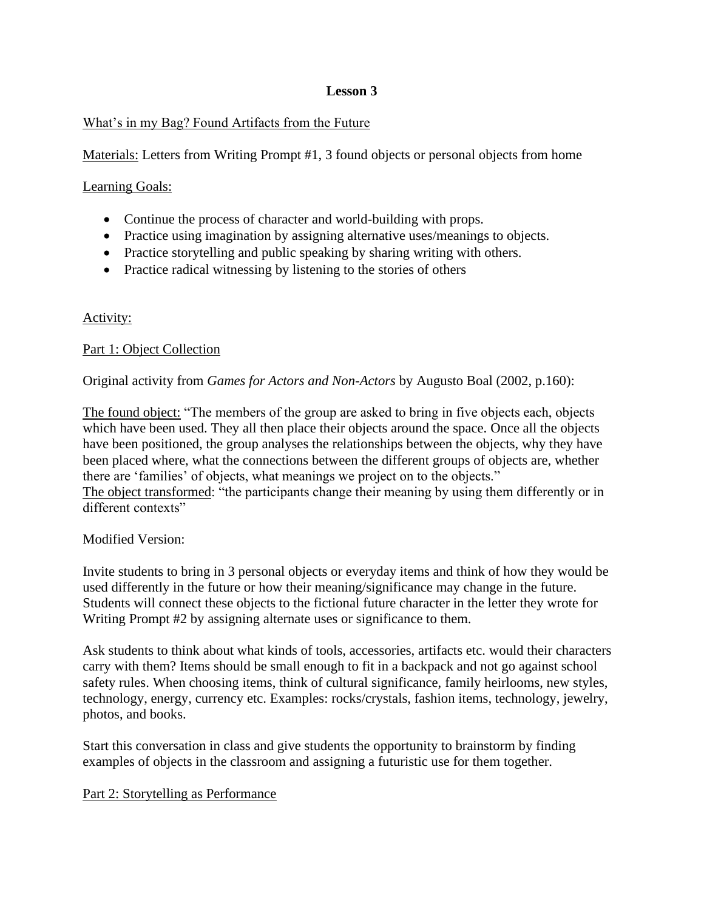# Lesson 3

What's in my Bag? Found Artifacts from the Future

Materials: Letters from Writing Prompt #1, 3 found objects or personal objects from home

Learning Goals:

- Continue the process of character and world-building with props.
- Practice using imagination by assigning alternative uses/meanings to objects.
- Practice storytelling and public speaking by sharing writing with others.
- Practice radical witnessing by listening to the stories of others

Activity:

Part 1: Object Collection

Original activity from *Games for Actors and Non-Actors* by Augusto Boal (2002, p.160):

The found object: "The members of the group are asked to bring in five objects each, objects which have been used. They all then place their objects around the space. Once all the objects have been positioned, the group analyses the relationships between the objects, why they have been placed where, what the connections between the different groups of objects are, whether there are 'families' of objects, what meanings we project on to the objects."
The object transformed: "the participants change their meaning by using them differently or in different contexts"

Modified Version:

Invite students to bring in 3 personal objects or everyday items and think of how they would be used differently in the future or how their meaning/significance may change in the future. Students will connect these objects to the fictional future character in the letter they wrote for Writing Prompt #2 by assigning alternate uses or significance to them.

Ask students to think about what kinds of tools, accessories, artifacts etc. would their characters carry with them? Items should be small enough to fit in a backpack and not go against school safety rules. When choosing items, think of cultural significance, family heirlooms, new styles, technology, energy, currency etc. Examples: rocks/crystals, fashion items, technology, jewelry, photos, and books.

Start this conversation in class and give students the opportunity to brainstorm by finding examples of objects in the classroom and assigning a futuristic use for them together.

Part 2: Storytelling as Performance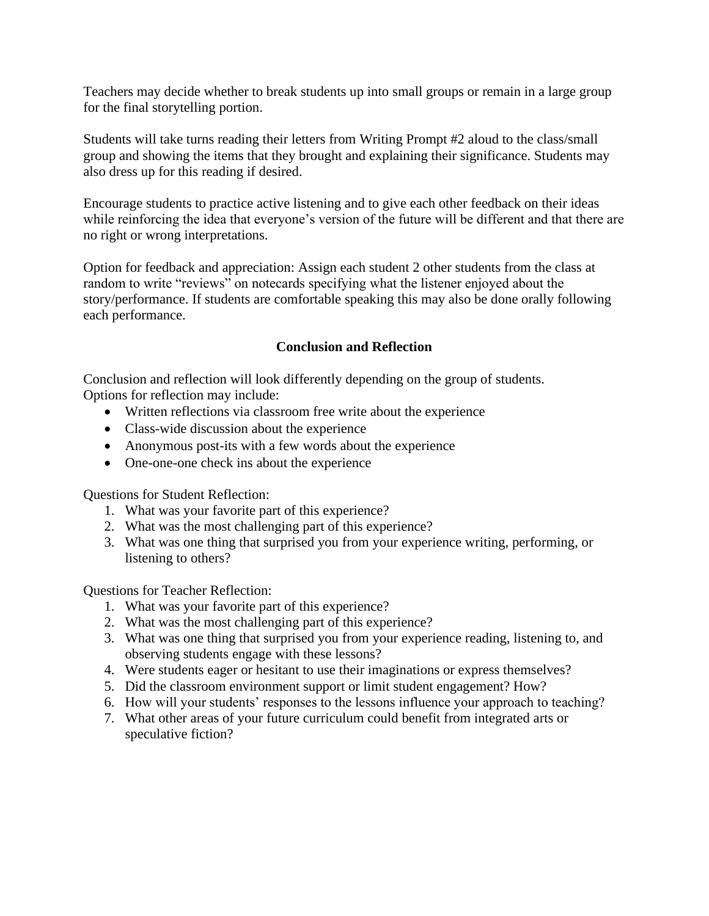Teachers may decide whether to break students up into small groups or remain in a large group for the final storytelling portion.

Students will take turns reading their letters from Writing Prompt #2 aloud to the class/small group and showing the items that they brought and explaining their significance. Students may also dress up for this reading if desired.

Encourage students to practice active listening and to give each other feedback on their ideas while reinforcing the idea that everyone's version of the future will be different and that there are no right or wrong interpretations.

Option for feedback and appreciation: Assign each student 2 other students from the class at random to write "reviews" on notecards specifying what the listener enjoyed about the story/performance. If students are comfortable speaking this may also be done orally following each performance.

## Conclusion and Reflection

Conclusion and reflection will look differently depending on the group of students.
Options for reflection may include:

- Written reflections via classroom free write about the experience
- Class-wide discussion about the experience
- Anonymous post-its with a few words about the experience
- One-one-one check ins about the experience

Questions for Student Reflection:

1. What was your favorite part of this experience?
2. What was the most challenging part of this experience?
3. What was one thing that surprised you from your experience writing, performing, or listening to others?

Questions for Teacher Reflection:

1. What was your favorite part of this experience?
2. What was the most challenging part of this experience?
3. What was one thing that surprised you from your experience reading, listening to, and observing students engage with these lessons?
4. Were students eager or hesitant to use their imaginations or express themselves?
5. Did the classroom environment support or limit student engagement? How?
6. How will your students' responses to the lessons influence your approach to teaching?
7. What other areas of your future curriculum could benefit from integrated arts or speculative fiction?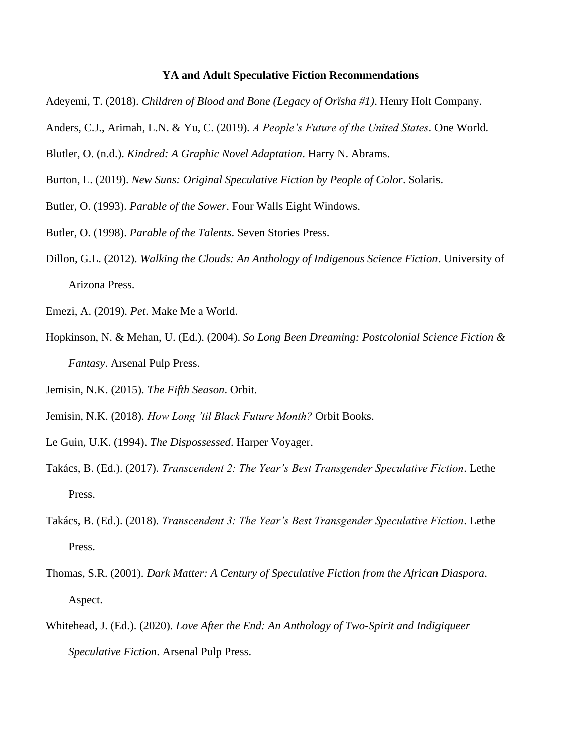**YA and Adult Speculative Fiction Recommendations**

Adeyemi, T. (2018). *Children of Blood and Bone (Legacy of Orïsha #1)*. Henry Holt Company.

Anders, C.J., Arimah, L.N. & Yu, C. (2019). *A People's Future of the United States*. One World.

Blutler, O. (n.d.). *Kindred: A Graphic Novel Adaptation*. Harry N. Abrams.

Burton, L. (2019). *New Suns: Original Speculative Fiction by People of Color*. Solaris.

Butler, O. (1993). *Parable of the Sower*. Four Walls Eight Windows.

Butler, O. (1998). *Parable of the Talents*. Seven Stories Press.

Dillon, G.L. (2012). *Walking the Clouds: An Anthology of Indigenous Science Fiction*. University of Arizona Press.

Emezi, A. (2019). *Pet*. Make Me a World.

Hopkinson, N. & Mehan, U. (Ed.). (2004). *So Long Been Dreaming: Postcolonial Science Fiction & Fantasy*. Arsenal Pulp Press.

Jemisin, N.K. (2015). *The Fifth Season*. Orbit.

Jemisin, N.K. (2018). *How Long 'til Black Future Month?* Orbit Books.

Le Guin, U.K. (1994). *The Dispossessed*. Harper Voyager.

Takács, B. (Ed.). (2017). *Transcendent 2: The Year's Best Transgender Speculative Fiction*. Lethe Press.

Takács, B. (Ed.). (2018). *Transcendent 3: The Year's Best Transgender Speculative Fiction*. Lethe Press.

Thomas, S.R. (2001). *Dark Matter: A Century of Speculative Fiction from the African Diaspora*. Aspect.

Whitehead, J. (Ed.). (2020). *Love After the End: An Anthology of Two-Spirit and Indigiqueer Speculative Fiction*. Arsenal Pulp Press.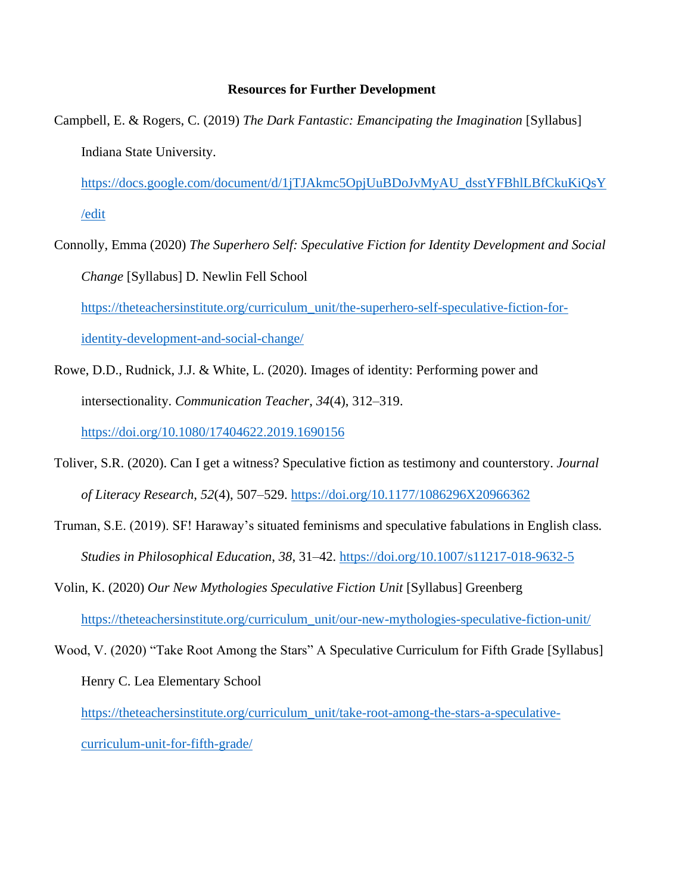**Resources for Further Development**

Campbell, E. & Rogers, C. (2019) *The Dark Fantastic: Emancipating the Imagination* [Syllabus] Indiana State University. https://docs.google.com/document/d/1jTJAkmc5OpjUuBDoJvMyAU_dsstYFBhlLBfCkuKiQsY/edit

Connolly, Emma (2020) *The Superhero Self: Speculative Fiction for Identity Development and Social Change* [Syllabus] D. Newlin Fell School https://theteachersinstitute.org/curriculum_unit/the-superhero-self-speculative-fiction-for-identity-development-and-social-change/

Rowe, D.D., Rudnick, J.J. & White, L. (2020). Images of identity: Performing power and intersectionality. *Communication Teacher*, *34*(4), 312–319. https://doi.org/10.1080/17404622.2019.1690156

Toliver, S.R. (2020). Can I get a witness? Speculative fiction as testimony and counterstory. *Journal of Literacy Research*, *52*(4), 507–529. https://doi.org/10.1177/1086296X20966362

Truman, S.E. (2019). SF! Haraway's situated feminisms and speculative fabulations in English class. *Studies in Philosophical Education*, *38*, 31–42. https://doi.org/10.1007/s11217-018-9632-5

Volin, K. (2020) *Our New Mythologies Speculative Fiction Unit* [Syllabus] Greenberg https://theteachersinstitute.org/curriculum_unit/our-new-mythologies-speculative-fiction-unit/

Wood, V. (2020) "Take Root Among the Stars" A Speculative Curriculum for Fifth Grade [Syllabus] Henry C. Lea Elementary School https://theteachersinstitute.org/curriculum_unit/take-root-among-the-stars-a-speculative-curriculum-unit-for-fifth-grade/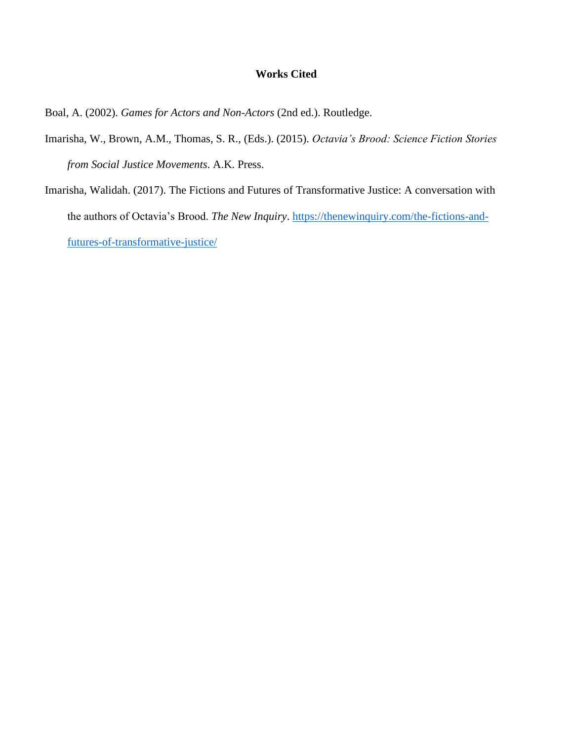# Works Cited

Boal, A. (2002). *Games for Actors and Non-Actors* (2nd ed.). Routledge.

Imarisha, W., Brown, A.M., Thomas, S. R., (Eds.). (2015). *Octavia's Brood: Science Fiction Stories from Social Justice Movements*. A.K. Press.

Imarisha, Walidah. (2017). The Fictions and Futures of Transformative Justice: A conversation with the authors of Octavia's Brood. *The New Inquiry*. https://thenewinquiry.com/the-fictions-and-futures-of-transformative-justice/